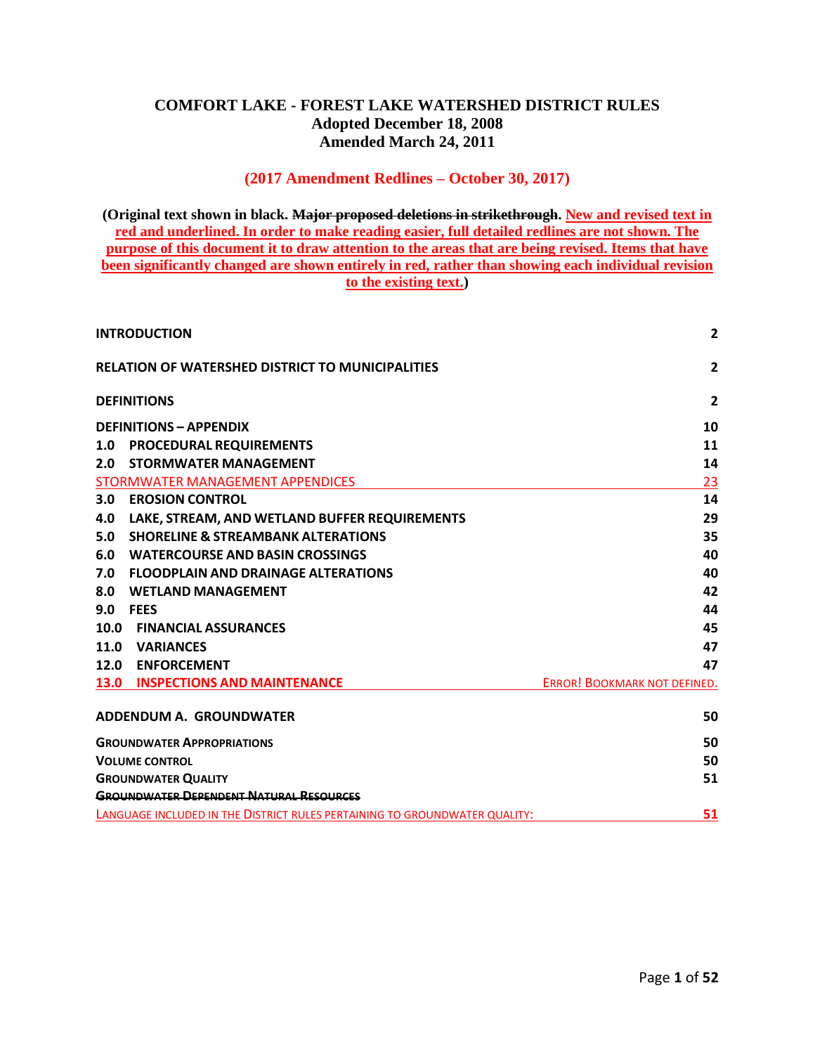# COMFORT LAKE - FOREST LAKE WATERSHED DISTRICT RULES

**Adopted December 18, 2008**
**Amended March 24, 2011**

**(2017 Amendment Redlines – October 30, 2017)**

**(Original text shown in black. ~~Major proposed deletions in strikethrough~~. New and revised text in red and underlined. In order to make reading easier, full detailed redlines are not shown. The purpose of this document it to draw attention to the areas that are being revised. Items that have been significantly changed are shown entirely in red, rather than showing each individual revision to the existing text.)**

| | |
|---|---|
| **INTRODUCTION** | **2** |
| **RELATION OF WATERSHED DISTRICT TO MUNICIPALITIES** | **2** |
| **DEFINITIONS** | **2** |
| **DEFINITIONS – APPENDIX** | **10** |
| **1.0 PROCEDURAL REQUIREMENTS** | **11** |
| **2.0 STORMWATER MANAGEMENT** | **14** |
| STORMWATER MANAGEMENT APPENDICES | 23 |
| **3.0 EROSION CONTROL** | **14** |
| **4.0 LAKE, STREAM, AND WETLAND BUFFER REQUIREMENTS** | **29** |
| **5.0 SHORELINE & STREAMBANK ALTERATIONS** | **35** |
| **6.0 WATERCOURSE AND BASIN CROSSINGS** | **40** |
| **7.0 FLOODPLAIN AND DRAINAGE ALTERATIONS** | **40** |
| **8.0 WETLAND MANAGEMENT** | **42** |
| **9.0 FEES** | **44** |
| **10.0 FINANCIAL ASSURANCES** | **45** |
| **11.0 VARIANCES** | **47** |
| **12.0 ENFORCEMENT** | **47** |
| **13.0 INSPECTIONS AND MAINTENANCE** | ERROR! BOOKMARK NOT DEFINED. |
| **ADDENDUM A. GROUNDWATER** | **50** |
| **GROUNDWATER APPROPRIATIONS** | **50** |
| **VOLUME CONTROL** | **50** |
| **GROUNDWATER QUALITY** | **51** |
| ~~**GROUNDWATER DEPENDENT NATURAL RESOURCES**~~ | |
| LANGUAGE INCLUDED IN THE DISTRICT RULES PERTAINING TO GROUNDWATER QUALITY: | **51** |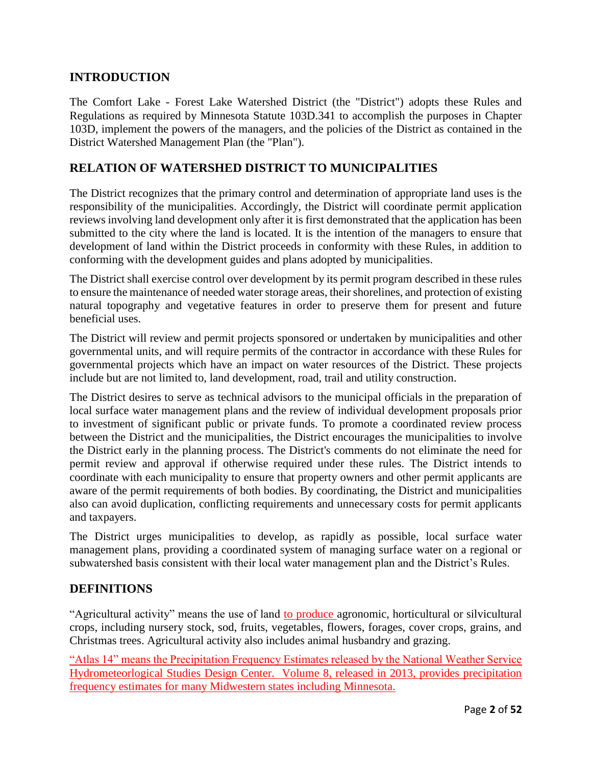## INTRODUCTION

The Comfort Lake - Forest Lake Watershed District (the "District") adopts these Rules and Regulations as required by Minnesota Statute 103D.341 to accomplish the purposes in Chapter 103D, implement the powers of the managers, and the policies of the District as contained in the District Watershed Management Plan (the "Plan").

## RELATION OF WATERSHED DISTRICT TO MUNICIPALITIES

The District recognizes that the primary control and determination of appropriate land uses is the responsibility of the municipalities. Accordingly, the District will coordinate permit application reviews involving land development only after it is first demonstrated that the application has been submitted to the city where the land is located. It is the intention of the managers to ensure that development of land within the District proceeds in conformity with these Rules, in addition to conforming with the development guides and plans adopted by municipalities.

The District shall exercise control over development by its permit program described in these rules to ensure the maintenance of needed water storage areas, their shorelines, and protection of existing natural topography and vegetative features in order to preserve them for present and future beneficial uses.

The District will review and permit projects sponsored or undertaken by municipalities and other governmental units, and will require permits of the contractor in accordance with these Rules for governmental projects which have an impact on water resources of the District. These projects include but are not limited to, land development, road, trail and utility construction.

The District desires to serve as technical advisors to the municipal officials in the preparation of local surface water management plans and the review of individual development proposals prior to investment of significant public or private funds. To promote a coordinated review process between the District and the municipalities, the District encourages the municipalities to involve the District early in the planning process. The District's comments do not eliminate the need for permit review and approval if otherwise required under these rules. The District intends to coordinate with each municipality to ensure that property owners and other permit applicants are aware of the permit requirements of both bodies. By coordinating, the District and municipalities also can avoid duplication, conflicting requirements and unnecessary costs for permit applicants and taxpayers.

The District urges municipalities to develop, as rapidly as possible, local surface water management plans, providing a coordinated system of managing surface water on a regional or subwatershed basis consistent with their local water management plan and the District's Rules.

## DEFINITIONS

"Agricultural activity" means the use of land to produce agronomic, horticultural or silvicultural crops, including nursery stock, sod, fruits, vegetables, flowers, forages, cover crops, grains, and Christmas trees. Agricultural activity also includes animal husbandry and grazing.

"Atlas 14" means the Precipitation Frequency Estimates released by the National Weather Service Hydrometeorlogical Studies Design Center. Volume 8, released in 2013, provides precipitation frequency estimates for many Midwestern states including Minnesota.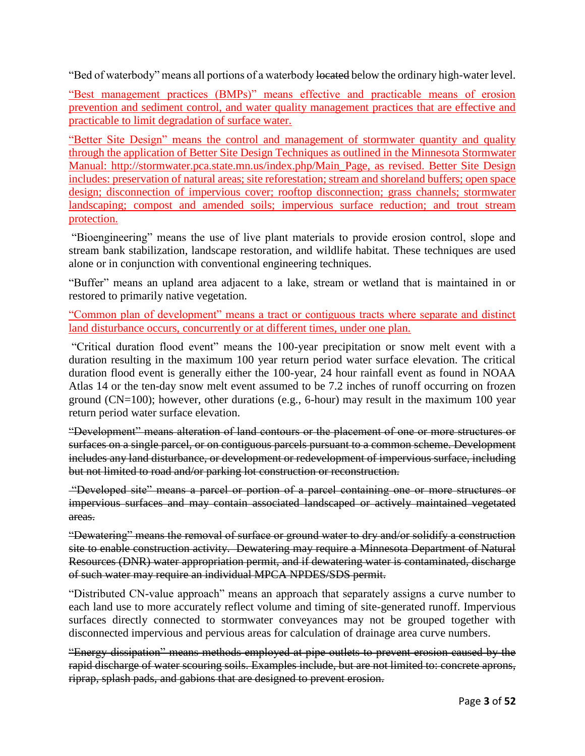"Bed of waterbody" means all portions of a waterbody ~~located~~ below the ordinary high-water level.

<ins>"Best management practices (BMPs)" means effective and practicable means of erosion prevention and sediment control, and water quality management practices that are effective and practicable to limit degradation of surface water.</ins>

<ins>"Better Site Design" means the control and management of stormwater quantity and quality through the application of Better Site Design Techniques as outlined in the Minnesota Stormwater Manual: http://stormwater.pca.state.mn.us/index.php/Main_Page, as revised. Better Site Design includes: preservation of natural areas; site reforestation; stream and shoreland buffers; open space design; disconnection of impervious cover; rooftop disconnection; grass channels; stormwater landscaping; compost and amended soils; impervious surface reduction; and trout stream protection.</ins>

"Bioengineering" means the use of live plant materials to provide erosion control, slope and stream bank stabilization, landscape restoration, and wildlife habitat. These techniques are used alone or in conjunction with conventional engineering techniques.

"Buffer" means an upland area adjacent to a lake, stream or wetland that is maintained in or restored to primarily native vegetation.

<ins>"Common plan of development" means a tract or contiguous tracts where separate and distinct land disturbance occurs, concurrently or at different times, under one plan.</ins>

"Critical duration flood event" means the 100-year precipitation or snow melt event with a duration resulting in the maximum 100 year return period water surface elevation. The critical duration flood event is generally either the 100-year, 24 hour rainfall event as found in NOAA Atlas 14 or the ten-day snow melt event assumed to be 7.2 inches of runoff occurring on frozen ground (CN=100); however, other durations (e.g., 6-hour) may result in the maximum 100 year return period water surface elevation.

~~"Development" means alteration of land contours or the placement of one or more structures or surfaces on a single parcel, or on contiguous parcels pursuant to a common scheme. Development includes any land disturbance, or development or redevelopment of impervious surface, including but not limited to road and/or parking lot construction or reconstruction.~~

~~"Developed site" means a parcel or portion of a parcel containing one or more structures or impervious surfaces and may contain associated landscaped or actively maintained vegetated areas.~~

~~"Dewatering" means the removal of surface or ground water to dry and/or solidify a construction site to enable construction activity. Dewatering may require a Minnesota Department of Natural Resources (DNR) water appropriation permit, and if dewatering water is contaminated, discharge of such water may require an individual MPCA NPDES/SDS permit.~~

"Distributed CN-value approach" means an approach that separately assigns a curve number to each land use to more accurately reflect volume and timing of site-generated runoff. Impervious surfaces directly connected to stormwater conveyances may not be grouped together with disconnected impervious and pervious areas for calculation of drainage area curve numbers.

~~"Energy dissipation" means methods employed at pipe outlets to prevent erosion caused by the rapid discharge of water scouring soils. Examples include, but are not limited to: concrete aprons, riprap, splash pads, and gabions that are designed to prevent erosion.~~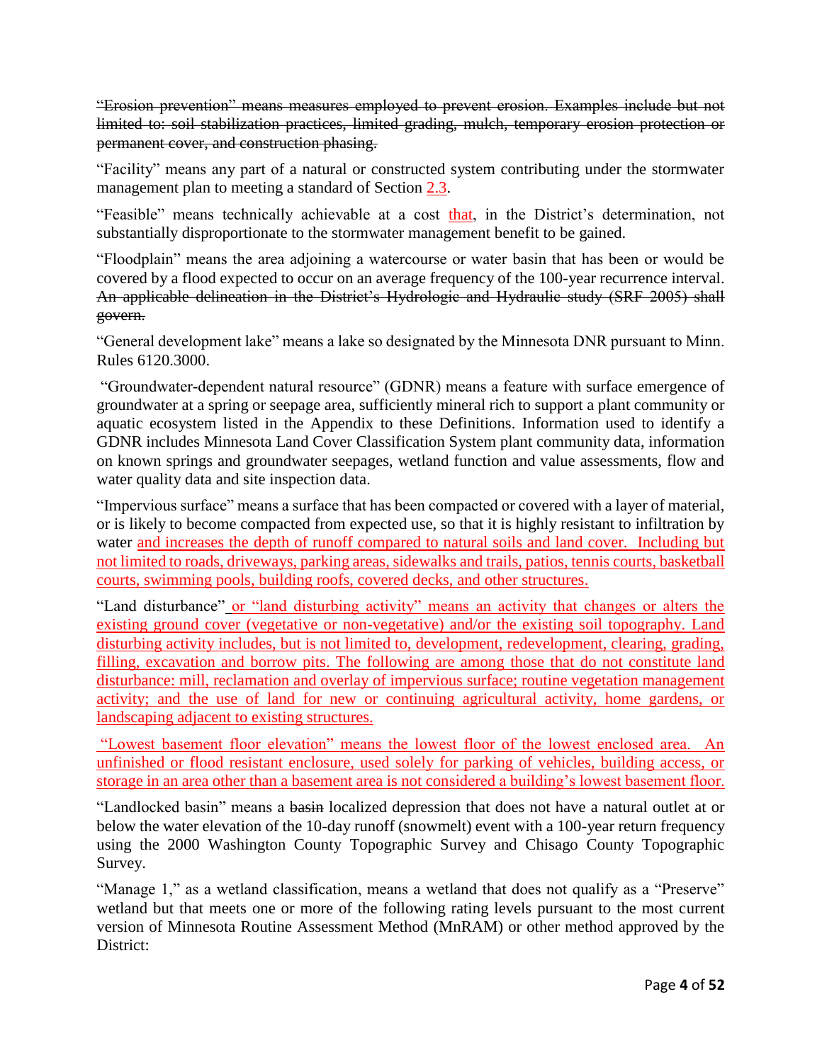~~"Erosion prevention" means measures employed to prevent erosion. Examples include but not limited to: soil stabilization practices, limited grading, mulch, temporary erosion protection or permanent cover, and construction phasing.~~

"Facility" means any part of a natural or constructed system contributing under the stormwater management plan to meeting a standard of Section 2.3.

"Feasible" means technically achievable at a cost that, in the District's determination, not substantially disproportionate to the stormwater management benefit to be gained.

"Floodplain" means the area adjoining a watercourse or water basin that has been or would be covered by a flood expected to occur on an average frequency of the 100-year recurrence interval. ~~An applicable delineation in the District's Hydrologic and Hydraulic study (SRF 2005) shall govern.~~

"General development lake" means a lake so designated by the Minnesota DNR pursuant to Minn. Rules 6120.3000.

"Groundwater-dependent natural resource" (GDNR) means a feature with surface emergence of groundwater at a spring or seepage area, sufficiently mineral rich to support a plant community or aquatic ecosystem listed in the Appendix to these Definitions. Information used to identify a GDNR includes Minnesota Land Cover Classification System plant community data, information on known springs and groundwater seepages, wetland function and value assessments, flow and water quality data and site inspection data.

"Impervious surface" means a surface that has been compacted or covered with a layer of material, or is likely to become compacted from expected use, so that it is highly resistant to infiltration by water and increases the depth of runoff compared to natural soils and land cover. Including but not limited to roads, driveways, parking areas, sidewalks and trails, patios, tennis courts, basketball courts, swimming pools, building roofs, covered decks, and other structures.

"Land disturbance" or "land disturbing activity" means an activity that changes or alters the existing ground cover (vegetative or non-vegetative) and/or the existing soil topography. Land disturbing activity includes, but is not limited to, development, redevelopment, clearing, grading, filling, excavation and borrow pits. The following are among those that do not constitute land disturbance: mill, reclamation and overlay of impervious surface; routine vegetation management activity; and the use of land for new or continuing agricultural activity, home gardens, or landscaping adjacent to existing structures.

"Lowest basement floor elevation" means the lowest floor of the lowest enclosed area. An unfinished or flood resistant enclosure, used solely for parking of vehicles, building access, or storage in an area other than a basement area is not considered a building's lowest basement floor.

"Landlocked basin" means a ~~basin~~ localized depression that does not have a natural outlet at or below the water elevation of the 10-day runoff (snowmelt) event with a 100-year return frequency using the 2000 Washington County Topographic Survey and Chisago County Topographic Survey.

"Manage 1," as a wetland classification, means a wetland that does not qualify as a "Preserve" wetland but that meets one or more of the following rating levels pursuant to the most current version of Minnesota Routine Assessment Method (MnRAM) or other method approved by the District: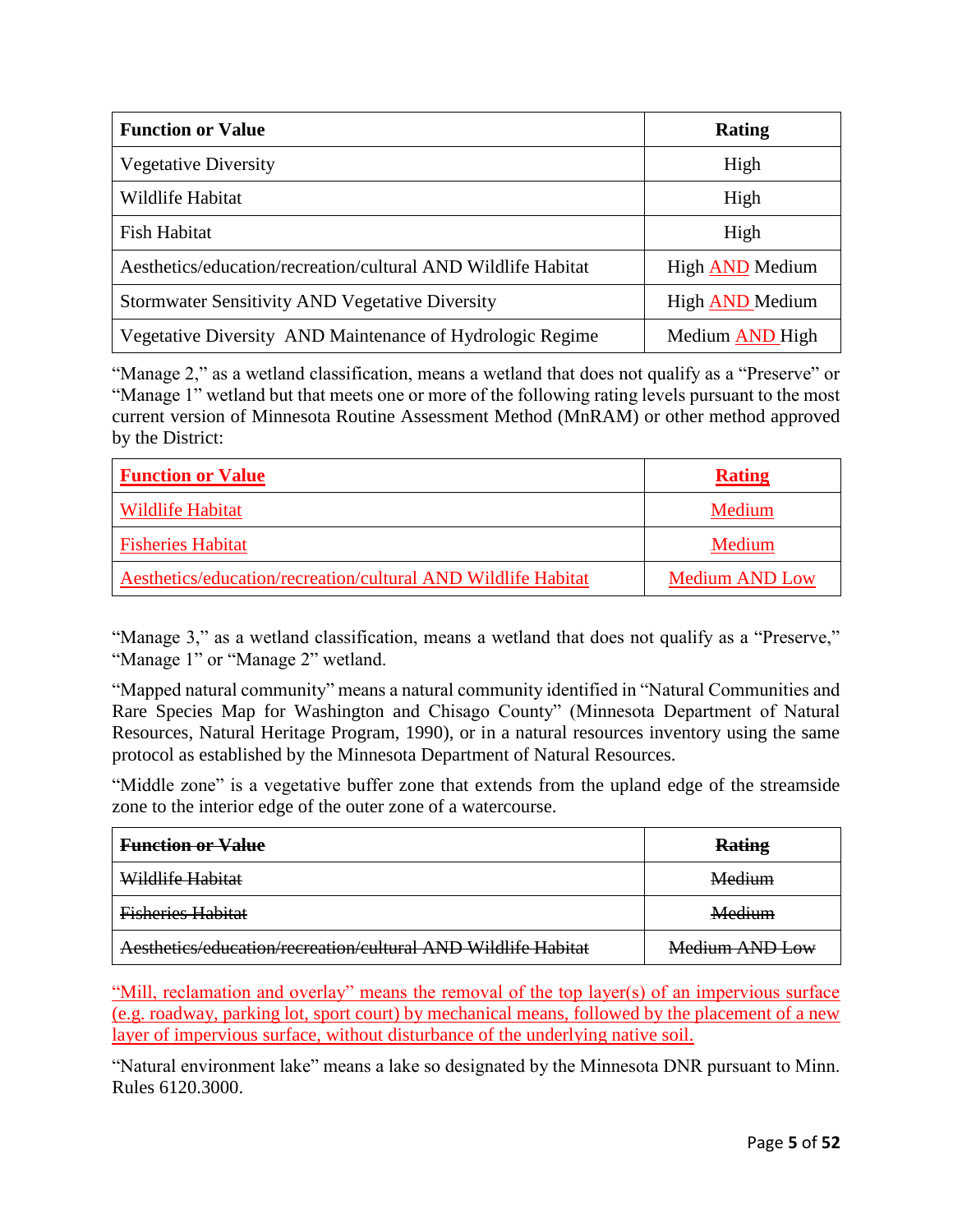| Function or Value | Rating |
|---|---|
| Vegetative Diversity | High |
| Wildlife Habitat | High |
| Fish Habitat | High |
| Aesthetics/education/recreation/cultural AND Wildlife Habitat | High AND Medium |
| Stormwater Sensitivity AND Vegetative Diversity | High AND Medium |
| Vegetative Diversity AND Maintenance of Hydrologic Regime | Medium AND High |

"Manage 2," as a wetland classification, means a wetland that does not qualify as a "Preserve" or "Manage 1" wetland but that meets one or more of the following rating levels pursuant to the most current version of Minnesota Routine Assessment Method (MnRAM) or other method approved by the District:

| Function or Value | Rating |
|---|---|
| Wildlife Habitat | Medium |
| Fisheries Habitat | Medium |
| Aesthetics/education/recreation/cultural AND Wildlife Habitat | Medium AND Low |

"Manage 3," as a wetland classification, means a wetland that does not qualify as a "Preserve," "Manage 1" or "Manage 2" wetland.

"Mapped natural community" means a natural community identified in "Natural Communities and Rare Species Map for Washington and Chisago County" (Minnesota Department of Natural Resources, Natural Heritage Program, 1990), or in a natural resources inventory using the same protocol as established by the Minnesota Department of Natural Resources.

"Middle zone" is a vegetative buffer zone that extends from the upland edge of the streamside zone to the interior edge of the outer zone of a watercourse.

| ~~Function or Value~~ | ~~Rating~~ |
|---|---|
| ~~Wildlife Habitat~~ | ~~Medium~~ |
| ~~Fisheries Habitat~~ | ~~Medium~~ |
| ~~Aesthetics/education/recreation/cultural AND Wildlife Habitat~~ | ~~Medium AND Low~~ |

"Mill, reclamation and overlay" means the removal of the top layer(s) of an impervious surface (e.g. roadway, parking lot, sport court) by mechanical means, followed by the placement of a new layer of impervious surface, without disturbance of the underlying native soil.

"Natural environment lake" means a lake so designated by the Minnesota DNR pursuant to Minn. Rules 6120.3000.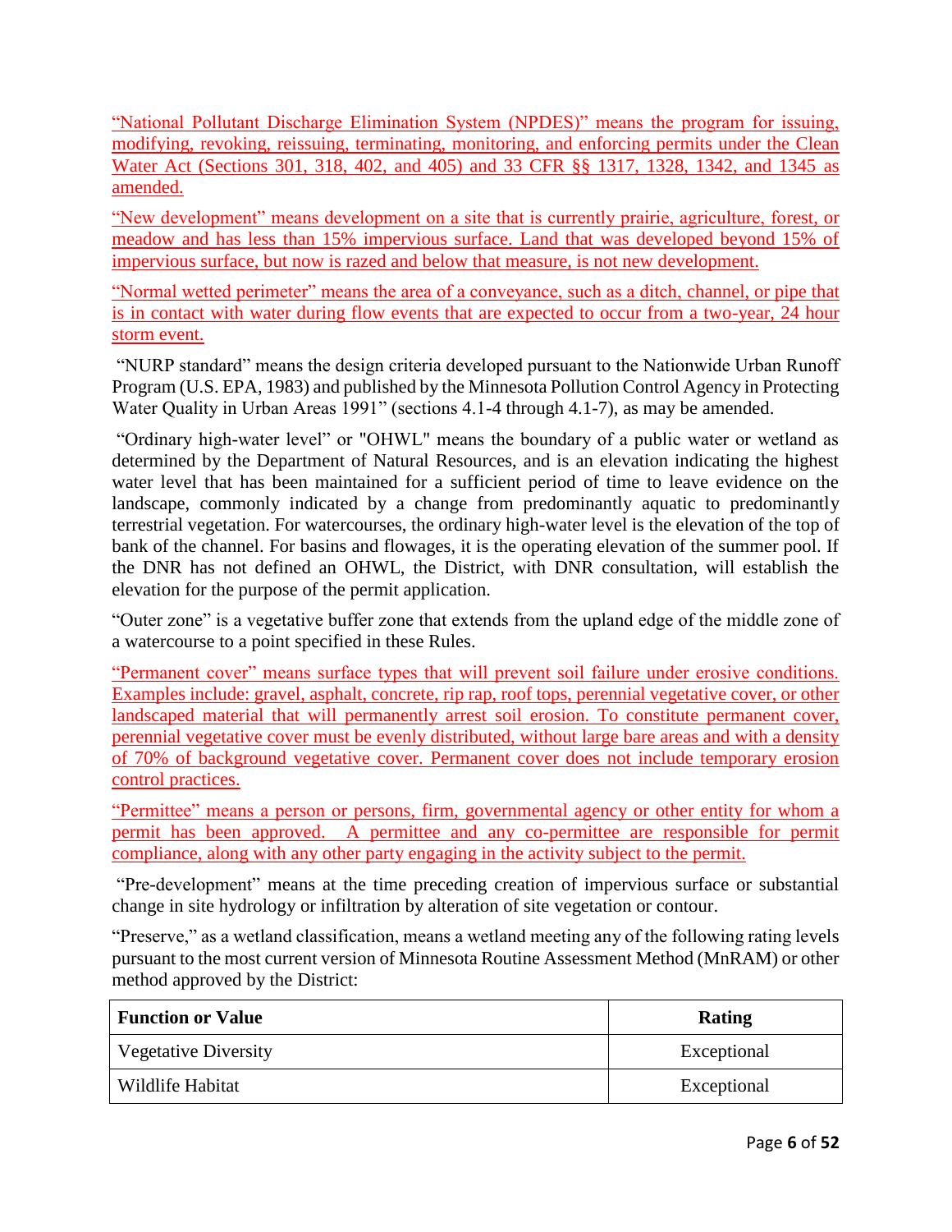"National Pollutant Discharge Elimination System (NPDES)" means the program for issuing, modifying, revoking, reissuing, terminating, monitoring, and enforcing permits under the Clean Water Act (Sections 301, 318, 402, and 405) and 33 CFR §§ 1317, 1328, 1342, and 1345 as amended.

"New development" means development on a site that is currently prairie, agriculture, forest, or meadow and has less than 15% impervious surface. Land that was developed beyond 15% of impervious surface, but now is razed and below that measure, is not new development.

"Normal wetted perimeter" means the area of a conveyance, such as a ditch, channel, or pipe that is in contact with water during flow events that are expected to occur from a two-year, 24 hour storm event.

"NURP standard" means the design criteria developed pursuant to the Nationwide Urban Runoff Program (U.S. EPA, 1983) and published by the Minnesota Pollution Control Agency in Protecting Water Quality in Urban Areas 1991" (sections 4.1-4 through 4.1-7), as may be amended.

"Ordinary high-water level" or "OHWL" means the boundary of a public water or wetland as determined by the Department of Natural Resources, and is an elevation indicating the highest water level that has been maintained for a sufficient period of time to leave evidence on the landscape, commonly indicated by a change from predominantly aquatic to predominantly terrestrial vegetation. For watercourses, the ordinary high-water level is the elevation of the top of bank of the channel. For basins and flowages, it is the operating elevation of the summer pool. If the DNR has not defined an OHWL, the District, with DNR consultation, will establish the elevation for the purpose of the permit application.

"Outer zone" is a vegetative buffer zone that extends from the upland edge of the middle zone of a watercourse to a point specified in these Rules.

"Permanent cover" means surface types that will prevent soil failure under erosive conditions. Examples include: gravel, asphalt, concrete, rip rap, roof tops, perennial vegetative cover, or other landscaped material that will permanently arrest soil erosion. To constitute permanent cover, perennial vegetative cover must be evenly distributed, without large bare areas and with a density of 70% of background vegetative cover. Permanent cover does not include temporary erosion control practices.

"Permittee" means a person or persons, firm, governmental agency or other entity for whom a permit has been approved. A permittee and any co-permittee are responsible for permit compliance, along with any other party engaging in the activity subject to the permit.

"Pre-development" means at the time preceding creation of impervious surface or substantial change in site hydrology or infiltration by alteration of site vegetation or contour.

"Preserve," as a wetland classification, means a wetland meeting any of the following rating levels pursuant to the most current version of Minnesota Routine Assessment Method (MnRAM) or other method approved by the District:

| Function or Value | Rating |
|---|---|
| Vegetative Diversity | Exceptional |
| Wildlife Habitat | Exceptional |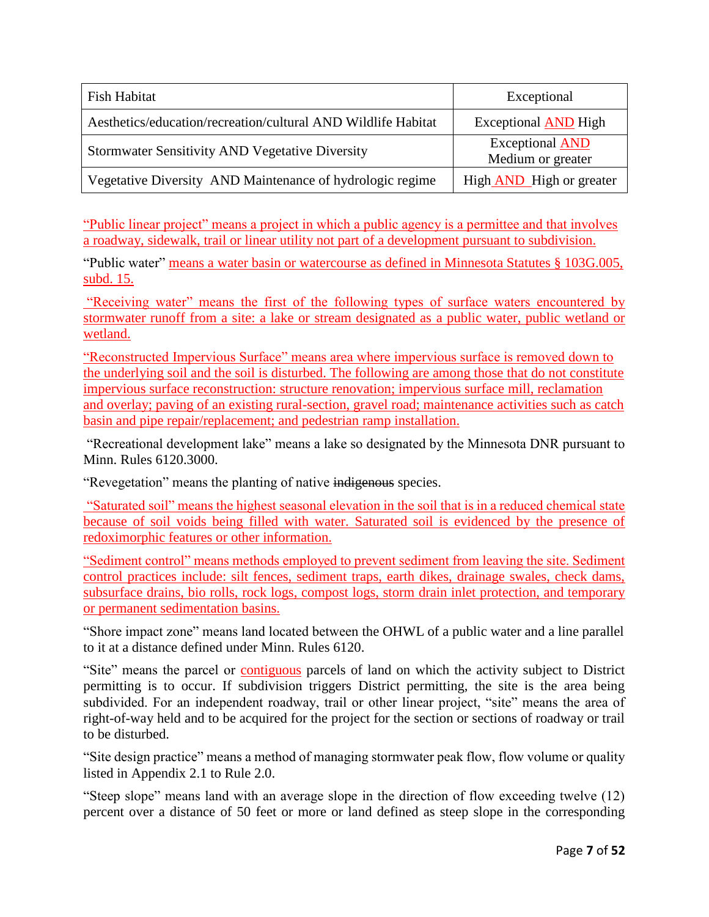| Fish Habitat | Exceptional |
|---|---|
| Aesthetics/education/recreation/cultural AND Wildlife Habitat | Exceptional AND High |
| Stormwater Sensitivity AND Vegetative Diversity | Exceptional AND Medium or greater |
| Vegetative Diversity AND Maintenance of hydrologic regime | High AND High or greater |

"Public linear project" means a project in which a public agency is a permittee and that involves a roadway, sidewalk, trail or linear utility not part of a development pursuant to subdivision.

"Public water" means a water basin or watercourse as defined in Minnesota Statutes § 103G.005, subd. 15.

"Receiving water" means the first of the following types of surface waters encountered by stormwater runoff from a site: a lake or stream designated as a public water, public wetland or wetland.

"Reconstructed Impervious Surface" means area where impervious surface is removed down to the underlying soil and the soil is disturbed. The following are among those that do not constitute impervious surface reconstruction: structure renovation; impervious surface mill, reclamation and overlay; paving of an existing rural-section, gravel road; maintenance activities such as catch basin and pipe repair/replacement; and pedestrian ramp installation.

"Recreational development lake" means a lake so designated by the Minnesota DNR pursuant to Minn. Rules 6120.3000.

"Revegetation" means the planting of native ~~indigenous~~ species.

"Saturated soil" means the highest seasonal elevation in the soil that is in a reduced chemical state because of soil voids being filled with water. Saturated soil is evidenced by the presence of redoximorphic features or other information.

"Sediment control" means methods employed to prevent sediment from leaving the site. Sediment control practices include: silt fences, sediment traps, earth dikes, drainage swales, check dams, subsurface drains, bio rolls, rock logs, compost logs, storm drain inlet protection, and temporary or permanent sedimentation basins.

"Shore impact zone" means land located between the OHWL of a public water and a line parallel to it at a distance defined under Minn. Rules 6120.

"Site" means the parcel or contiguous parcels of land on which the activity subject to District permitting is to occur. If subdivision triggers District permitting, the site is the area being subdivided. For an independent roadway, trail or other linear project, "site" means the area of right-of-way held and to be acquired for the project for the section or sections of roadway or trail to be disturbed.

"Site design practice" means a method of managing stormwater peak flow, flow volume or quality listed in Appendix 2.1 to Rule 2.0.

"Steep slope" means land with an average slope in the direction of flow exceeding twelve (12) percent over a distance of 50 feet or more or land defined as steep slope in the corresponding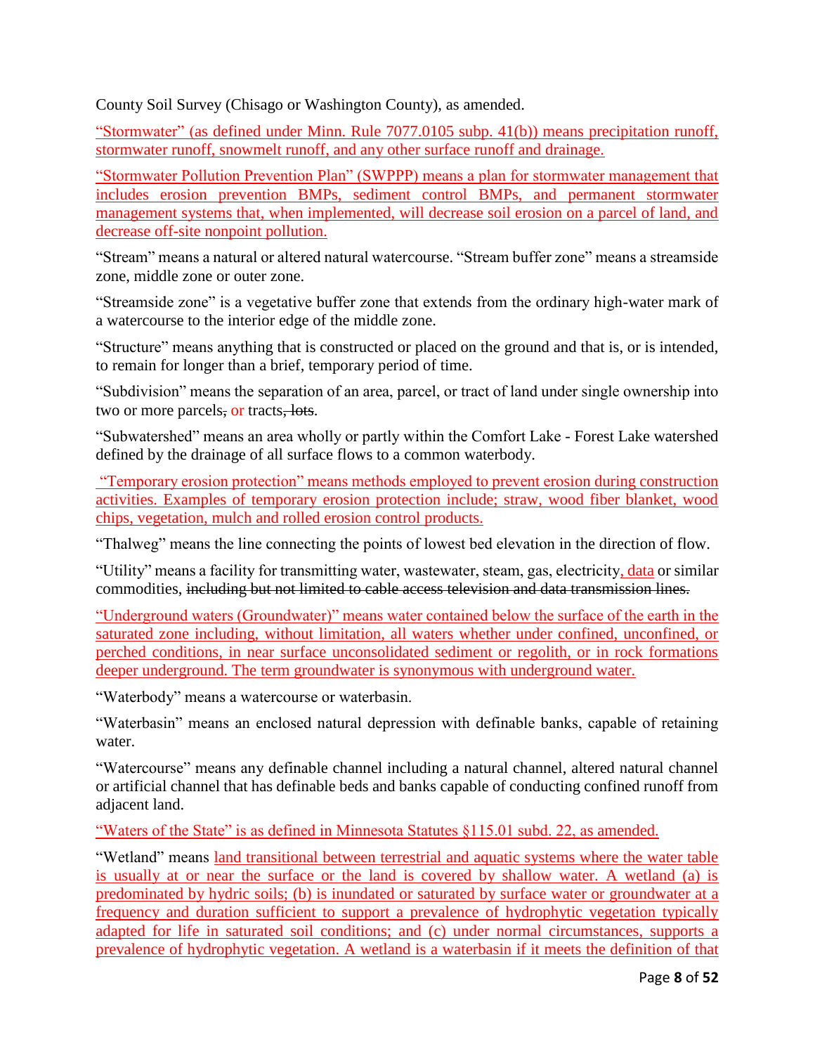County Soil Survey (Chisago or Washington County), as amended.

"Stormwater" (as defined under Minn. Rule 7077.0105 subp. 41(b)) means precipitation runoff, stormwater runoff, snowmelt runoff, and any other surface runoff and drainage.

"Stormwater Pollution Prevention Plan" (SWPPP) means a plan for stormwater management that includes erosion prevention BMPs, sediment control BMPs, and permanent stormwater management systems that, when implemented, will decrease soil erosion on a parcel of land, and decrease off-site nonpoint pollution.

"Stream" means a natural or altered natural watercourse. "Stream buffer zone" means a streamside zone, middle zone or outer zone.

"Streamside zone" is a vegetative buffer zone that extends from the ordinary high-water mark of a watercourse to the interior edge of the middle zone.

"Structure" means anything that is constructed or placed on the ground and that is, or is intended, to remain for longer than a brief, temporary period of time.

"Subdivision" means the separation of an area, parcel, or tract of land under single ownership into two or more parcels, or tracts, lots.

"Subwatershed" means an area wholly or partly within the Comfort Lake - Forest Lake watershed defined by the drainage of all surface flows to a common waterbody.

"Temporary erosion protection" means methods employed to prevent erosion during construction activities. Examples of temporary erosion protection include; straw, wood fiber blanket, wood chips, vegetation, mulch and rolled erosion control products.

"Thalweg" means the line connecting the points of lowest bed elevation in the direction of flow.

"Utility" means a facility for transmitting water, wastewater, steam, gas, electricity, data or similar commodities, including but not limited to cable access television and data transmission lines.

"Underground waters (Groundwater)" means water contained below the surface of the earth in the saturated zone including, without limitation, all waters whether under confined, unconfined, or perched conditions, in near surface unconsolidated sediment or regolith, or in rock formations deeper underground. The term groundwater is synonymous with underground water.

"Waterbody" means a watercourse or waterbasin.

"Waterbasin" means an enclosed natural depression with definable banks, capable of retaining water.

"Watercourse" means any definable channel including a natural channel, altered natural channel or artificial channel that has definable beds and banks capable of conducting confined runoff from adjacent land.

"Waters of the State" is as defined in Minnesota Statutes §115.01 subd. 22, as amended.

"Wetland" means land transitional between terrestrial and aquatic systems where the water table is usually at or near the surface or the land is covered by shallow water. A wetland (a) is predominated by hydric soils; (b) is inundated or saturated by surface water or groundwater at a frequency and duration sufficient to support a prevalence of hydrophytic vegetation typically adapted for life in saturated soil conditions; and (c) under normal circumstances, supports a prevalence of hydrophytic vegetation. A wetland is a waterbasin if it meets the definition of that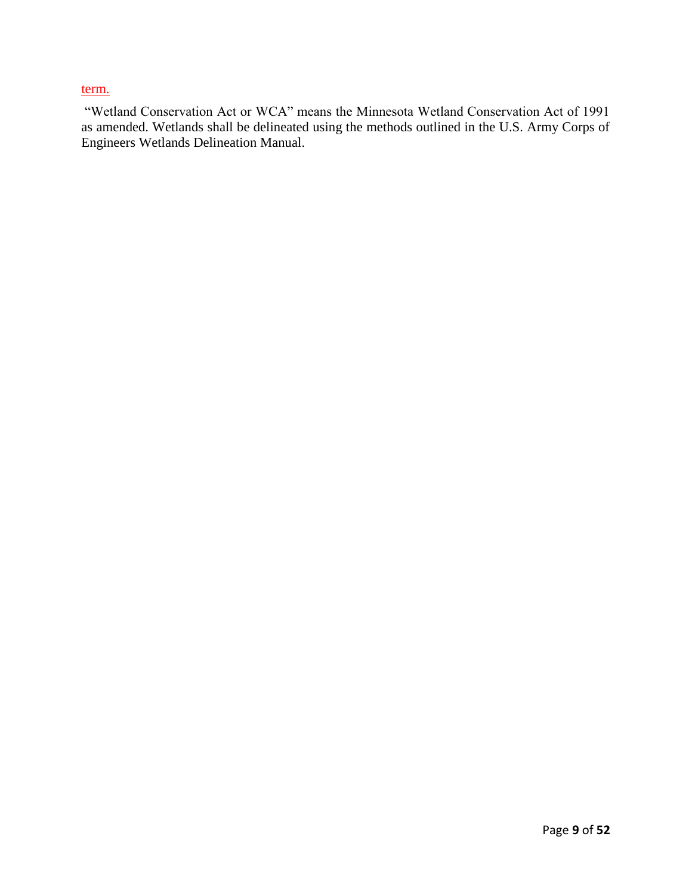term.

"Wetland Conservation Act or WCA" means the Minnesota Wetland Conservation Act of 1991 as amended. Wetlands shall be delineated using the methods outlined in the U.S. Army Corps of Engineers Wetlands Delineation Manual.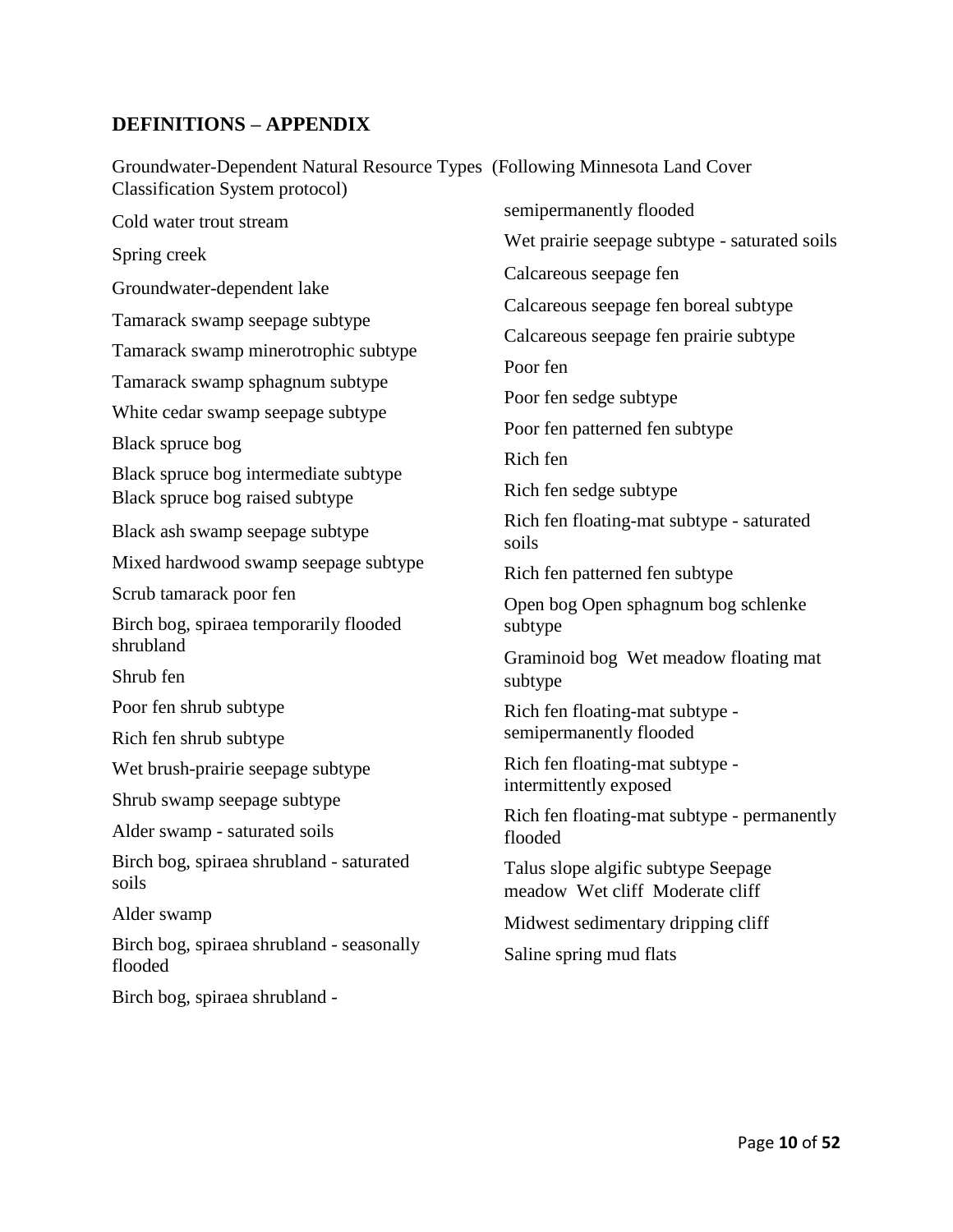## DEFINITIONS – APPENDIX

Groundwater-Dependent Natural Resource Types (Following Minnesota Land Cover Classification System protocol)

Cold water trout stream

Spring creek

Groundwater-dependent lake

Tamarack swamp seepage subtype

Tamarack swamp minerotrophic subtype

Tamarack swamp sphagnum subtype

White cedar swamp seepage subtype

Black spruce bog

Black spruce bog intermediate subtype

Black spruce bog raised subtype

Black ash swamp seepage subtype

Mixed hardwood swamp seepage subtype

Scrub tamarack poor fen

Birch bog, spiraea temporarily flooded shrubland

Shrub fen

Poor fen shrub subtype

Rich fen shrub subtype

Wet brush-prairie seepage subtype

Shrub swamp seepage subtype

Alder swamp - saturated soils

Birch bog, spiraea shrubland - saturated soils

Alder swamp

Birch bog, spiraea shrubland - seasonally flooded

Birch bog, spiraea shrubland - semipermanently flooded

Wet prairie seepage subtype - saturated soils

Calcareous seepage fen

Calcareous seepage fen boreal subtype

Calcareous seepage fen prairie subtype

Poor fen

Poor fen sedge subtype

Poor fen patterned fen subtype

Rich fen

Rich fen sedge subtype

Rich fen floating-mat subtype - saturated soils

Rich fen patterned fen subtype

Open bog Open sphagnum bog schlenke subtype

Graminoid bog Wet meadow floating mat subtype

Rich fen floating-mat subtype - semipermanently flooded

Rich fen floating-mat subtype - intermittently exposed

Rich fen floating-mat subtype - permanently flooded

Talus slope algific subtype Seepage meadow Wet cliff Moderate cliff

Midwest sedimentary dripping cliff

Saline spring mud flats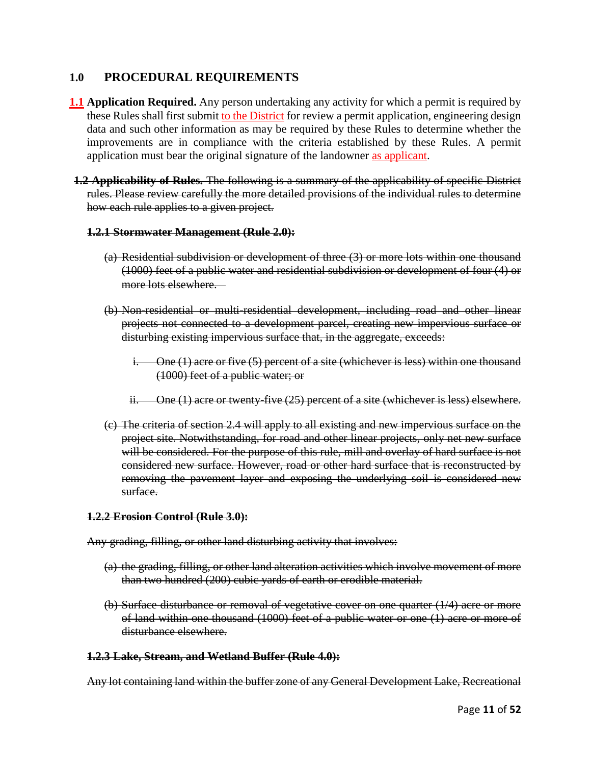## 1.0 PROCEDURAL REQUIREMENTS

**1.1 Application Required.** Any person undertaking any activity for which a permit is required by these Rules shall first submit to the District for review a permit application, engineering design data and such other information as may be required by these Rules to determine whether the improvements are in compliance with the criteria established by these Rules. A permit application must bear the original signature of the landowner as applicant.

~~**1.2 Applicability of Rules.** The following is a summary of the applicability of specific District rules. Please review carefully the more detailed provisions of the individual rules to determine how each rule applies to a given project.~~

~~**1.2.1 Stormwater Management (Rule 2.0):**~~

~~(a) Residential subdivision or development of three (3) or more lots within one thousand (1000) feet of a public water and residential subdivision or development of four (4) or more lots elsewhere.~~

~~(b) Non-residential or multi-residential development, including road and other linear projects not connected to a development parcel, creating new impervious surface or disturbing existing impervious surface that, in the aggregate, exceeds:~~

~~i. One (1) acre or five (5) percent of a site (whichever is less) within one thousand (1000) feet of a public water; or~~

~~ii. One (1) acre or twenty-five (25) percent of a site (whichever is less) elsewhere.~~

~~(c) The criteria of section 2.4 will apply to all existing and new impervious surface on the project site. Notwithstanding, for road and other linear projects, only net new surface will be considered. For the purpose of this rule, mill and overlay of hard surface is not considered new surface. However, road or other hard surface that is reconstructed by removing the pavement layer and exposing the underlying soil is considered new surface.~~

~~**1.2.2 Erosion Control (Rule 3.0):**~~

~~Any grading, filling, or other land disturbing activity that involves:~~

~~(a) the grading, filling, or other land alteration activities which involve movement of more than two hundred (200) cubic yards of earth or erodible material.~~

~~(b) Surface disturbance or removal of vegetative cover on one quarter (1/4) acre or more of land within one thousand (1000) feet of a public water or one (1) acre or more of disturbance elsewhere.~~

~~**1.2.3 Lake, Stream, and Wetland Buffer (Rule 4.0):**~~

~~Any lot containing land within the buffer zone of any General Development Lake, Recreational~~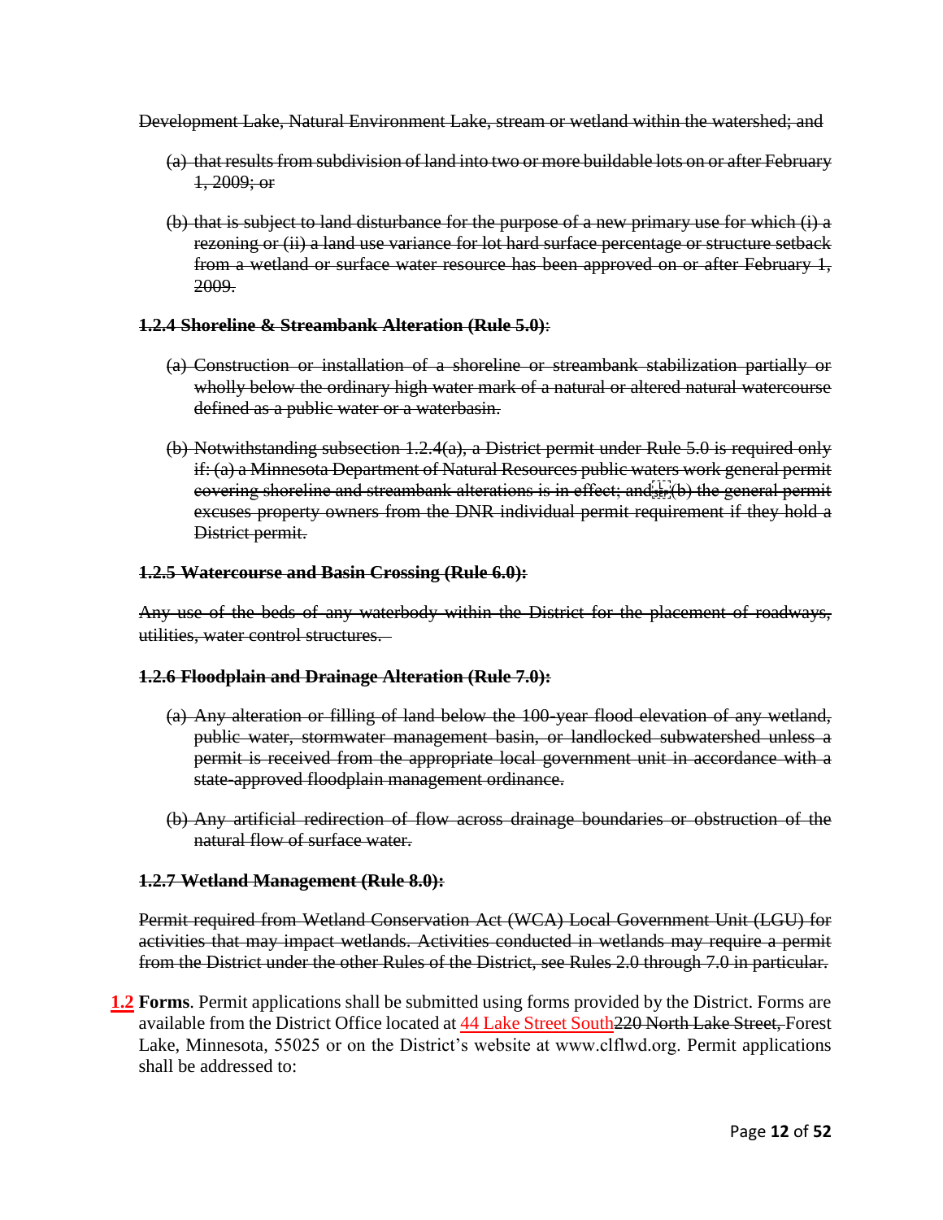~~Development Lake, Natural Environment Lake, stream or wetland within the watershed; and~~

- ~~(a) that results from subdivision of land into two or more buildable lots on or after February 1, 2009; or~~
- ~~(b) that is subject to land disturbance for the purpose of a new primary use for which (i) a rezoning or (ii) a land use variance for lot hard surface percentage or structure setback from a wetland or surface water resource has been approved on or after February 1, 2009.~~

~~**1.2.4 Shoreline & Streambank Alteration (Rule 5.0)**:~~

- ~~(a) Construction or installation of a shoreline or streambank stabilization partially or wholly below the ordinary high water mark of a natural or altered natural watercourse defined as a public water or a waterbasin.~~
- ~~(b) Notwithstanding subsection 1.2.4(a), a District permit under Rule 5.0 is required only if: (a) a Minnesota Department of Natural Resources public waters work general permit covering shoreline and streambank alterations is in effect; and (b) the general permit excuses property owners from the DNR individual permit requirement if they hold a District permit.~~

~~**1.2.5 Watercourse and Basin Crossing (Rule 6.0):**~~

~~Any use of the beds of any waterbody within the District for the placement of roadways, utilities, water control structures.~~

~~**1.2.6 Floodplain and Drainage Alteration (Rule 7.0):**~~

- ~~(a) Any alteration or filling of land below the 100-year flood elevation of any wetland, public water, stormwater management basin, or landlocked subwatershed unless a permit is received from the appropriate local government unit in accordance with a state-approved floodplain management ordinance.~~
- ~~(b) Any artificial redirection of flow across drainage boundaries or obstruction of the natural flow of surface water.~~

~~**1.2.7 Wetland Management (Rule 8.0):**~~

~~Permit required from Wetland Conservation Act (WCA) Local Government Unit (LGU) for activities that may impact wetlands. Activities conducted in wetlands may require a permit from the District under the other Rules of the District, see Rules 2.0 through 7.0 in particular.~~

**1.2 Forms**. Permit applications shall be submitted using forms provided by the District. Forms are available from the District Office located at 44 Lake Street South~~220 North Lake Street,~~ Forest Lake, Minnesota, 55025 or on the District's website at www.clflwd.org. Permit applications shall be addressed to: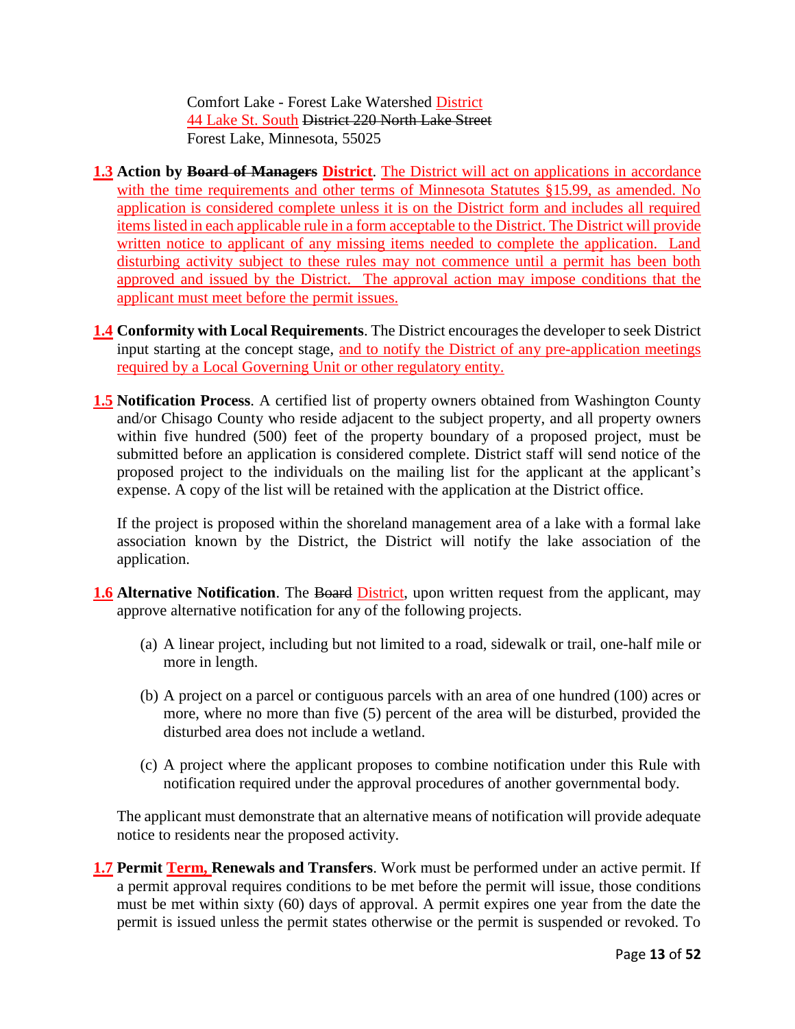Comfort Lake - Forest Lake Watershed District
44 Lake St. South ~~District 220 North Lake Street~~
Forest Lake, Minnesota, 55025

**1.3 Action by ~~Board of Managers~~ District**. The District will act on applications in accordance with the time requirements and other terms of Minnesota Statutes §15.99, as amended. No application is considered complete unless it is on the District form and includes all required items listed in each applicable rule in a form acceptable to the District. The District will provide written notice to applicant of any missing items needed to complete the application. Land disturbing activity subject to these rules may not commence until a permit has been both approved and issued by the District. The approval action may impose conditions that the applicant must meet before the permit issues.

**1.4 Conformity with Local Requirements**. The District encourages the developer to seek District input starting at the concept stage, and to notify the District of any pre-application meetings required by a Local Governing Unit or other regulatory entity.

**1.5 Notification Process**. A certified list of property owners obtained from Washington County and/or Chisago County who reside adjacent to the subject property, and all property owners within five hundred (500) feet of the property boundary of a proposed project, must be submitted before an application is considered complete. District staff will send notice of the proposed project to the individuals on the mailing list for the applicant at the applicant's expense. A copy of the list will be retained with the application at the District office.

If the project is proposed within the shoreland management area of a lake with a formal lake association known by the District, the District will notify the lake association of the application.

**1.6 Alternative Notification**. The ~~Board~~ District, upon written request from the applicant, may approve alternative notification for any of the following projects.

(a) A linear project, including but not limited to a road, sidewalk or trail, one-half mile or more in length.

(b) A project on a parcel or contiguous parcels with an area of one hundred (100) acres or more, where no more than five (5) percent of the area will be disturbed, provided the disturbed area does not include a wetland.

(c) A project where the applicant proposes to combine notification under this Rule with notification required under the approval procedures of another governmental body.

The applicant must demonstrate that an alternative means of notification will provide adequate notice to residents near the proposed activity.

**1.7 Permit Term, Renewals and Transfers**. Work must be performed under an active permit. If a permit approval requires conditions to be met before the permit will issue, those conditions must be met within sixty (60) days of approval. A permit expires one year from the date the permit is issued unless the permit states otherwise or the permit is suspended or revoked. To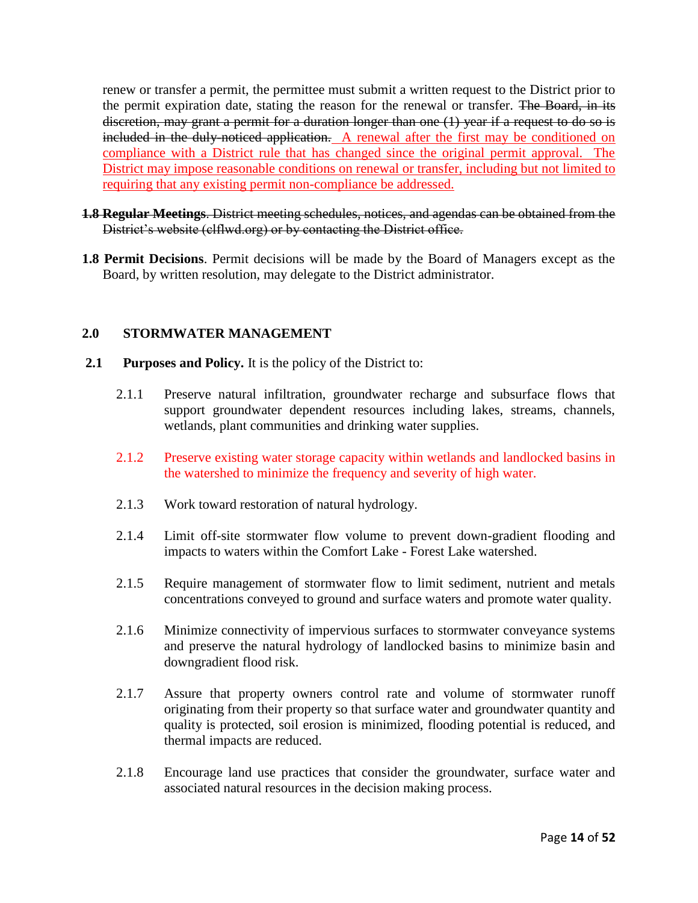renew or transfer a permit, the permittee must submit a written request to the District prior to the permit expiration date, stating the reason for the renewal or transfer. ~~The Board, in its discretion, may grant a permit for a duration longer than one (1) year if a request to do so is included in the duly-noticed application.~~ A renewal after the first may be conditioned on compliance with a District rule that has changed since the original permit approval. The District may impose reasonable conditions on renewal or transfer, including but not limited to requiring that any existing permit non-compliance be addressed.

~~**1.8 Regular Meetings**. District meeting schedules, notices, and agendas can be obtained from the District's website (clflwd.org) or by contacting the District office.~~

**1.8 Permit Decisions**. Permit decisions will be made by the Board of Managers except as the Board, by written resolution, may delegate to the District administrator.

## 2.0 STORMWATER MANAGEMENT

**2.1 Purposes and Policy.** It is the policy of the District to:

2.1.1 Preserve natural infiltration, groundwater recharge and subsurface flows that support groundwater dependent resources including lakes, streams, channels, wetlands, plant communities and drinking water supplies.

2.1.2 Preserve existing water storage capacity within wetlands and landlocked basins in the watershed to minimize the frequency and severity of high water.

2.1.3 Work toward restoration of natural hydrology.

2.1.4 Limit off-site stormwater flow volume to prevent down-gradient flooding and impacts to waters within the Comfort Lake - Forest Lake watershed.

2.1.5 Require management of stormwater flow to limit sediment, nutrient and metals concentrations conveyed to ground and surface waters and promote water quality.

2.1.6 Minimize connectivity of impervious surfaces to stormwater conveyance systems and preserve the natural hydrology of landlocked basins to minimize basin and downgradient flood risk.

2.1.7 Assure that property owners control rate and volume of stormwater runoff originating from their property so that surface water and groundwater quantity and quality is protected, soil erosion is minimized, flooding potential is reduced, and thermal impacts are reduced.

2.1.8 Encourage land use practices that consider the groundwater, surface water and associated natural resources in the decision making process.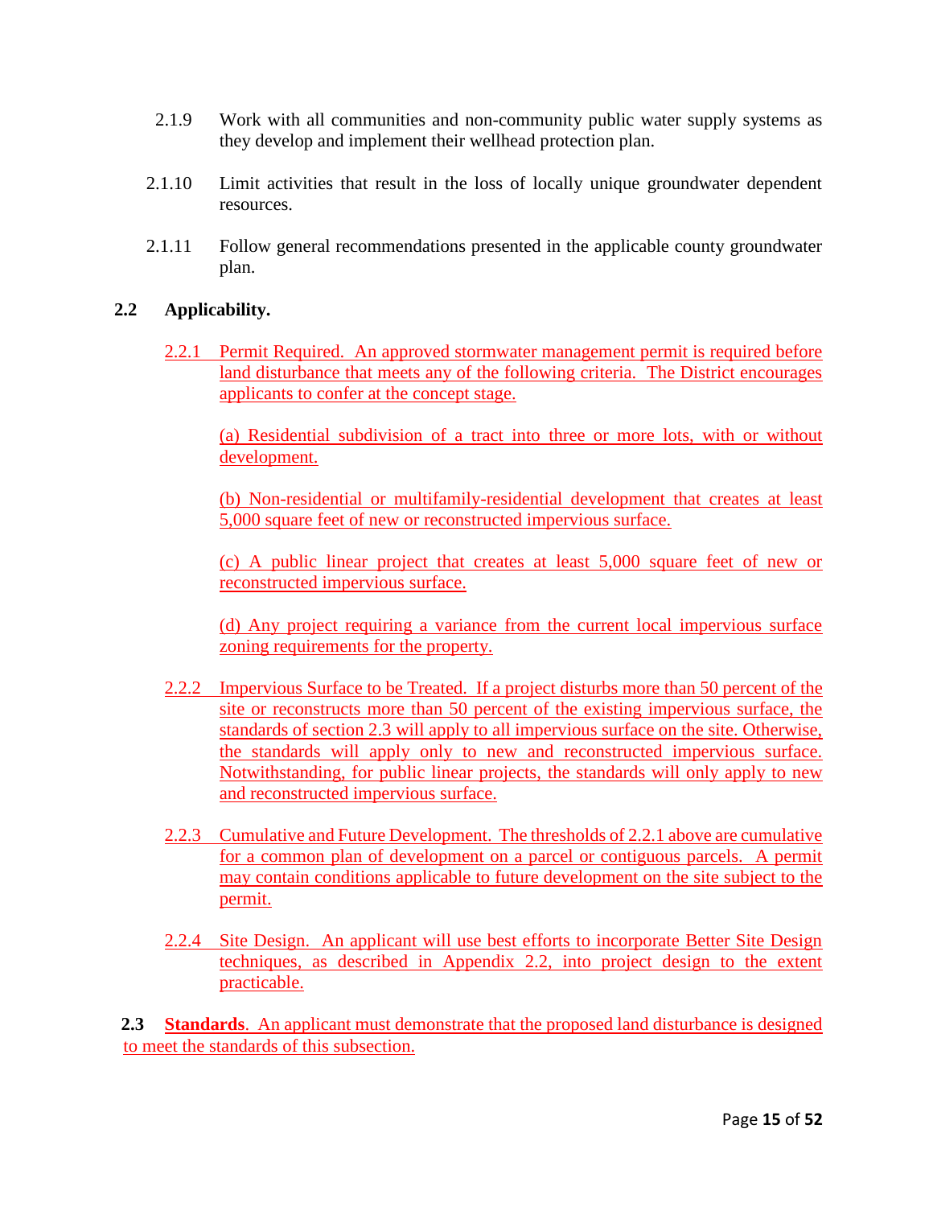2.1.9 Work with all communities and non-community public water supply systems as they develop and implement their wellhead protection plan.

2.1.10 Limit activities that result in the loss of locally unique groundwater dependent resources.

2.1.11 Follow general recommendations presented in the applicable county groundwater plan.

## 2.2 Applicability.

2.2.1 Permit Required. An approved stormwater management permit is required before land disturbance that meets any of the following criteria. The District encourages applicants to confer at the concept stage.

(a) Residential subdivision of a tract into three or more lots, with or without development.

(b) Non-residential or multifamily-residential development that creates at least 5,000 square feet of new or reconstructed impervious surface.

(c) A public linear project that creates at least 5,000 square feet of new or reconstructed impervious surface.

(d) Any project requiring a variance from the current local impervious surface zoning requirements for the property.

2.2.2 Impervious Surface to be Treated. If a project disturbs more than 50 percent of the site or reconstructs more than 50 percent of the existing impervious surface, the standards of section 2.3 will apply to all impervious surface on the site. Otherwise, the standards will apply only to new and reconstructed impervious surface. Notwithstanding, for public linear projects, the standards will only apply to new and reconstructed impervious surface.

2.2.3 Cumulative and Future Development. The thresholds of 2.2.1 above are cumulative for a common plan of development on a parcel or contiguous parcels. A permit may contain conditions applicable to future development on the site subject to the permit.

2.2.4 Site Design. An applicant will use best efforts to incorporate Better Site Design techniques, as described in Appendix 2.2, into project design to the extent practicable.

**2.3 Standards**. An applicant must demonstrate that the proposed land disturbance is designed to meet the standards of this subsection.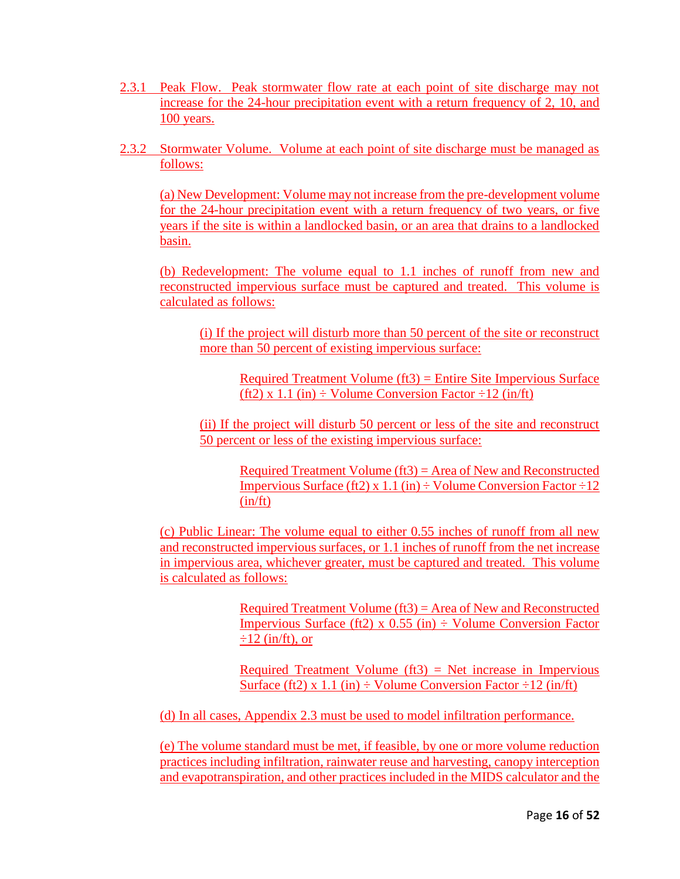2.3.1 Peak Flow. Peak stormwater flow rate at each point of site discharge may not increase for the 24-hour precipitation event with a return frequency of 2, 10, and 100 years.

2.3.2 Stormwater Volume. Volume at each point of site discharge must be managed as follows:

(a) New Development: Volume may not increase from the pre-development volume for the 24-hour precipitation event with a return frequency of two years, or five years if the site is within a landlocked basin, or an area that drains to a landlocked basin.

(b) Redevelopment: The volume equal to 1.1 inches of runoff from new and reconstructed impervious surface must be captured and treated. This volume is calculated as follows:

(i) If the project will disturb more than 50 percent of the site or reconstruct more than 50 percent of existing impervious surface:

Required Treatment Volume (ft3) = Entire Site Impervious Surface (ft2) x 1.1 (in) ÷ Volume Conversion Factor ÷12 (in/ft)

(ii) If the project will disturb 50 percent or less of the site and reconstruct 50 percent or less of the existing impervious surface:

Required Treatment Volume (ft3) = Area of New and Reconstructed Impervious Surface (ft2) x 1.1 (in) ÷ Volume Conversion Factor ÷12 (in/ft)

(c) Public Linear: The volume equal to either 0.55 inches of runoff from all new and reconstructed impervious surfaces, or 1.1 inches of runoff from the net increase in impervious area, whichever greater, must be captured and treated. This volume is calculated as follows:

Required Treatment Volume (ft3) = Area of New and Reconstructed Impervious Surface (ft2) x 0.55 (in) ÷ Volume Conversion Factor ÷12 (in/ft), or

Required Treatment Volume (ft3) = Net increase in Impervious Surface (ft2) x 1.1 (in) ÷ Volume Conversion Factor ÷12 (in/ft)

(d) In all cases, Appendix 2.3 must be used to model infiltration performance.

(e) The volume standard must be met, if feasible, by one or more volume reduction practices including infiltration, rainwater reuse and harvesting, canopy interception and evapotranspiration, and other practices included in the MIDS calculator and the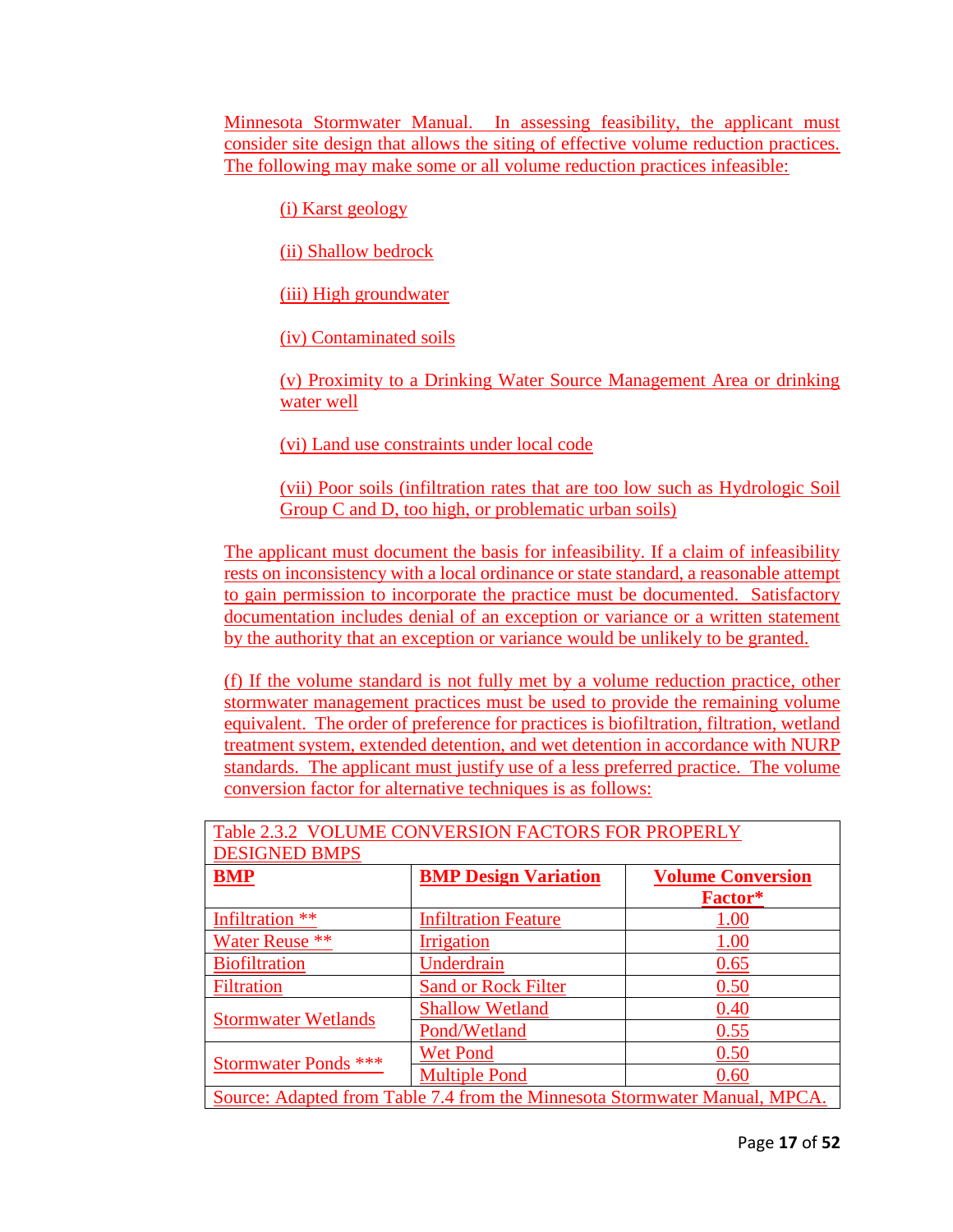Minnesota Stormwater Manual. In assessing feasibility, the applicant must consider site design that allows the siting of effective volume reduction practices. The following may make some or all volume reduction practices infeasible:

(i) Karst geology

(ii) Shallow bedrock

(iii) High groundwater

(iv) Contaminated soils

(v) Proximity to a Drinking Water Source Management Area or drinking water well

(vi) Land use constraints under local code

(vii) Poor soils (infiltration rates that are too low such as Hydrologic Soil Group C and D, too high, or problematic urban soils)

The applicant must document the basis for infeasibility. If a claim of infeasibility rests on inconsistency with a local ordinance or state standard, a reasonable attempt to gain permission to incorporate the practice must be documented. Satisfactory documentation includes denial of an exception or variance or a written statement by the authority that an exception or variance would be unlikely to be granted.

(f) If the volume standard is not fully met by a volume reduction practice, other stormwater management practices must be used to provide the remaining volume equivalent. The order of preference for practices is biofiltration, filtration, wetland treatment system, extended detention, and wet detention in accordance with NURP standards. The applicant must justify use of a less preferred practice. The volume conversion factor for alternative techniques is as follows:

Table 2.3.2 VOLUME CONVERSION FACTORS FOR PROPERLY DESIGNED BMPS

| **BMP** | **BMP Design Variation** | **Volume Conversion Factor*** |
|---|---|---|
| Infiltration ** | Infiltration Feature | 1.00 |
| Water Reuse ** | Irrigation | 1.00 |
| Biofiltration | Underdrain | 0.65 |
| Filtration | Sand or Rock Filter | 0.50 |
| Stormwater Wetlands | Shallow Wetland | 0.40 |
| | Pond/Wetland | 0.55 |
| Stormwater Ponds *** | Wet Pond | 0.50 |
| | Multiple Pond | 0.60 |

Source: Adapted from Table 7.4 from the Minnesota Stormwater Manual, MPCA.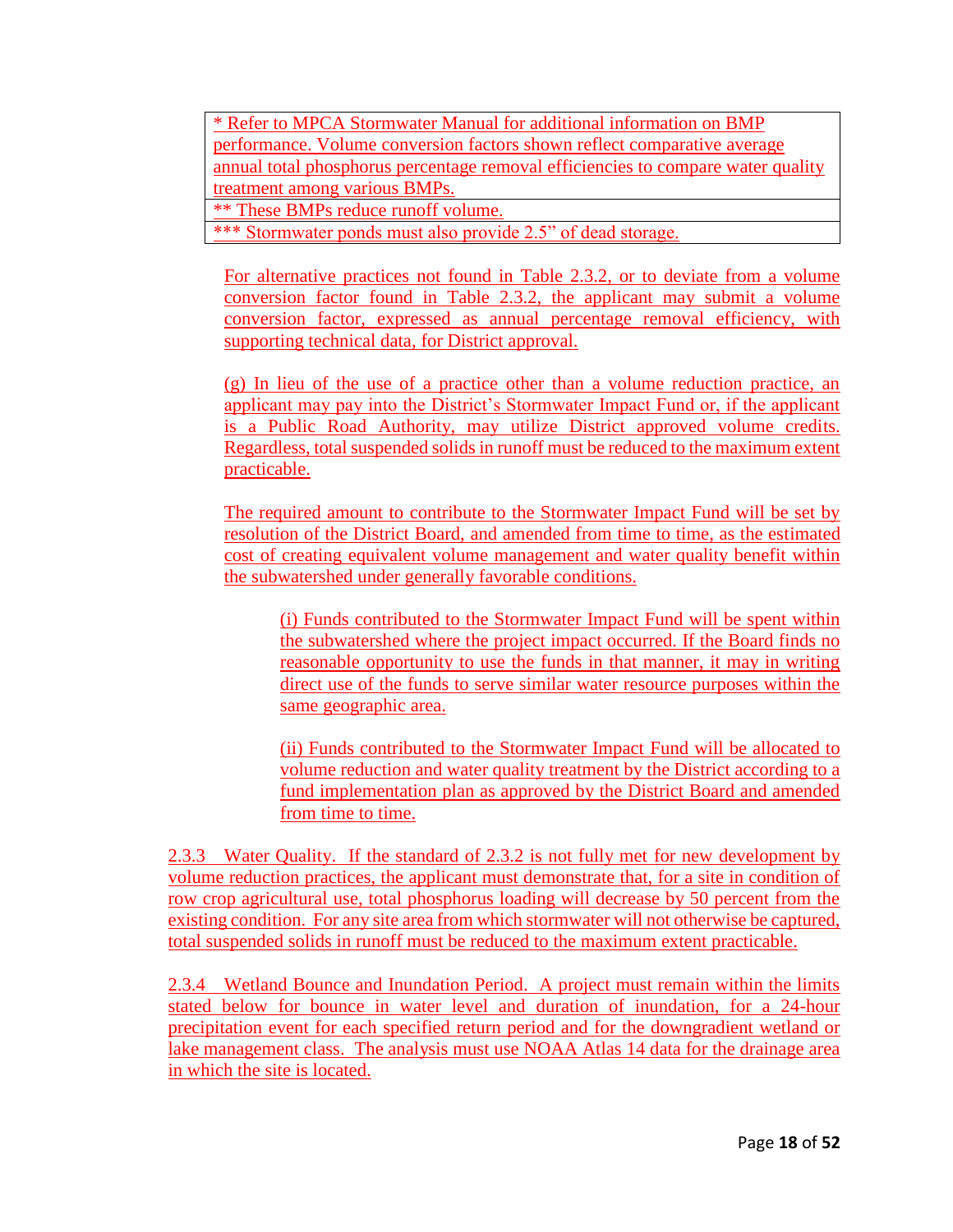| * Refer to MPCA Stormwater Manual for additional information on BMP performance. Volume conversion factors shown reflect comparative average annual total phosphorus percentage removal efficiencies to compare water quality treatment among various BMPs. |
|---|
| ** These BMPs reduce runoff volume. |
| *** Stormwater ponds must also provide 2.5" of dead storage. |

For alternative practices not found in Table 2.3.2, or to deviate from a volume conversion factor found in Table 2.3.2, the applicant may submit a volume conversion factor, expressed as annual percentage removal efficiency, with supporting technical data, for District approval.

(g) In lieu of the use of a practice other than a volume reduction practice, an applicant may pay into the District's Stormwater Impact Fund or, if the applicant is a Public Road Authority, may utilize District approved volume credits. Regardless, total suspended solids in runoff must be reduced to the maximum extent practicable.

The required amount to contribute to the Stormwater Impact Fund will be set by resolution of the District Board, and amended from time to time, as the estimated cost of creating equivalent volume management and water quality benefit within the subwatershed under generally favorable conditions.

(i) Funds contributed to the Stormwater Impact Fund will be spent within the subwatershed where the project impact occurred. If the Board finds no reasonable opportunity to use the funds in that manner, it may in writing direct use of the funds to serve similar water resource purposes within the same geographic area.

(ii) Funds contributed to the Stormwater Impact Fund will be allocated to volume reduction and water quality treatment by the District according to a fund implementation plan as approved by the District Board and amended from time to time.

2.3.3 Water Quality. If the standard of 2.3.2 is not fully met for new development by volume reduction practices, the applicant must demonstrate that, for a site in condition of row crop agricultural use, total phosphorus loading will decrease by 50 percent from the existing condition. For any site area from which stormwater will not otherwise be captured, total suspended solids in runoff must be reduced to the maximum extent practicable.

2.3.4 Wetland Bounce and Inundation Period. A project must remain within the limits stated below for bounce in water level and duration of inundation, for a 24-hour precipitation event for each specified return period and for the downgradient wetland or lake management class. The analysis must use NOAA Atlas 14 data for the drainage area in which the site is located.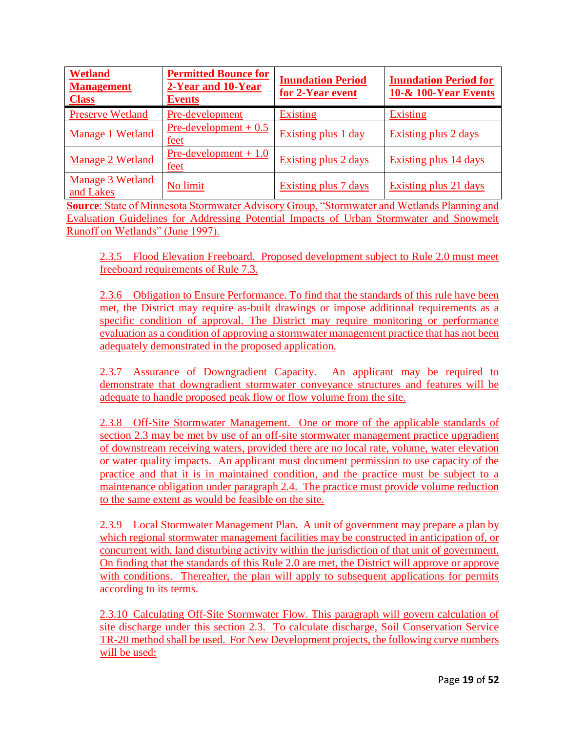| **Wetland Management Class** | **Permitted Bounce for 2-Year and 10-Year Events** | **Inundation Period for 2-Year event** | **Inundation Period for 10-& 100-Year Events** |
|---|---|---|---|
| Preserve Wetland | Pre-development | Existing | Existing |
| Manage 1 Wetland | Pre-development + 0.5 feet | Existing plus 1 day | Existing plus 2 days |
| Manage 2 Wetland | Pre-development + 1.0 feet | Existing plus 2 days | Existing plus 14 days |
| Manage 3 Wetland and Lakes | No limit | Existing plus 7 days | Existing plus 21 days |

**Source**: State of Minnesota Stormwater Advisory Group, "Stormwater and Wetlands Planning and Evaluation Guidelines for Addressing Potential Impacts of Urban Stormwater and Snowmelt Runoff on Wetlands" (June 1997).

2.3.5 Flood Elevation Freeboard. Proposed development subject to Rule 2.0 must meet freeboard requirements of Rule 7.3.

2.3.6 Obligation to Ensure Performance. To find that the standards of this rule have been met, the District may require as-built drawings or impose additional requirements as a specific condition of approval. The District may require monitoring or performance evaluation as a condition of approving a stormwater management practice that has not been adequately demonstrated in the proposed application.

2.3.7 Assurance of Downgradient Capacity. An applicant may be required to demonstrate that downgradient stormwater conveyance structures and features will be adequate to handle proposed peak flow or flow volume from the site.

2.3.8 Off-Site Stormwater Management. One or more of the applicable standards of section 2.3 may be met by use of an off-site stormwater management practice upgradient of downstream receiving waters, provided there are no local rate, volume, water elevation or water quality impacts. An applicant must document permission to use capacity of the practice and that it is in maintained condition, and the practice must be subject to a maintenance obligation under paragraph 2.4. The practice must provide volume reduction to the same extent as would be feasible on the site.

2.3.9 Local Stormwater Management Plan. A unit of government may prepare a plan by which regional stormwater management facilities may be constructed in anticipation of, or concurrent with, land disturbing activity within the jurisdiction of that unit of government. On finding that the standards of this Rule 2.0 are met, the District will approve or approve with conditions. Thereafter, the plan will apply to subsequent applications for permits according to its terms.

2.3.10 Calculating Off-Site Stormwater Flow. This paragraph will govern calculation of site discharge under this section 2.3. To calculate discharge, Soil Conservation Service TR-20 method shall be used. For New Development projects, the following curve numbers will be used: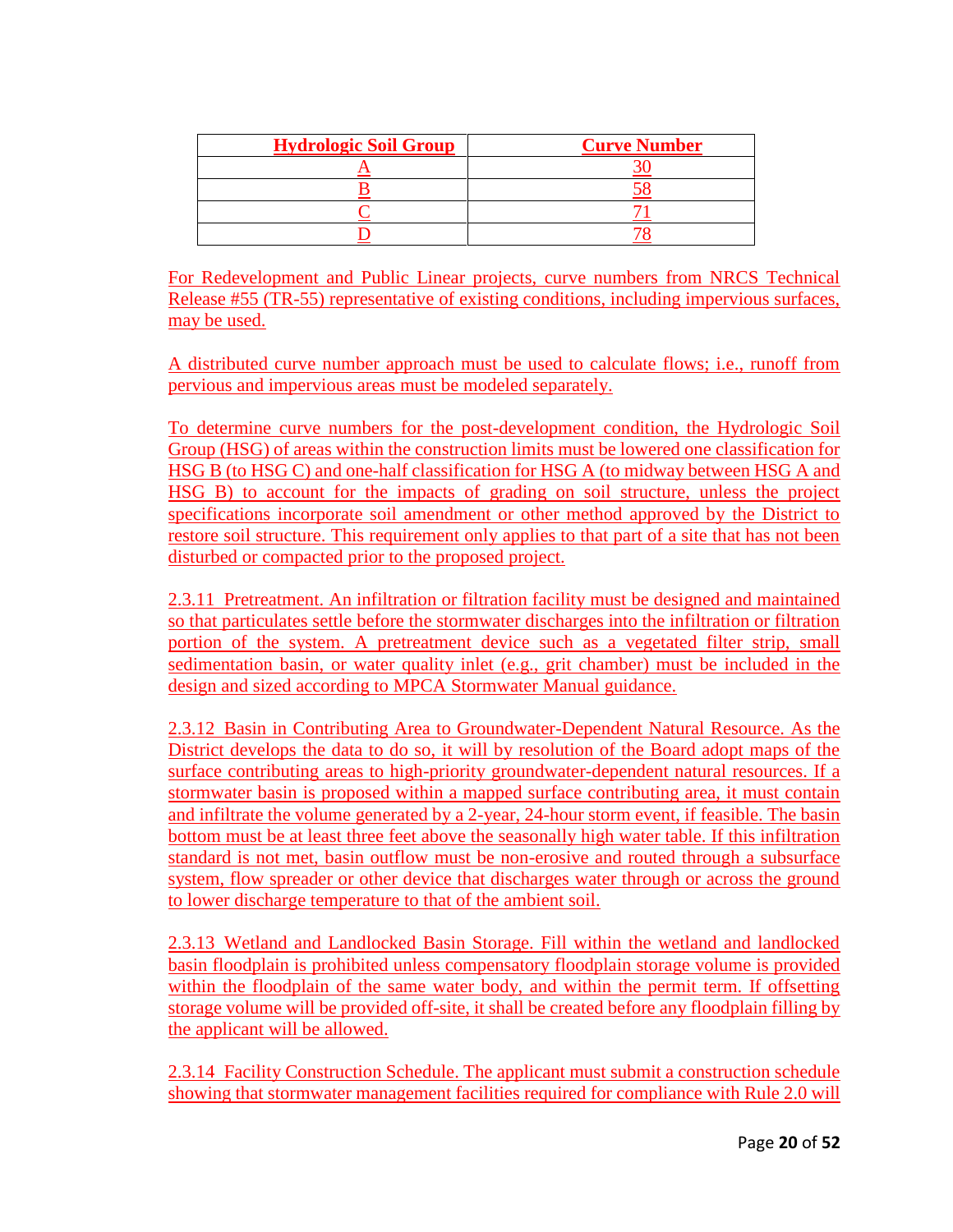| Hydrologic Soil Group | Curve Number |
| --- | --- |
| A | 30 |
| B | 58 |
| C | 71 |
| D | 78 |

For Redevelopment and Public Linear projects, curve numbers from NRCS Technical Release #55 (TR-55) representative of existing conditions, including impervious surfaces, may be used.

A distributed curve number approach must be used to calculate flows; i.e., runoff from pervious and impervious areas must be modeled separately.

To determine curve numbers for the post-development condition, the Hydrologic Soil Group (HSG) of areas within the construction limits must be lowered one classification for HSG B (to HSG C) and one-half classification for HSG A (to midway between HSG A and HSG B) to account for the impacts of grading on soil structure, unless the project specifications incorporate soil amendment or other method approved by the District to restore soil structure. This requirement only applies to that part of a site that has not been disturbed or compacted prior to the proposed project.

2.3.11 Pretreatment. An infiltration or filtration facility must be designed and maintained so that particulates settle before the stormwater discharges into the infiltration or filtration portion of the system. A pretreatment device such as a vegetated filter strip, small sedimentation basin, or water quality inlet (e.g., grit chamber) must be included in the design and sized according to MPCA Stormwater Manual guidance.

2.3.12 Basin in Contributing Area to Groundwater-Dependent Natural Resource. As the District develops the data to do so, it will by resolution of the Board adopt maps of the surface contributing areas to high-priority groundwater-dependent natural resources. If a stormwater basin is proposed within a mapped surface contributing area, it must contain and infiltrate the volume generated by a 2-year, 24-hour storm event, if feasible. The basin bottom must be at least three feet above the seasonally high water table. If this infiltration standard is not met, basin outflow must be non-erosive and routed through a subsurface system, flow spreader or other device that discharges water through or across the ground to lower discharge temperature to that of the ambient soil.

2.3.13 Wetland and Landlocked Basin Storage. Fill within the wetland and landlocked basin floodplain is prohibited unless compensatory floodplain storage volume is provided within the floodplain of the same water body, and within the permit term. If offsetting storage volume will be provided off-site, it shall be created before any floodplain filling by the applicant will be allowed.

2.3.14 Facility Construction Schedule. The applicant must submit a construction schedule showing that stormwater management facilities required for compliance with Rule 2.0 will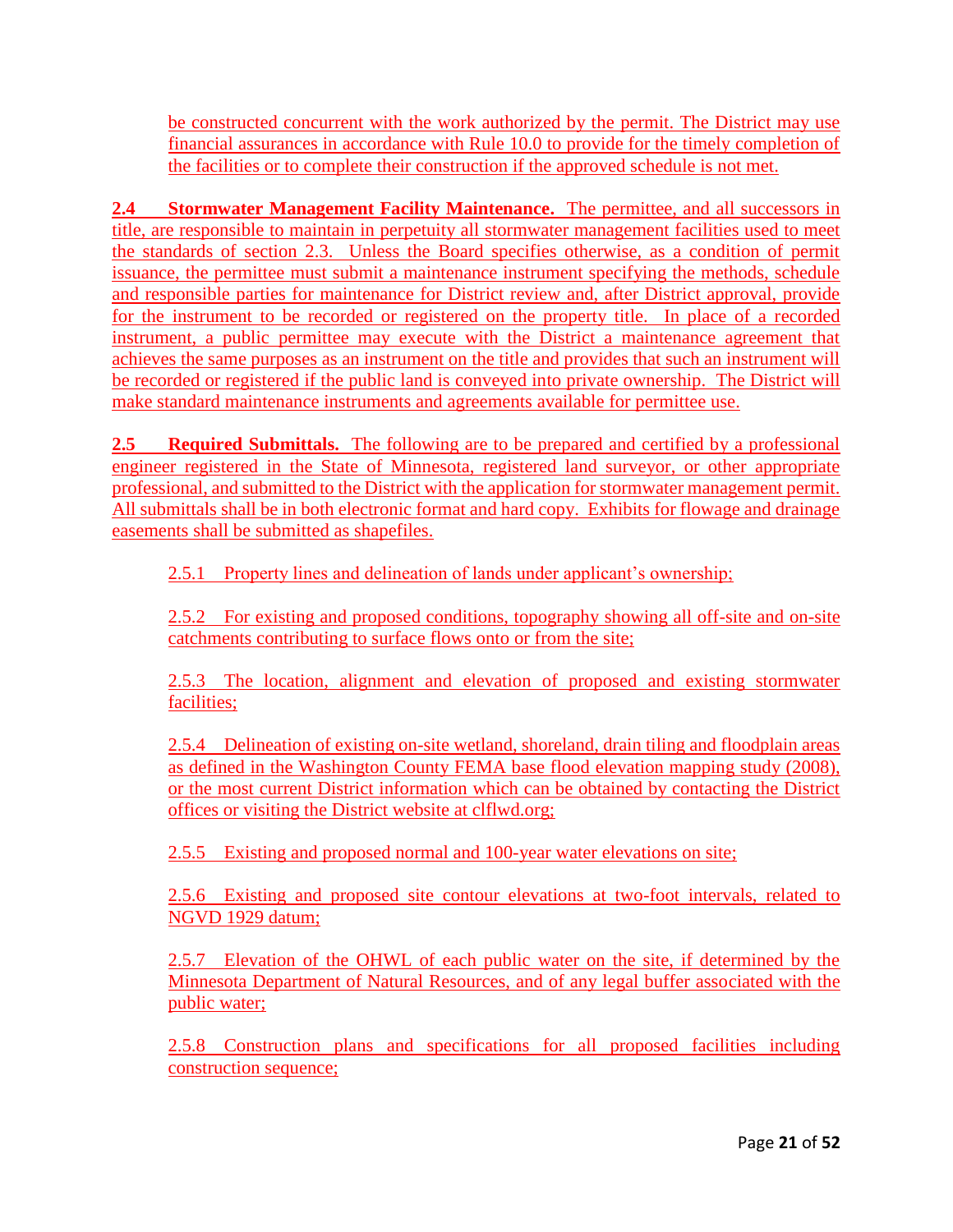be constructed concurrent with the work authorized by the permit. The District may use financial assurances in accordance with Rule 10.0 to provide for the timely completion of the facilities or to complete their construction if the approved schedule is not met.

**2.4 Stormwater Management Facility Maintenance.** The permittee, and all successors in title, are responsible to maintain in perpetuity all stormwater management facilities used to meet the standards of section 2.3. Unless the Board specifies otherwise, as a condition of permit issuance, the permittee must submit a maintenance instrument specifying the methods, schedule and responsible parties for maintenance for District review and, after District approval, provide for the instrument to be recorded or registered on the property title. In place of a recorded instrument, a public permittee may execute with the District a maintenance agreement that achieves the same purposes as an instrument on the title and provides that such an instrument will be recorded or registered if the public land is conveyed into private ownership. The District will make standard maintenance instruments and agreements available for permittee use.

**2.5 Required Submittals.** The following are to be prepared and certified by a professional engineer registered in the State of Minnesota, registered land surveyor, or other appropriate professional, and submitted to the District with the application for stormwater management permit. All submittals shall be in both electronic format and hard copy. Exhibits for flowage and drainage easements shall be submitted as shapefiles.

2.5.1 Property lines and delineation of lands under applicant's ownership;

2.5.2 For existing and proposed conditions, topography showing all off-site and on-site catchments contributing to surface flows onto or from the site;

2.5.3 The location, alignment and elevation of proposed and existing stormwater facilities;

2.5.4 Delineation of existing on-site wetland, shoreland, drain tiling and floodplain areas as defined in the Washington County FEMA base flood elevation mapping study (2008), or the most current District information which can be obtained by contacting the District offices or visiting the District website at clflwd.org;

2.5.5 Existing and proposed normal and 100-year water elevations on site;

2.5.6 Existing and proposed site contour elevations at two-foot intervals, related to NGVD 1929 datum;

2.5.7 Elevation of the OHWL of each public water on the site, if determined by the Minnesota Department of Natural Resources, and of any legal buffer associated with the public water;

2.5.8 Construction plans and specifications for all proposed facilities including construction sequence;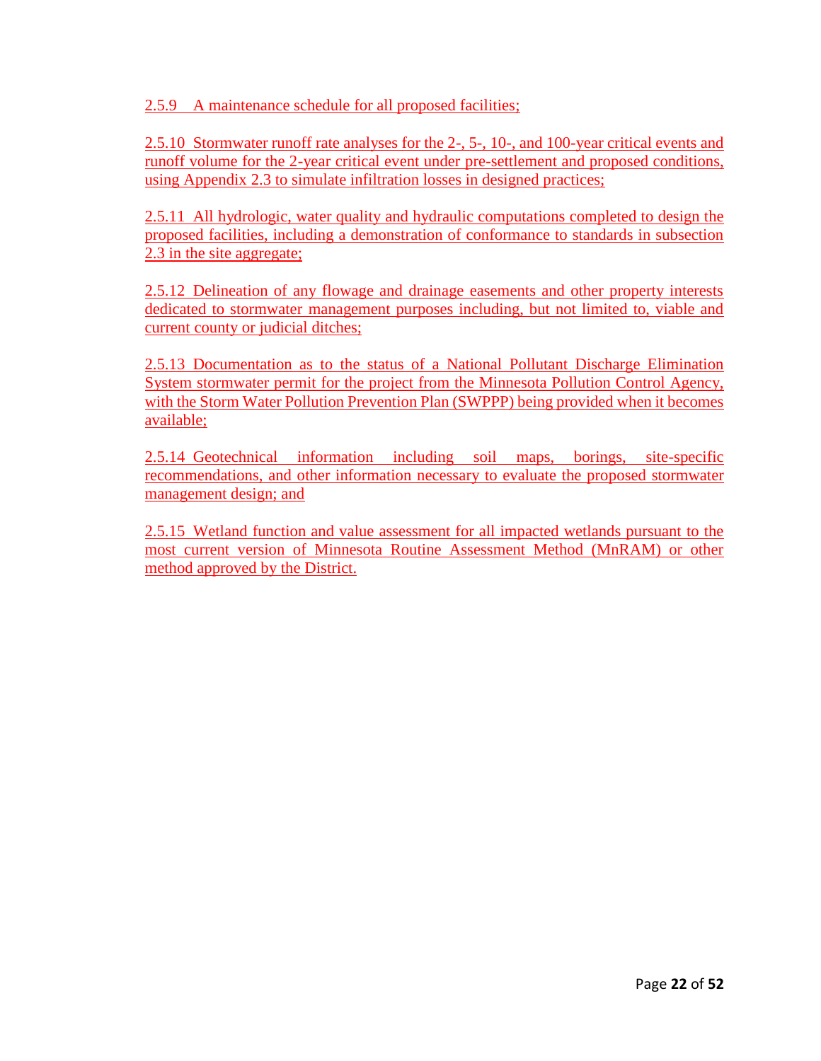2.5.9 A maintenance schedule for all proposed facilities;

2.5.10 Stormwater runoff rate analyses for the 2-, 5-, 10-, and 100-year critical events and runoff volume for the 2-year critical event under pre-settlement and proposed conditions, using Appendix 2.3 to simulate infiltration losses in designed practices;

2.5.11 All hydrologic, water quality and hydraulic computations completed to design the proposed facilities, including a demonstration of conformance to standards in subsection 2.3 in the site aggregate;

2.5.12 Delineation of any flowage and drainage easements and other property interests dedicated to stormwater management purposes including, but not limited to, viable and current county or judicial ditches;

2.5.13 Documentation as to the status of a National Pollutant Discharge Elimination System stormwater permit for the project from the Minnesota Pollution Control Agency, with the Storm Water Pollution Prevention Plan (SWPPP) being provided when it becomes available;

2.5.14 Geotechnical information including soil maps, borings, site-specific recommendations, and other information necessary to evaluate the proposed stormwater management design; and

2.5.15 Wetland function and value assessment for all impacted wetlands pursuant to the most current version of Minnesota Routine Assessment Method (MnRAM) or other method approved by the District.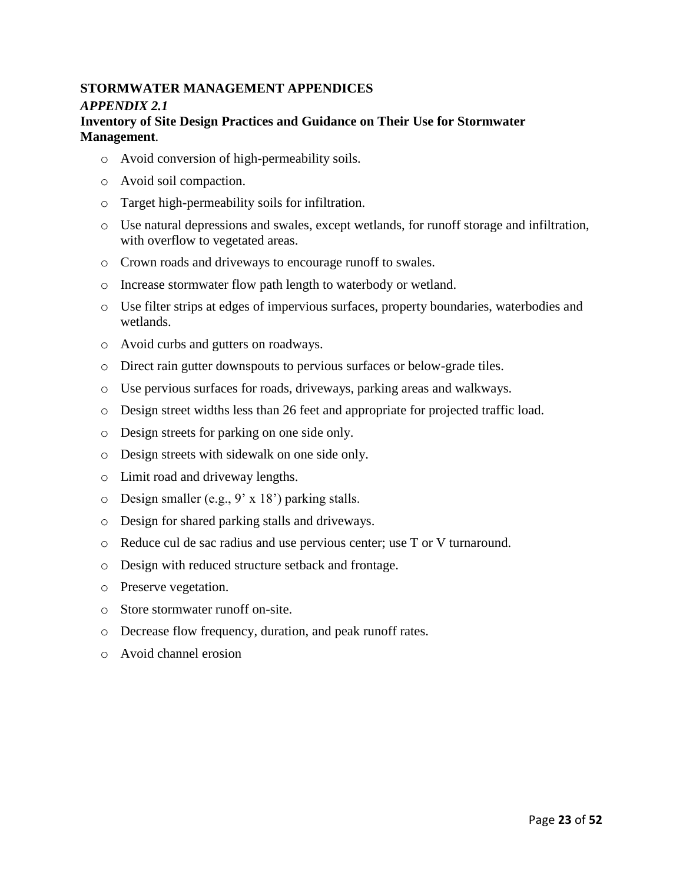**STORMWATER MANAGEMENT APPENDICES**

***APPENDIX 2.1***

**Inventory of Site Design Practices and Guidance on Their Use for Stormwater Management**.

- Avoid conversion of high-permeability soils.
- Avoid soil compaction.
- Target high-permeability soils for infiltration.
- Use natural depressions and swales, except wetlands, for runoff storage and infiltration, with overflow to vegetated areas.
- Crown roads and driveways to encourage runoff to swales.
- Increase stormwater flow path length to waterbody or wetland.
- Use filter strips at edges of impervious surfaces, property boundaries, waterbodies and wetlands.
- Avoid curbs and gutters on roadways.
- Direct rain gutter downspouts to pervious surfaces or below-grade tiles.
- Use pervious surfaces for roads, driveways, parking areas and walkways.
- Design street widths less than 26 feet and appropriate for projected traffic load.
- Design streets for parking on one side only.
- Design streets with sidewalk on one side only.
- Limit road and driveway lengths.
- Design smaller (e.g., 9' x 18') parking stalls.
- Design for shared parking stalls and driveways.
- Reduce cul de sac radius and use pervious center; use T or V turnaround.
- Design with reduced structure setback and frontage.
- Preserve vegetation.
- Store stormwater runoff on-site.
- Decrease flow frequency, duration, and peak runoff rates.
- Avoid channel erosion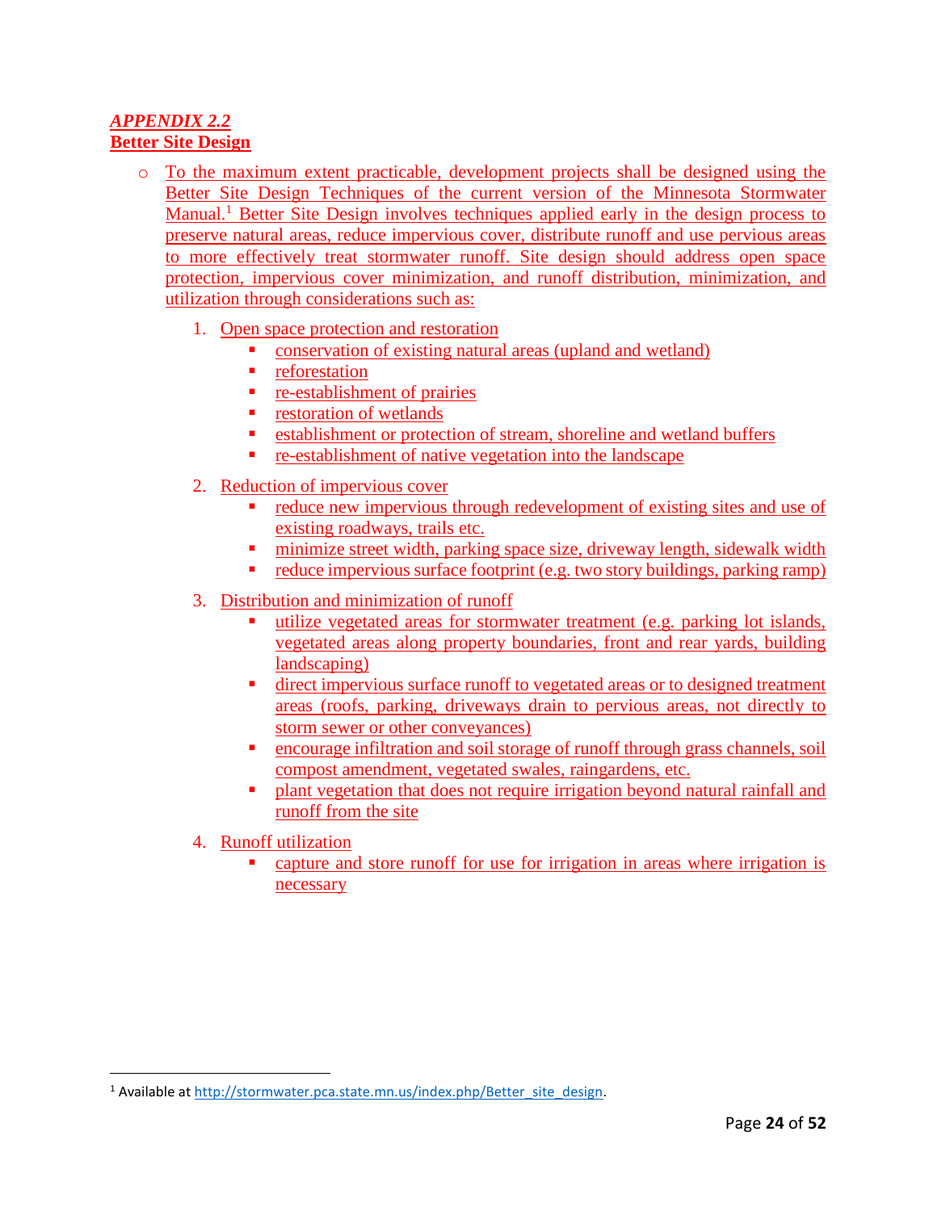## *APPENDIX 2.2*
## **Better Site Design**

- To the maximum extent practicable, development projects shall be designed using the Better Site Design Techniques of the current version of the Minnesota Stormwater Manual.[1] Better Site Design involves techniques applied early in the design process to preserve natural areas, reduce impervious cover, distribute runoff and use pervious areas to more effectively treat stormwater runoff. Site design should address open space protection, impervious cover minimization, and runoff distribution, minimization, and utilization through considerations such as:

    1. Open space protection and restoration
        - conservation of existing natural areas (upland and wetland)
        - reforestation
        - re-establishment of prairies
        - restoration of wetlands
        - establishment or protection of stream, shoreline and wetland buffers
        - re-establishment of native vegetation into the landscape

    2. Reduction of impervious cover
        - reduce new impervious through redevelopment of existing sites and use of existing roadways, trails etc.
        - minimize street width, parking space size, driveway length, sidewalk width
        - reduce impervious surface footprint (e.g. two story buildings, parking ramp)

    3. Distribution and minimization of runoff
        - utilize vegetated areas for stormwater treatment (e.g. parking lot islands, vegetated areas along property boundaries, front and rear yards, building landscaping)
        - direct impervious surface runoff to vegetated areas or to designed treatment areas (roofs, parking, driveways drain to pervious areas, not directly to storm sewer or other conveyances)
        - encourage infiltration and soil storage of runoff through grass channels, soil compost amendment, vegetated swales, raingardens, etc.
        - plant vegetation that does not require irrigation beyond natural rainfall and runoff from the site

    4. Runoff utilization
        - capture and store runoff for use for irrigation in areas where irrigation is necessary

---

[1] Available at http://stormwater.pca.state.mn.us/index.php/Better_site_design.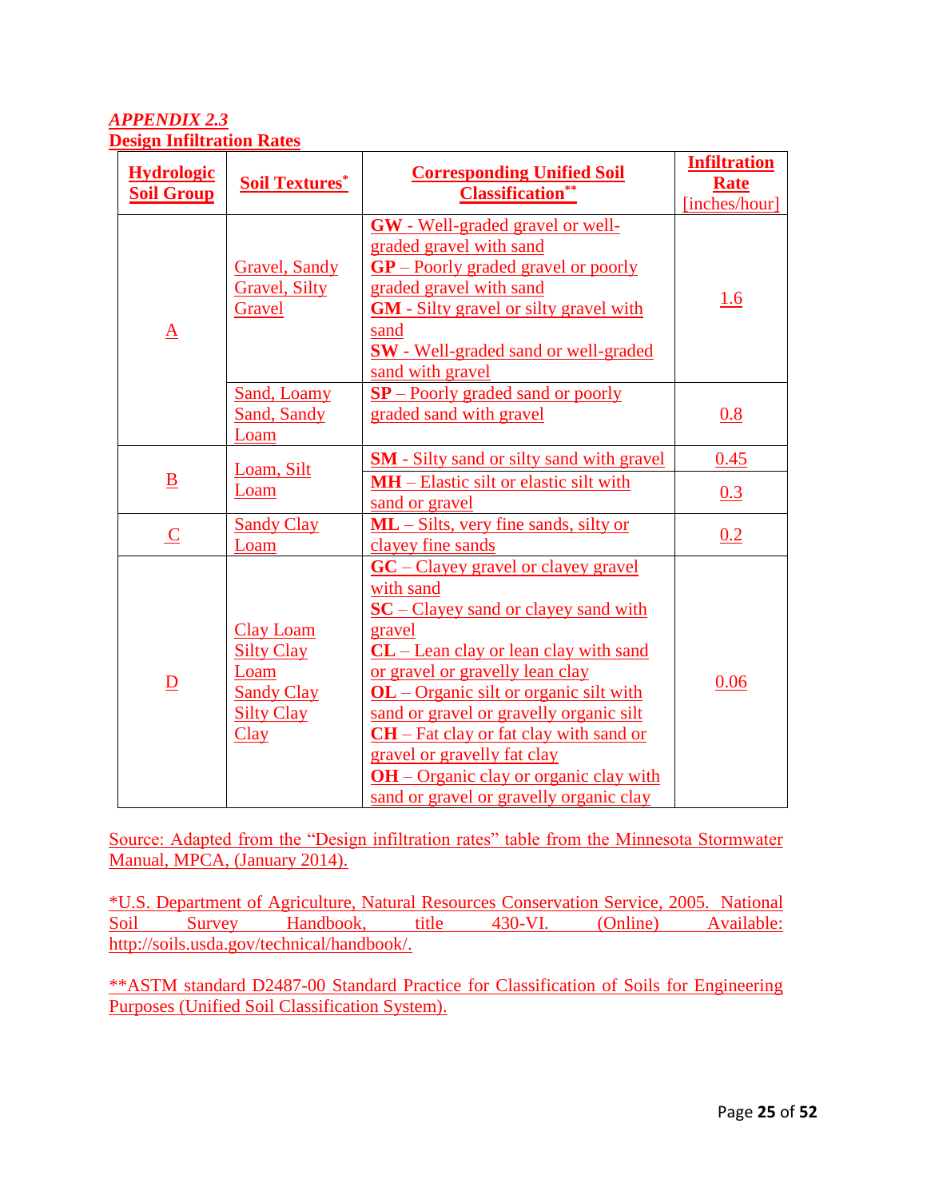## *APPENDIX 2.3*
## Design Infiltration Rates

| Hydrologic Soil Group | Soil Textures* | Corresponding Unified Soil Classification** | Infiltration Rate [inches/hour] |
|---|---|---|---|
| A | Gravel, Sandy Gravel, Silty Gravel | **GW** - Well-graded gravel or well-graded gravel with sand<br>**GP** – Poorly graded gravel or poorly graded gravel with sand<br>**GM** - Silty gravel or silty gravel with sand<br>**SW** - Well-graded sand or well-graded sand with gravel | 1.6 |
| | Sand, Loamy Sand, Sandy Loam | **SP** – Poorly graded sand or poorly graded sand with gravel | 0.8 |
| B | Loam, Silt Loam | **SM** - Silty sand or silty sand with gravel | 0.45 |
| | | **MH** – Elastic silt or elastic silt with sand or gravel | 0.3 |
| C | Sandy Clay Loam | **ML** – Silts, very fine sands, silty or clayey fine sands | 0.2 |
| D | Clay Loam<br>Silty Clay Loam<br>Sandy Clay<br>Silty Clay<br>Clay | **GC** – Clayey gravel or clayey gravel with sand<br>**SC** – Clayey sand or clayey sand with gravel<br>**CL** – Lean clay or lean clay with sand or gravel or gravelly lean clay<br>**OL** – Organic silt or organic silt with sand or gravel or gravelly organic silt<br>**CH** – Fat clay or fat clay with sand or gravel or gravelly fat clay<br>**OH** – Organic clay or organic clay with sand or gravel or gravelly organic clay | 0.06 |

Source: Adapted from the "Design infiltration rates" table from the Minnesota Stormwater Manual, MPCA, (January 2014).

*U.S. Department of Agriculture, Natural Resources Conservation Service, 2005. National Soil Survey Handbook, title 430-VI. (Online) Available: http://soils.usda.gov/technical/handbook/.

**ASTM standard D2487-00 Standard Practice for Classification of Soils for Engineering Purposes (Unified Soil Classification System).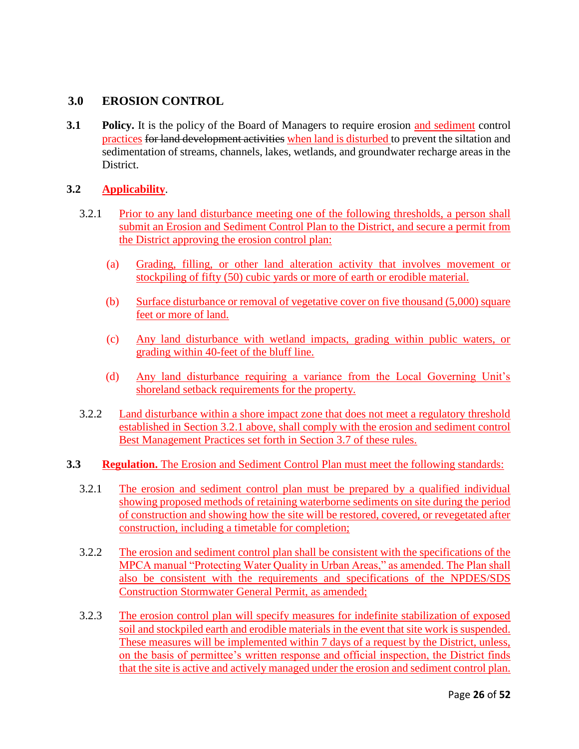## 3.0 EROSION CONTROL

**3.1 Policy.** It is the policy of the Board of Managers to require erosion and sediment control practices ~~for land development activities~~ when land is disturbed to prevent the siltation and sedimentation of streams, channels, lakes, wetlands, and groundwater recharge areas in the District.

**3.2 Applicability.**

3.2.1 Prior to any land disturbance meeting one of the following thresholds, a person shall submit an Erosion and Sediment Control Plan to the District, and secure a permit from the District approving the erosion control plan:

(a) Grading, filling, or other land alteration activity that involves movement or stockpiling of fifty (50) cubic yards or more of earth or erodible material.

(b) Surface disturbance or removal of vegetative cover on five thousand (5,000) square feet or more of land.

(c) Any land disturbance with wetland impacts, grading within public waters, or grading within 40-feet of the bluff line.

(d) Any land disturbance requiring a variance from the Local Governing Unit's shoreland setback requirements for the property.

3.2.2 Land disturbance within a shore impact zone that does not meet a regulatory threshold established in Section 3.2.1 above, shall comply with the erosion and sediment control Best Management Practices set forth in Section 3.7 of these rules.

**3.3 Regulation.** The Erosion and Sediment Control Plan must meet the following standards:

3.2.1 The erosion and sediment control plan must be prepared by a qualified individual showing proposed methods of retaining waterborne sediments on site during the period of construction and showing how the site will be restored, covered, or revegetated after construction, including a timetable for completion;

3.2.2 The erosion and sediment control plan shall be consistent with the specifications of the MPCA manual "Protecting Water Quality in Urban Areas," as amended. The Plan shall also be consistent with the requirements and specifications of the NPDES/SDS Construction Stormwater General Permit, as amended;

3.2.3 The erosion control plan will specify measures for indefinite stabilization of exposed soil and stockpiled earth and erodible materials in the event that site work is suspended. These measures will be implemented within 7 days of a request by the District, unless, on the basis of permittee's written response and official inspection, the District finds that the site is active and actively managed under the erosion and sediment control plan.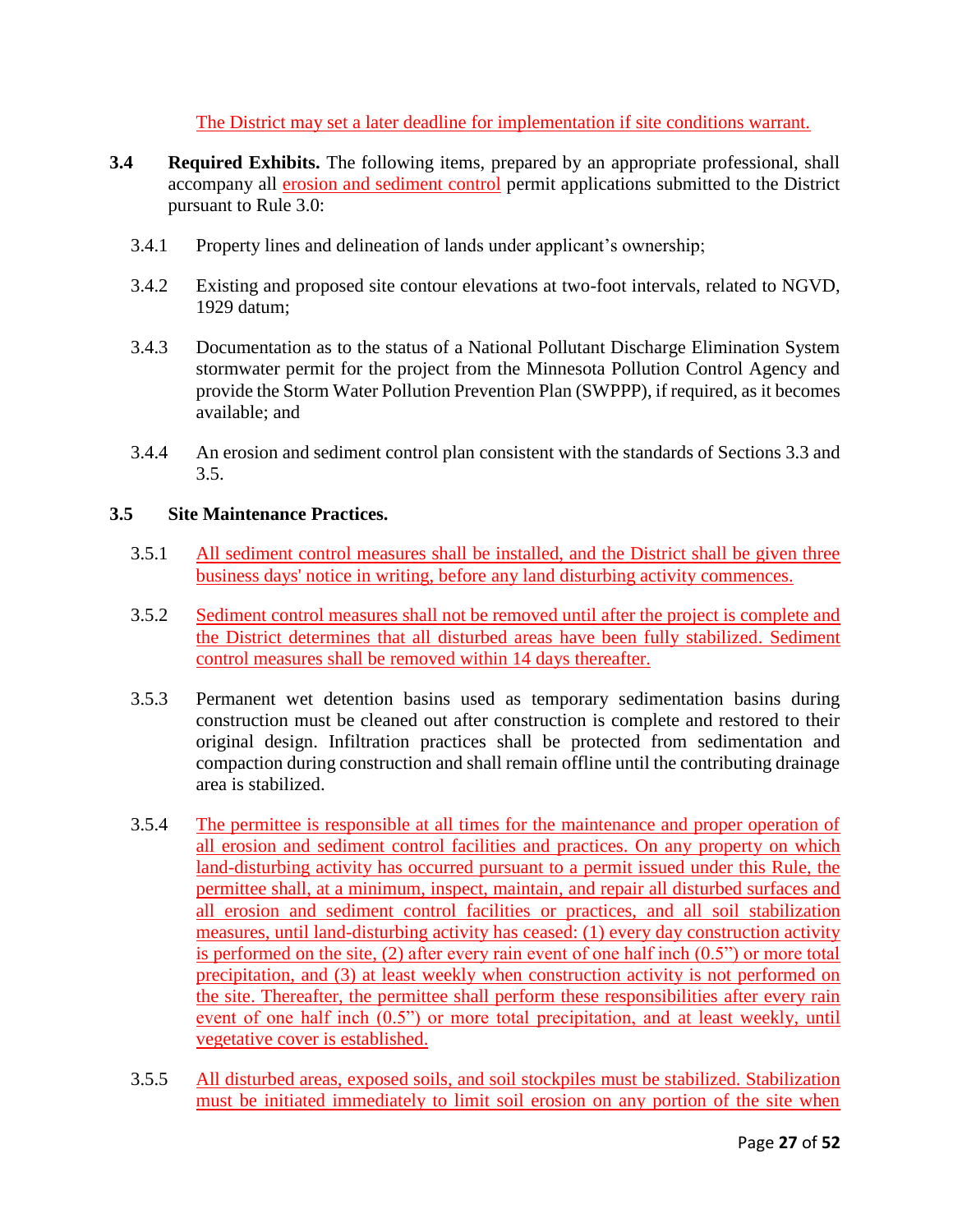The District may set a later deadline for implementation if site conditions warrant.

**3.4 Required Exhibits.** The following items, prepared by an appropriate professional, shall accompany all erosion and sediment control permit applications submitted to the District pursuant to Rule 3.0:

3.4.1 Property lines and delineation of lands under applicant's ownership;

3.4.2 Existing and proposed site contour elevations at two-foot intervals, related to NGVD, 1929 datum;

3.4.3 Documentation as to the status of a National Pollutant Discharge Elimination System stormwater permit for the project from the Minnesota Pollution Control Agency and provide the Storm Water Pollution Prevention Plan (SWPPP), if required, as it becomes available; and

3.4.4 An erosion and sediment control plan consistent with the standards of Sections 3.3 and 3.5.

**3.5 Site Maintenance Practices.**

3.5.1 All sediment control measures shall be installed, and the District shall be given three business days' notice in writing, before any land disturbing activity commences.

3.5.2 Sediment control measures shall not be removed until after the project is complete and the District determines that all disturbed areas have been fully stabilized. Sediment control measures shall be removed within 14 days thereafter.

3.5.3 Permanent wet detention basins used as temporary sedimentation basins during construction must be cleaned out after construction is complete and restored to their original design. Infiltration practices shall be protected from sedimentation and compaction during construction and shall remain offline until the contributing drainage area is stabilized.

3.5.4 The permittee is responsible at all times for the maintenance and proper operation of all erosion and sediment control facilities and practices. On any property on which land-disturbing activity has occurred pursuant to a permit issued under this Rule, the permittee shall, at a minimum, inspect, maintain, and repair all disturbed surfaces and all erosion and sediment control facilities or practices, and all soil stabilization measures, until land-disturbing activity has ceased: (1) every day construction activity is performed on the site, (2) after every rain event of one half inch (0.5") or more total precipitation, and (3) at least weekly when construction activity is not performed on the site. Thereafter, the permittee shall perform these responsibilities after every rain event of one half inch (0.5") or more total precipitation, and at least weekly, until vegetative cover is established.

3.5.5 All disturbed areas, exposed soils, and soil stockpiles must be stabilized. Stabilization must be initiated immediately to limit soil erosion on any portion of the site when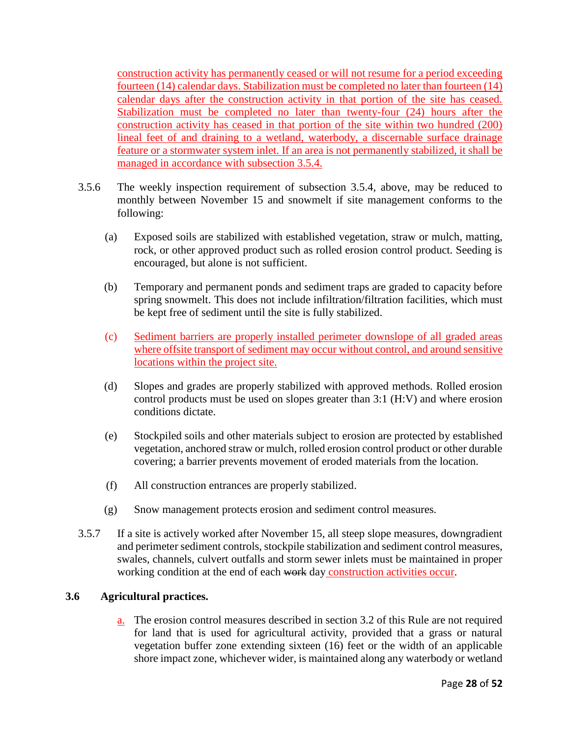construction activity has permanently ceased or will not resume for a period exceeding fourteen (14) calendar days. Stabilization must be completed no later than fourteen (14) calendar days after the construction activity in that portion of the site has ceased. Stabilization must be completed no later than twenty-four (24) hours after the construction activity has ceased in that portion of the site within two hundred (200) lineal feet of and draining to a wetland, waterbody, a discernable surface drainage feature or a stormwater system inlet. If an area is not permanently stabilized, it shall be managed in accordance with subsection 3.5.4.

3.5.6 The weekly inspection requirement of subsection 3.5.4, above, may be reduced to monthly between November 15 and snowmelt if site management conforms to the following:

(a) Exposed soils are stabilized with established vegetation, straw or mulch, matting, rock, or other approved product such as rolled erosion control product. Seeding is encouraged, but alone is not sufficient.

(b) Temporary and permanent ponds and sediment traps are graded to capacity before spring snowmelt. This does not include infiltration/filtration facilities, which must be kept free of sediment until the site is fully stabilized.

(c) Sediment barriers are properly installed perimeter downslope of all graded areas where offsite transport of sediment may occur without control, and around sensitive locations within the project site.

(d) Slopes and grades are properly stabilized with approved methods. Rolled erosion control products must be used on slopes greater than 3:1 (H:V) and where erosion conditions dictate.

(e) Stockpiled soils and other materials subject to erosion are protected by established vegetation, anchored straw or mulch, rolled erosion control product or other durable covering; a barrier prevents movement of eroded materials from the location.

(f) All construction entrances are properly stabilized.

(g) Snow management protects erosion and sediment control measures.

3.5.7 If a site is actively worked after November 15, all steep slope measures, downgradient and perimeter sediment controls, stockpile stabilization and sediment control measures, swales, channels, culvert outfalls and storm sewer inlets must be maintained in proper working condition at the end of each ~~work~~ day construction activities occur.

### 3.6 Agricultural practices.

a. The erosion control measures described in section 3.2 of this Rule are not required for land that is used for agricultural activity, provided that a grass or natural vegetation buffer zone extending sixteen (16) feet or the width of an applicable shore impact zone, whichever wider, is maintained along any waterbody or wetland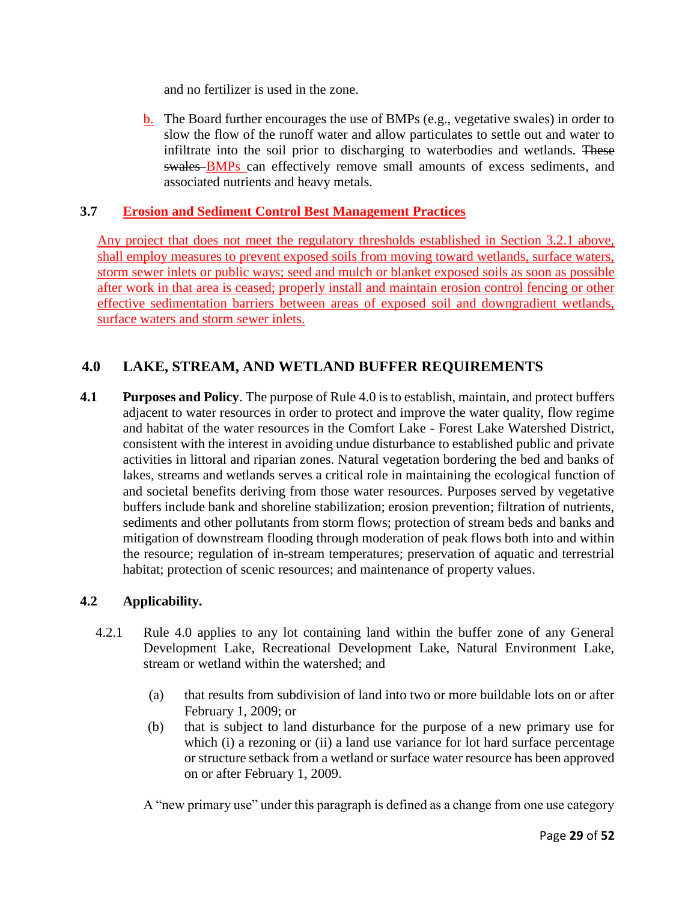and no fertilizer is used in the zone.

b. The Board further encourages the use of BMPs (e.g., vegetative swales) in order to slow the flow of the runoff water and allow particulates to settle out and water to infiltrate into the soil prior to discharging to waterbodies and wetlands. ~~These swales~~ BMPs can effectively remove small amounts of excess sediments, and associated nutrients and heavy metals.

### 3.7 Erosion and Sediment Control Best Management Practices

Any project that does not meet the regulatory thresholds established in Section 3.2.1 above, shall employ measures to prevent exposed soils from moving toward wetlands, surface waters, storm sewer inlets or public ways; seed and mulch or blanket exposed soils as soon as possible after work in that area is ceased; properly install and maintain erosion control fencing or other effective sedimentation barriers between areas of exposed soil and downgradient wetlands, surface waters and storm sewer inlets.

## 4.0 LAKE, STREAM, AND WETLAND BUFFER REQUIREMENTS

**4.1 Purposes and Policy**. The purpose of Rule 4.0 is to establish, maintain, and protect buffers adjacent to water resources in order to protect and improve the water quality, flow regime and habitat of the water resources in the Comfort Lake - Forest Lake Watershed District, consistent with the interest in avoiding undue disturbance to established public and private activities in littoral and riparian zones. Natural vegetation bordering the bed and banks of lakes, streams and wetlands serves a critical role in maintaining the ecological function of and societal benefits deriving from those water resources. Purposes served by vegetative buffers include bank and shoreline stabilization; erosion prevention; filtration of nutrients, sediments and other pollutants from storm flows; protection of stream beds and banks and mitigation of downstream flooding through moderation of peak flows both into and within the resource; regulation of in-stream temperatures; preservation of aquatic and terrestrial habitat; protection of scenic resources; and maintenance of property values.

**4.2 Applicability.**

4.2.1 Rule 4.0 applies to any lot containing land within the buffer zone of any General Development Lake, Recreational Development Lake, Natural Environment Lake, stream or wetland within the watershed; and

(a) that results from subdivision of land into two or more buildable lots on or after February 1, 2009; or

(b) that is subject to land disturbance for the purpose of a new primary use for which (i) a rezoning or (ii) a land use variance for lot hard surface percentage or structure setback from a wetland or surface water resource has been approved on or after February 1, 2009.

A "new primary use" under this paragraph is defined as a change from one use category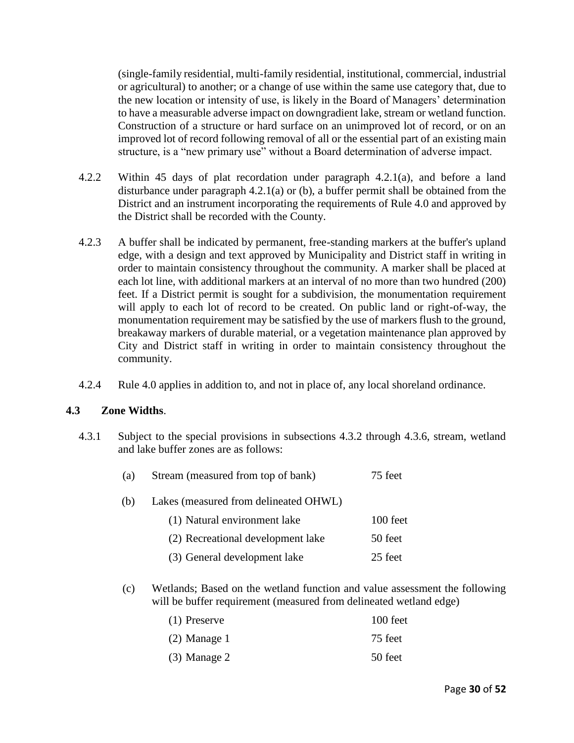(single-family residential, multi-family residential, institutional, commercial, industrial or agricultural) to another; or a change of use within the same use category that, due to the new location or intensity of use, is likely in the Board of Managers' determination to have a measurable adverse impact on downgradient lake, stream or wetland function. Construction of a structure or hard surface on an unimproved lot of record, or on an improved lot of record following removal of all or the essential part of an existing main structure, is a "new primary use" without a Board determination of adverse impact.

4.2.2 Within 45 days of plat recordation under paragraph 4.2.1(a), and before a land disturbance under paragraph 4.2.1(a) or (b), a buffer permit shall be obtained from the District and an instrument incorporating the requirements of Rule 4.0 and approved by the District shall be recorded with the County.

4.2.3 A buffer shall be indicated by permanent, free-standing markers at the buffer's upland edge, with a design and text approved by Municipality and District staff in writing in order to maintain consistency throughout the community. A marker shall be placed at each lot line, with additional markers at an interval of no more than two hundred (200) feet. If a District permit is sought for a subdivision, the monumentation requirement will apply to each lot of record to be created. On public land or right-of-way, the monumentation requirement may be satisfied by the use of markers flush to the ground, breakaway markers of durable material, or a vegetation maintenance plan approved by City and District staff in writing in order to maintain consistency throughout the community.

4.2.4 Rule 4.0 applies in addition to, and not in place of, any local shoreland ordinance.

## 4.3 Zone Widths.

4.3.1 Subject to the special provisions in subsections 4.3.2 through 4.3.6, stream, wetland and lake buffer zones are as follows:

(a) Stream (measured from top of bank) 75 feet

(b) Lakes (measured from delineated OHWL)

- (1) Natural environment lake 100 feet
- (2) Recreational development lake 50 feet
- (3) General development lake 25 feet

(c) Wetlands; Based on the wetland function and value assessment the following will be buffer requirement (measured from delineated wetland edge)

- (1) Preserve 100 feet
- (2) Manage 1 75 feet
- (3) Manage 2 50 feet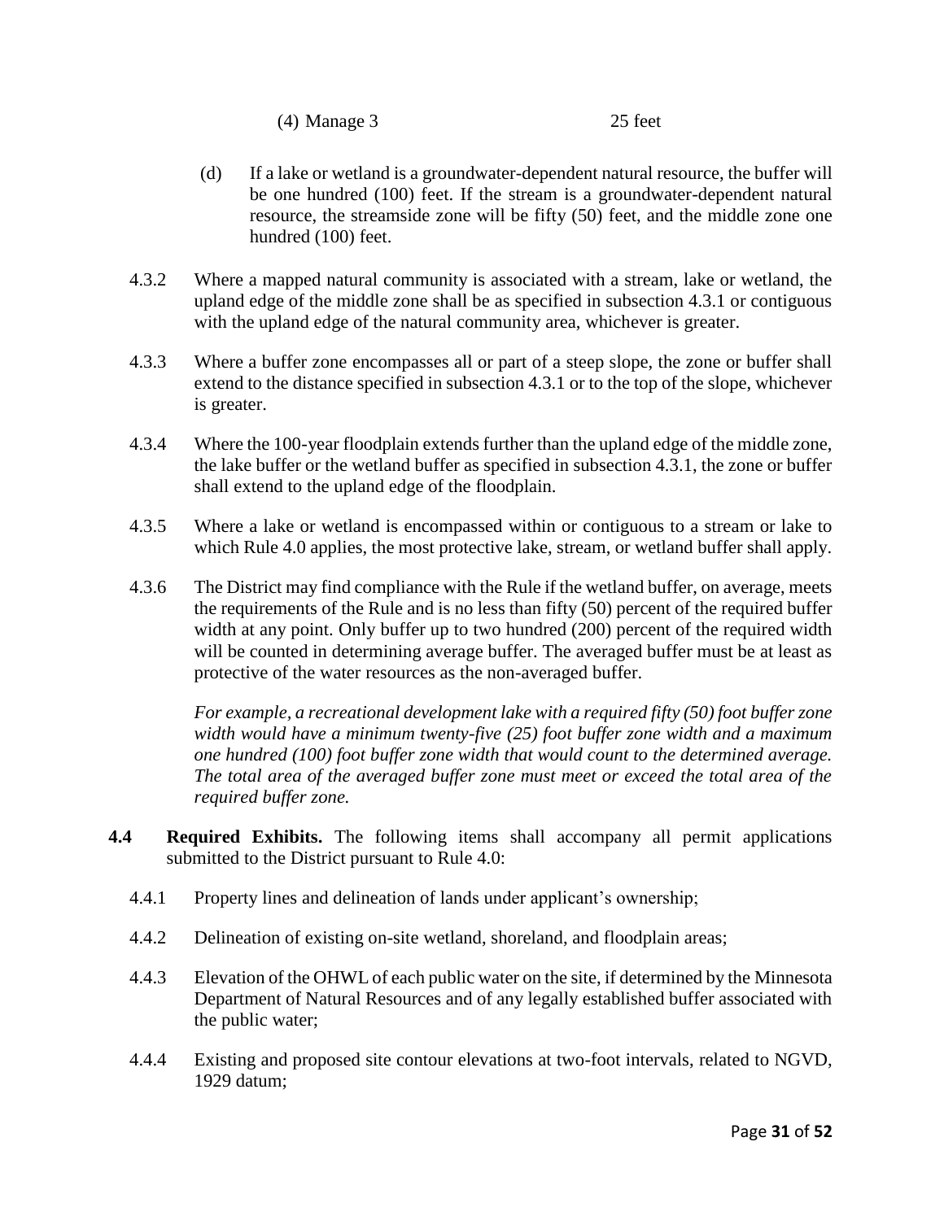(4) Manage 3 25 feet

(d) If a lake or wetland is a groundwater-dependent natural resource, the buffer will be one hundred (100) feet. If the stream is a groundwater-dependent natural resource, the streamside zone will be fifty (50) feet, and the middle zone one hundred (100) feet.

4.3.2 Where a mapped natural community is associated with a stream, lake or wetland, the upland edge of the middle zone shall be as specified in subsection 4.3.1 or contiguous with the upland edge of the natural community area, whichever is greater.

4.3.3 Where a buffer zone encompasses all or part of a steep slope, the zone or buffer shall extend to the distance specified in subsection 4.3.1 or to the top of the slope, whichever is greater.

4.3.4 Where the 100-year floodplain extends further than the upland edge of the middle zone, the lake buffer or the wetland buffer as specified in subsection 4.3.1, the zone or buffer shall extend to the upland edge of the floodplain.

4.3.5 Where a lake or wetland is encompassed within or contiguous to a stream or lake to which Rule 4.0 applies, the most protective lake, stream, or wetland buffer shall apply.

4.3.6 The District may find compliance with the Rule if the wetland buffer, on average, meets the requirements of the Rule and is no less than fifty (50) percent of the required buffer width at any point. Only buffer up to two hundred (200) percent of the required width will be counted in determining average buffer. The averaged buffer must be at least as protective of the water resources as the non-averaged buffer.

*For example, a recreational development lake with a required fifty (50) foot buffer zone width would have a minimum twenty-five (25) foot buffer zone width and a maximum one hundred (100) foot buffer zone width that would count to the determined average. The total area of the averaged buffer zone must meet or exceed the total area of the required buffer zone.*

**4.4 Required Exhibits.** The following items shall accompany all permit applications submitted to the District pursuant to Rule 4.0:

4.4.1 Property lines and delineation of lands under applicant's ownership;

4.4.2 Delineation of existing on-site wetland, shoreland, and floodplain areas;

4.4.3 Elevation of the OHWL of each public water on the site, if determined by the Minnesota Department of Natural Resources and of any legally established buffer associated with the public water;

4.4.4 Existing and proposed site contour elevations at two-foot intervals, related to NGVD, 1929 datum;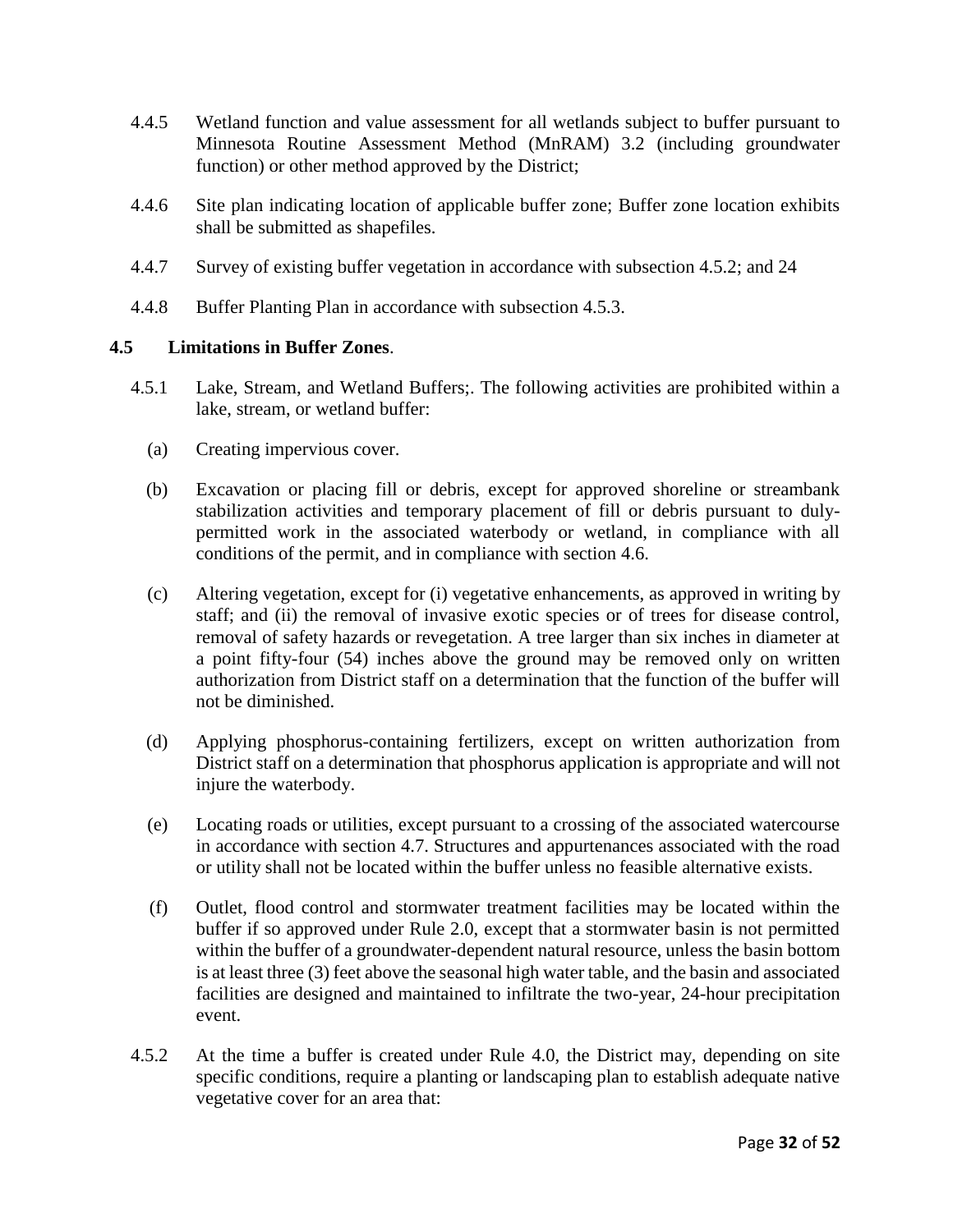4.4.5 Wetland function and value assessment for all wetlands subject to buffer pursuant to Minnesota Routine Assessment Method (MnRAM) 3.2 (including groundwater function) or other method approved by the District;

4.4.6 Site plan indicating location of applicable buffer zone; Buffer zone location exhibits shall be submitted as shapefiles.

4.4.7 Survey of existing buffer vegetation in accordance with subsection 4.5.2; and 24

4.4.8 Buffer Planting Plan in accordance with subsection 4.5.3.

### 4.5 Limitations in Buffer Zones.

4.5.1 Lake, Stream, and Wetland Buffers;. The following activities are prohibited within a lake, stream, or wetland buffer:

(a) Creating impervious cover.

(b) Excavation or placing fill or debris, except for approved shoreline or streambank stabilization activities and temporary placement of fill or debris pursuant to duly-permitted work in the associated waterbody or wetland, in compliance with all conditions of the permit, and in compliance with section 4.6.

(c) Altering vegetation, except for (i) vegetative enhancements, as approved in writing by staff; and (ii) the removal of invasive exotic species or of trees for disease control, removal of safety hazards or revegetation. A tree larger than six inches in diameter at a point fifty-four (54) inches above the ground may be removed only on written authorization from District staff on a determination that the function of the buffer will not be diminished.

(d) Applying phosphorus-containing fertilizers, except on written authorization from District staff on a determination that phosphorus application is appropriate and will not injure the waterbody.

(e) Locating roads or utilities, except pursuant to a crossing of the associated watercourse in accordance with section 4.7. Structures and appurtenances associated with the road or utility shall not be located within the buffer unless no feasible alternative exists.

(f) Outlet, flood control and stormwater treatment facilities may be located within the buffer if so approved under Rule 2.0, except that a stormwater basin is not permitted within the buffer of a groundwater-dependent natural resource, unless the basin bottom is at least three (3) feet above the seasonal high water table, and the basin and associated facilities are designed and maintained to infiltrate the two-year, 24-hour precipitation event.

4.5.2 At the time a buffer is created under Rule 4.0, the District may, depending on site specific conditions, require a planting or landscaping plan to establish adequate native vegetative cover for an area that: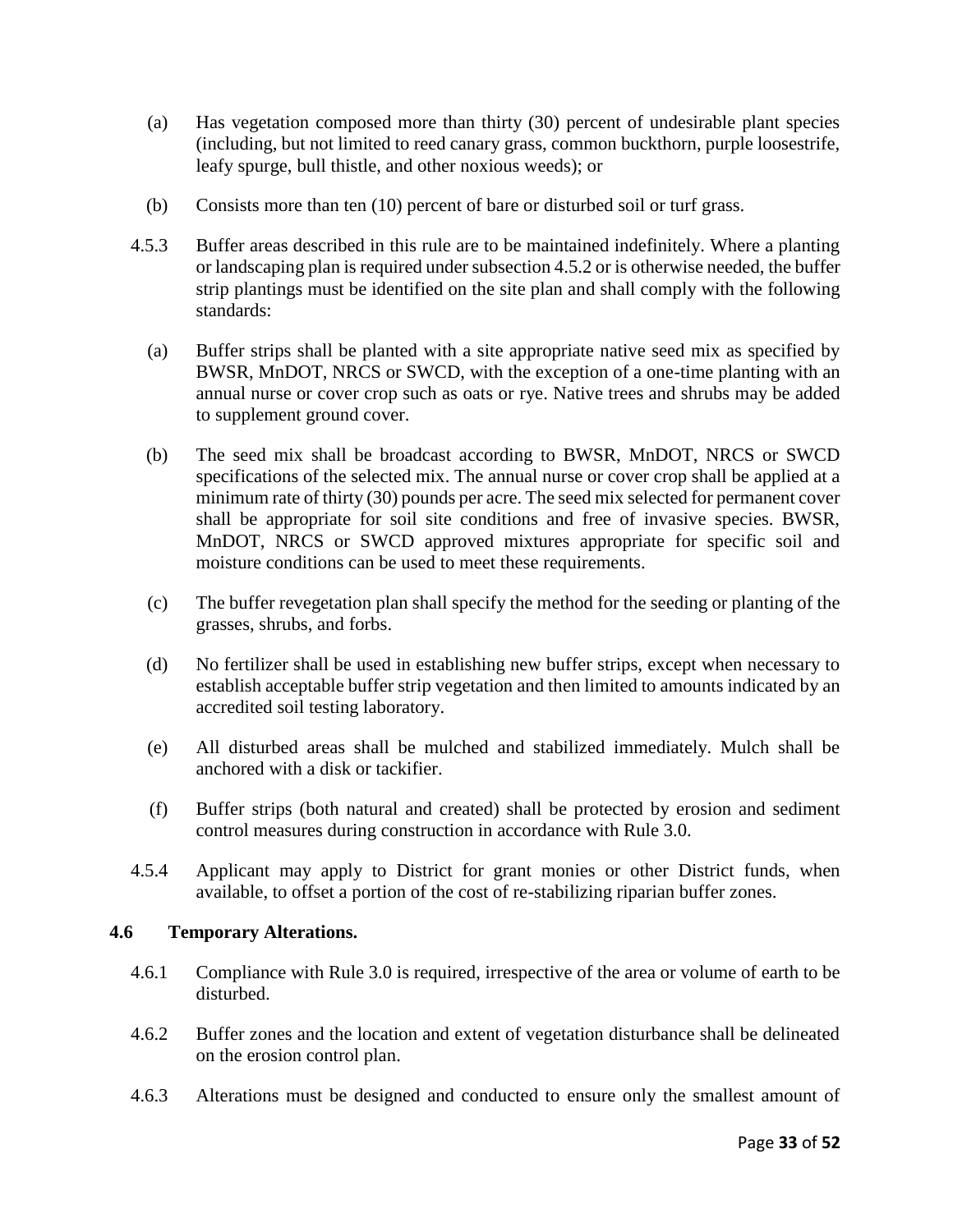(a) Has vegetation composed more than thirty (30) percent of undesirable plant species (including, but not limited to reed canary grass, common buckthorn, purple loosestrife, leafy spurge, bull thistle, and other noxious weeds); or

(b) Consists more than ten (10) percent of bare or disturbed soil or turf grass.

4.5.3 Buffer areas described in this rule are to be maintained indefinitely. Where a planting or landscaping plan is required under subsection 4.5.2 or is otherwise needed, the buffer strip plantings must be identified on the site plan and shall comply with the following standards:

(a) Buffer strips shall be planted with a site appropriate native seed mix as specified by BWSR, MnDOT, NRCS or SWCD, with the exception of a one-time planting with an annual nurse or cover crop such as oats or rye. Native trees and shrubs may be added to supplement ground cover.

(b) The seed mix shall be broadcast according to BWSR, MnDOT, NRCS or SWCD specifications of the selected mix. The annual nurse or cover crop shall be applied at a minimum rate of thirty (30) pounds per acre. The seed mix selected for permanent cover shall be appropriate for soil site conditions and free of invasive species. BWSR, MnDOT, NRCS or SWCD approved mixtures appropriate for specific soil and moisture conditions can be used to meet these requirements.

(c) The buffer revegetation plan shall specify the method for the seeding or planting of the grasses, shrubs, and forbs.

(d) No fertilizer shall be used in establishing new buffer strips, except when necessary to establish acceptable buffer strip vegetation and then limited to amounts indicated by an accredited soil testing laboratory.

(e) All disturbed areas shall be mulched and stabilized immediately. Mulch shall be anchored with a disk or tackifier.

(f) Buffer strips (both natural and created) shall be protected by erosion and sediment control measures during construction in accordance with Rule 3.0.

4.5.4 Applicant may apply to District for grant monies or other District funds, when available, to offset a portion of the cost of re-stabilizing riparian buffer zones.

### 4.6 Temporary Alterations.

4.6.1 Compliance with Rule 3.0 is required, irrespective of the area or volume of earth to be disturbed.

4.6.2 Buffer zones and the location and extent of vegetation disturbance shall be delineated on the erosion control plan.

4.6.3 Alterations must be designed and conducted to ensure only the smallest amount of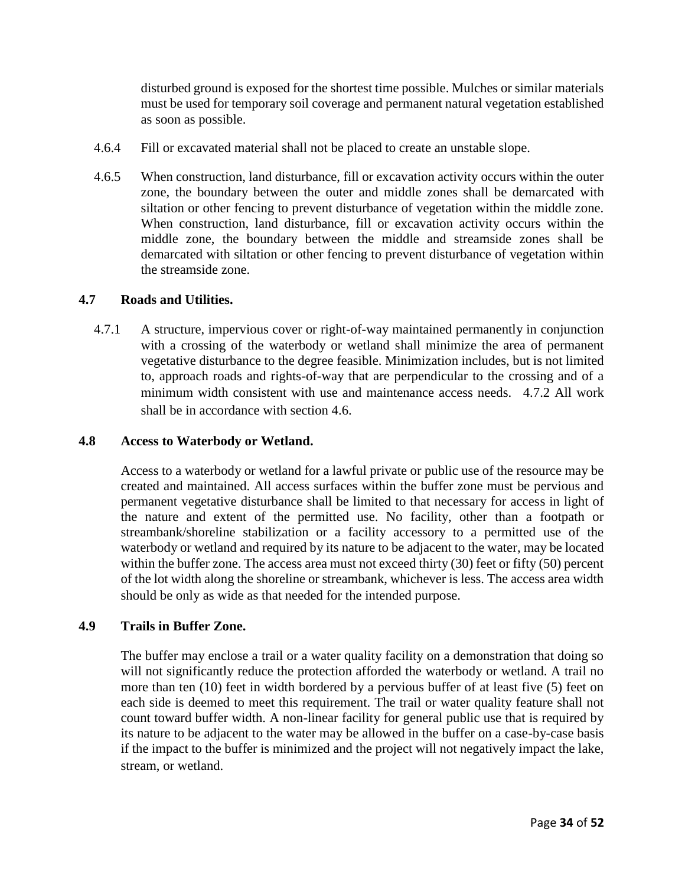disturbed ground is exposed for the shortest time possible. Mulches or similar materials must be used for temporary soil coverage and permanent natural vegetation established as soon as possible.

4.6.4 Fill or excavated material shall not be placed to create an unstable slope.

4.6.5 When construction, land disturbance, fill or excavation activity occurs within the outer zone, the boundary between the outer and middle zones shall be demarcated with siltation or other fencing to prevent disturbance of vegetation within the middle zone. When construction, land disturbance, fill or excavation activity occurs within the middle zone, the boundary between the middle and streamside zones shall be demarcated with siltation or other fencing to prevent disturbance of vegetation within the streamside zone.

### 4.7 Roads and Utilities.

4.7.1 A structure, impervious cover or right-of-way maintained permanently in conjunction with a crossing of the waterbody or wetland shall minimize the area of permanent vegetative disturbance to the degree feasible. Minimization includes, but is not limited to, approach roads and rights-of-way that are perpendicular to the crossing and of a minimum width consistent with use and maintenance access needs. 4.7.2 All work shall be in accordance with section 4.6.

### 4.8 Access to Waterbody or Wetland.

Access to a waterbody or wetland for a lawful private or public use of the resource may be created and maintained. All access surfaces within the buffer zone must be pervious and permanent vegetative disturbance shall be limited to that necessary for access in light of the nature and extent of the permitted use. No facility, other than a footpath or streambank/shoreline stabilization or a facility accessory to a permitted use of the waterbody or wetland and required by its nature to be adjacent to the water, may be located within the buffer zone. The access area must not exceed thirty (30) feet or fifty (50) percent of the lot width along the shoreline or streambank, whichever is less. The access area width should be only as wide as that needed for the intended purpose.

### 4.9 Trails in Buffer Zone.

The buffer may enclose a trail or a water quality facility on a demonstration that doing so will not significantly reduce the protection afforded the waterbody or wetland. A trail no more than ten (10) feet in width bordered by a pervious buffer of at least five (5) feet on each side is deemed to meet this requirement. The trail or water quality feature shall not count toward buffer width. A non-linear facility for general public use that is required by its nature to be adjacent to the water may be allowed in the buffer on a case-by-case basis if the impact to the buffer is minimized and the project will not negatively impact the lake, stream, or wetland.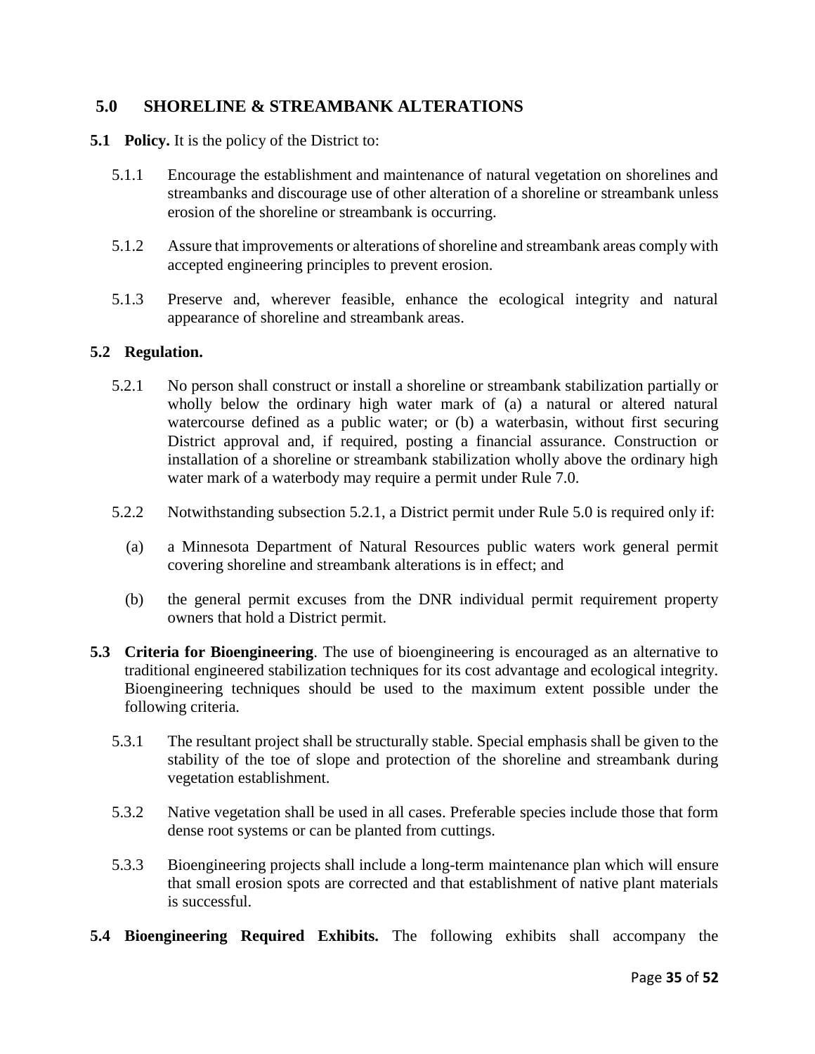## 5.0 SHORELINE & STREAMBANK ALTERATIONS

**5.1 Policy.** It is the policy of the District to:

5.1.1 Encourage the establishment and maintenance of natural vegetation on shorelines and streambanks and discourage use of other alteration of a shoreline or streambank unless erosion of the shoreline or streambank is occurring.

5.1.2 Assure that improvements or alterations of shoreline and streambank areas comply with accepted engineering principles to prevent erosion.

5.1.3 Preserve and, wherever feasible, enhance the ecological integrity and natural appearance of shoreline and streambank areas.

**5.2 Regulation.**

5.2.1 No person shall construct or install a shoreline or streambank stabilization partially or wholly below the ordinary high water mark of (a) a natural or altered natural watercourse defined as a public water; or (b) a waterbasin, without first securing District approval and, if required, posting a financial assurance. Construction or installation of a shoreline or streambank stabilization wholly above the ordinary high water mark of a waterbody may require a permit under Rule 7.0.

5.2.2 Notwithstanding subsection 5.2.1, a District permit under Rule 5.0 is required only if:

(a) a Minnesota Department of Natural Resources public waters work general permit covering shoreline and streambank alterations is in effect; and

(b) the general permit excuses from the DNR individual permit requirement property owners that hold a District permit.

**5.3 Criteria for Bioengineering**. The use of bioengineering is encouraged as an alternative to traditional engineered stabilization techniques for its cost advantage and ecological integrity. Bioengineering techniques should be used to the maximum extent possible under the following criteria.

5.3.1 The resultant project shall be structurally stable. Special emphasis shall be given to the stability of the toe of slope and protection of the shoreline and streambank during vegetation establishment.

5.3.2 Native vegetation shall be used in all cases. Preferable species include those that form dense root systems or can be planted from cuttings.

5.3.3 Bioengineering projects shall include a long-term maintenance plan which will ensure that small erosion spots are corrected and that establishment of native plant materials is successful.

**5.4 Bioengineering Required Exhibits.** The following exhibits shall accompany the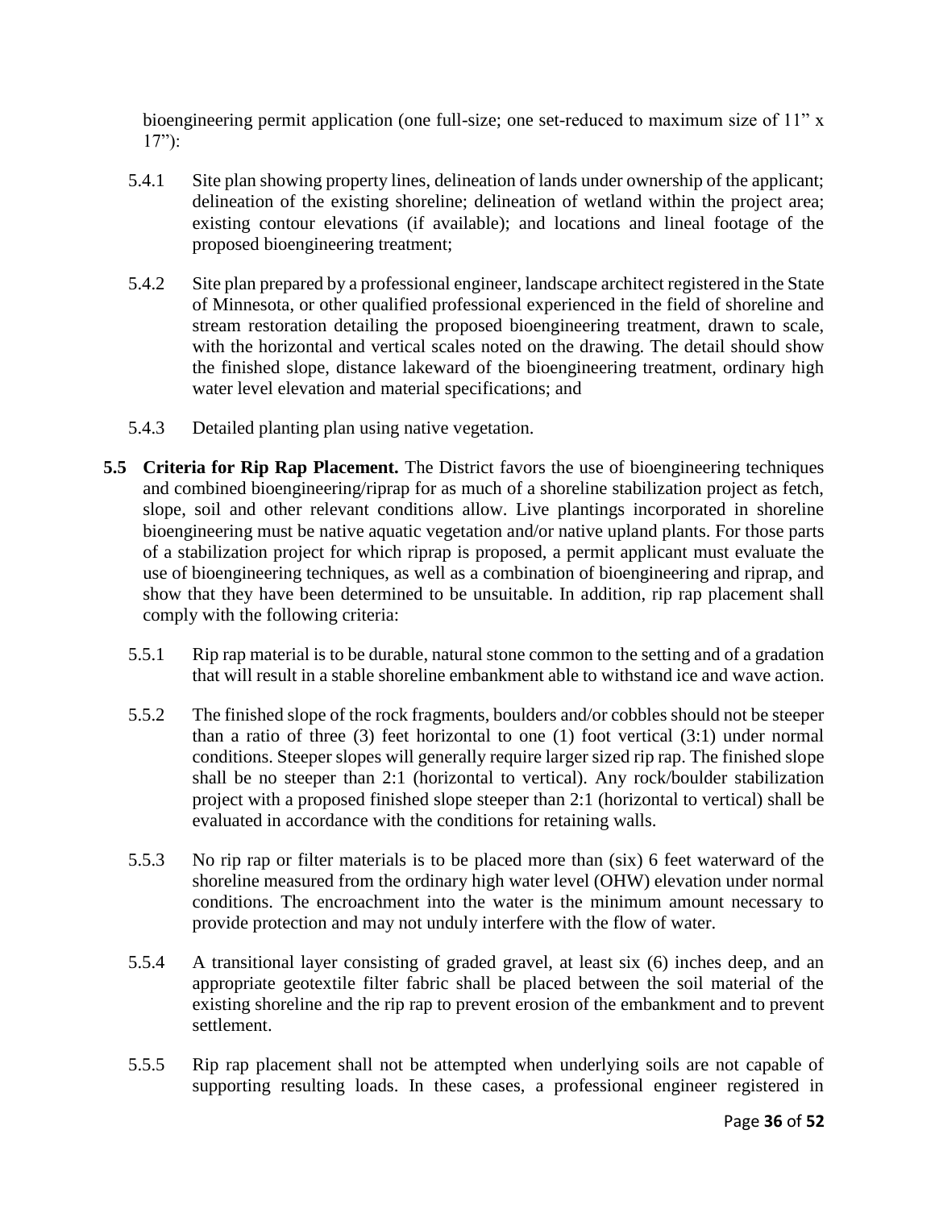bioengineering permit application (one full-size; one set-reduced to maximum size of 11" x 17"):

5.4.1 Site plan showing property lines, delineation of lands under ownership of the applicant; delineation of the existing shoreline; delineation of wetland within the project area; existing contour elevations (if available); and locations and lineal footage of the proposed bioengineering treatment;

5.4.2 Site plan prepared by a professional engineer, landscape architect registered in the State of Minnesota, or other qualified professional experienced in the field of shoreline and stream restoration detailing the proposed bioengineering treatment, drawn to scale, with the horizontal and vertical scales noted on the drawing. The detail should show the finished slope, distance lakeward of the bioengineering treatment, ordinary high water level elevation and material specifications; and

5.4.3 Detailed planting plan using native vegetation.

**5.5 Criteria for Rip Rap Placement.** The District favors the use of bioengineering techniques and combined bioengineering/riprap for as much of a shoreline stabilization project as fetch, slope, soil and other relevant conditions allow. Live plantings incorporated in shoreline bioengineering must be native aquatic vegetation and/or native upland plants. For those parts of a stabilization project for which riprap is proposed, a permit applicant must evaluate the use of bioengineering techniques, as well as a combination of bioengineering and riprap, and show that they have been determined to be unsuitable. In addition, rip rap placement shall comply with the following criteria:

5.5.1 Rip rap material is to be durable, natural stone common to the setting and of a gradation that will result in a stable shoreline embankment able to withstand ice and wave action.

5.5.2 The finished slope of the rock fragments, boulders and/or cobbles should not be steeper than a ratio of three (3) feet horizontal to one (1) foot vertical (3:1) under normal conditions. Steeper slopes will generally require larger sized rip rap. The finished slope shall be no steeper than 2:1 (horizontal to vertical). Any rock/boulder stabilization project with a proposed finished slope steeper than 2:1 (horizontal to vertical) shall be evaluated in accordance with the conditions for retaining walls.

5.5.3 No rip rap or filter materials is to be placed more than (six) 6 feet waterward of the shoreline measured from the ordinary high water level (OHW) elevation under normal conditions. The encroachment into the water is the minimum amount necessary to provide protection and may not unduly interfere with the flow of water.

5.5.4 A transitional layer consisting of graded gravel, at least six (6) inches deep, and an appropriate geotextile filter fabric shall be placed between the soil material of the existing shoreline and the rip rap to prevent erosion of the embankment and to prevent settlement.

5.5.5 Rip rap placement shall not be attempted when underlying soils are not capable of supporting resulting loads. In these cases, a professional engineer registered in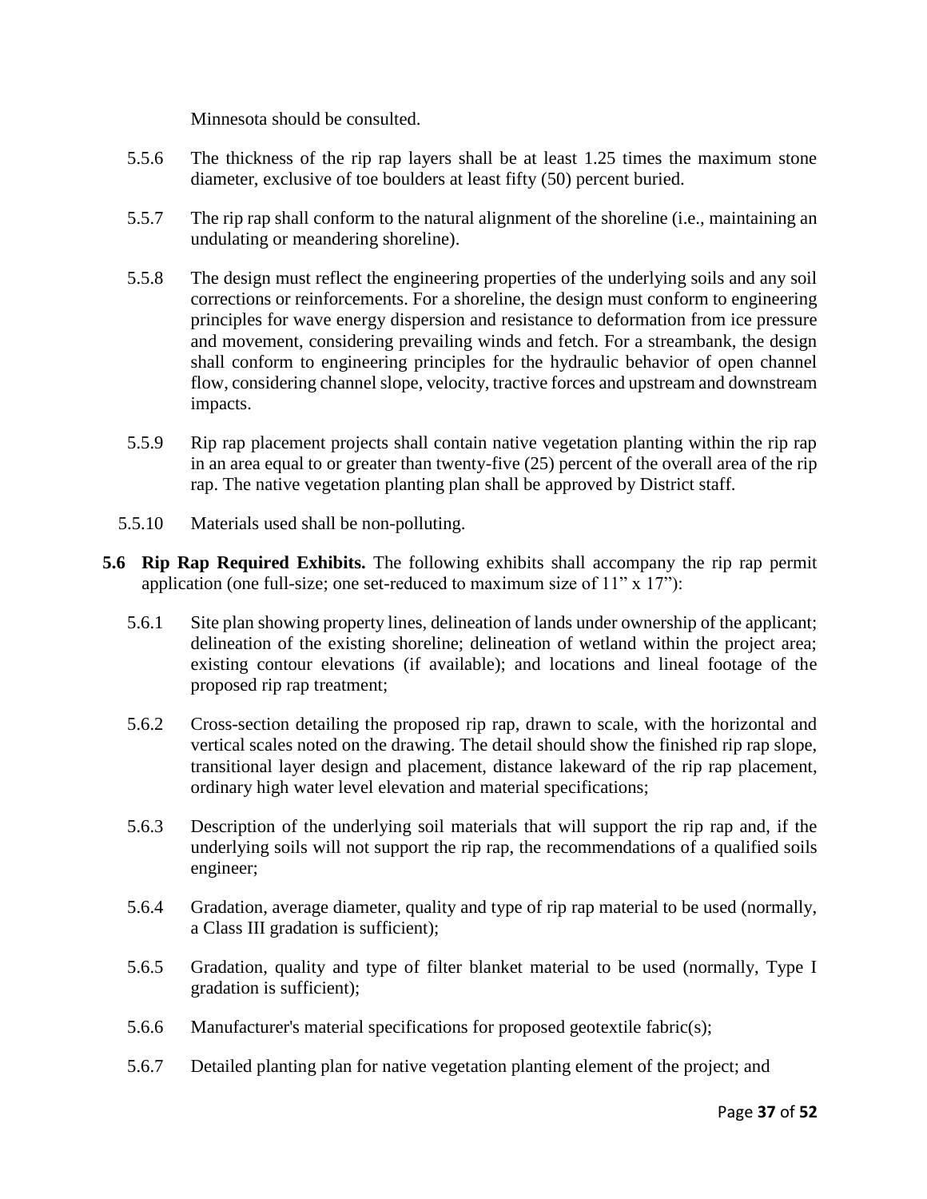Minnesota should be consulted.

5.5.6 The thickness of the rip rap layers shall be at least 1.25 times the maximum stone diameter, exclusive of toe boulders at least fifty (50) percent buried.

5.5.7 The rip rap shall conform to the natural alignment of the shoreline (i.e., maintaining an undulating or meandering shoreline).

5.5.8 The design must reflect the engineering properties of the underlying soils and any soil corrections or reinforcements. For a shoreline, the design must conform to engineering principles for wave energy dispersion and resistance to deformation from ice pressure and movement, considering prevailing winds and fetch. For a streambank, the design shall conform to engineering principles for the hydraulic behavior of open channel flow, considering channel slope, velocity, tractive forces and upstream and downstream impacts.

5.5.9 Rip rap placement projects shall contain native vegetation planting within the rip rap in an area equal to or greater than twenty-five (25) percent of the overall area of the rip rap. The native vegetation planting plan shall be approved by District staff.

5.5.10 Materials used shall be non-polluting.

**5.6 Rip Rap Required Exhibits.** The following exhibits shall accompany the rip rap permit application (one full-size; one set-reduced to maximum size of 11" x 17"):

5.6.1 Site plan showing property lines, delineation of lands under ownership of the applicant; delineation of the existing shoreline; delineation of wetland within the project area; existing contour elevations (if available); and locations and lineal footage of the proposed rip rap treatment;

5.6.2 Cross-section detailing the proposed rip rap, drawn to scale, with the horizontal and vertical scales noted on the drawing. The detail should show the finished rip rap slope, transitional layer design and placement, distance lakeward of the rip rap placement, ordinary high water level elevation and material specifications;

5.6.3 Description of the underlying soil materials that will support the rip rap and, if the underlying soils will not support the rip rap, the recommendations of a qualified soils engineer;

5.6.4 Gradation, average diameter, quality and type of rip rap material to be used (normally, a Class III gradation is sufficient);

5.6.5 Gradation, quality and type of filter blanket material to be used (normally, Type I gradation is sufficient);

5.6.6 Manufacturer's material specifications for proposed geotextile fabric(s);

5.6.7 Detailed planting plan for native vegetation planting element of the project; and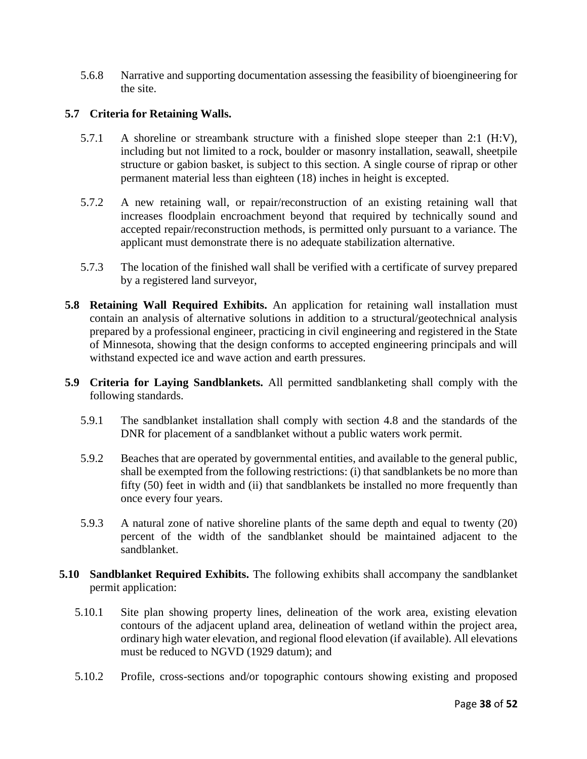5.6.8 Narrative and supporting documentation assessing the feasibility of bioengineering for the site.

**5.7 Criteria for Retaining Walls.**

5.7.1 A shoreline or streambank structure with a finished slope steeper than 2:1 (H:V), including but not limited to a rock, boulder or masonry installation, seawall, sheetpile structure or gabion basket, is subject to this section. A single course of riprap or other permanent material less than eighteen (18) inches in height is excepted.

5.7.2 A new retaining wall, or repair/reconstruction of an existing retaining wall that increases floodplain encroachment beyond that required by technically sound and accepted repair/reconstruction methods, is permitted only pursuant to a variance. The applicant must demonstrate there is no adequate stabilization alternative.

5.7.3 The location of the finished wall shall be verified with a certificate of survey prepared by a registered land surveyor,

**5.8 Retaining Wall Required Exhibits.** An application for retaining wall installation must contain an analysis of alternative solutions in addition to a structural/geotechnical analysis prepared by a professional engineer, practicing in civil engineering and registered in the State of Minnesota, showing that the design conforms to accepted engineering principals and will withstand expected ice and wave action and earth pressures.

**5.9 Criteria for Laying Sandblankets.** All permitted sandblanketing shall comply with the following standards.

5.9.1 The sandblanket installation shall comply with section 4.8 and the standards of the DNR for placement of a sandblanket without a public waters work permit.

5.9.2 Beaches that are operated by governmental entities, and available to the general public, shall be exempted from the following restrictions: (i) that sandblankets be no more than fifty (50) feet in width and (ii) that sandblankets be installed no more frequently than once every four years.

5.9.3 A natural zone of native shoreline plants of the same depth and equal to twenty (20) percent of the width of the sandblanket should be maintained adjacent to the sandblanket.

**5.10 Sandblanket Required Exhibits.** The following exhibits shall accompany the sandblanket permit application:

5.10.1 Site plan showing property lines, delineation of the work area, existing elevation contours of the adjacent upland area, delineation of wetland within the project area, ordinary high water elevation, and regional flood elevation (if available). All elevations must be reduced to NGVD (1929 datum); and

5.10.2 Profile, cross-sections and/or topographic contours showing existing and proposed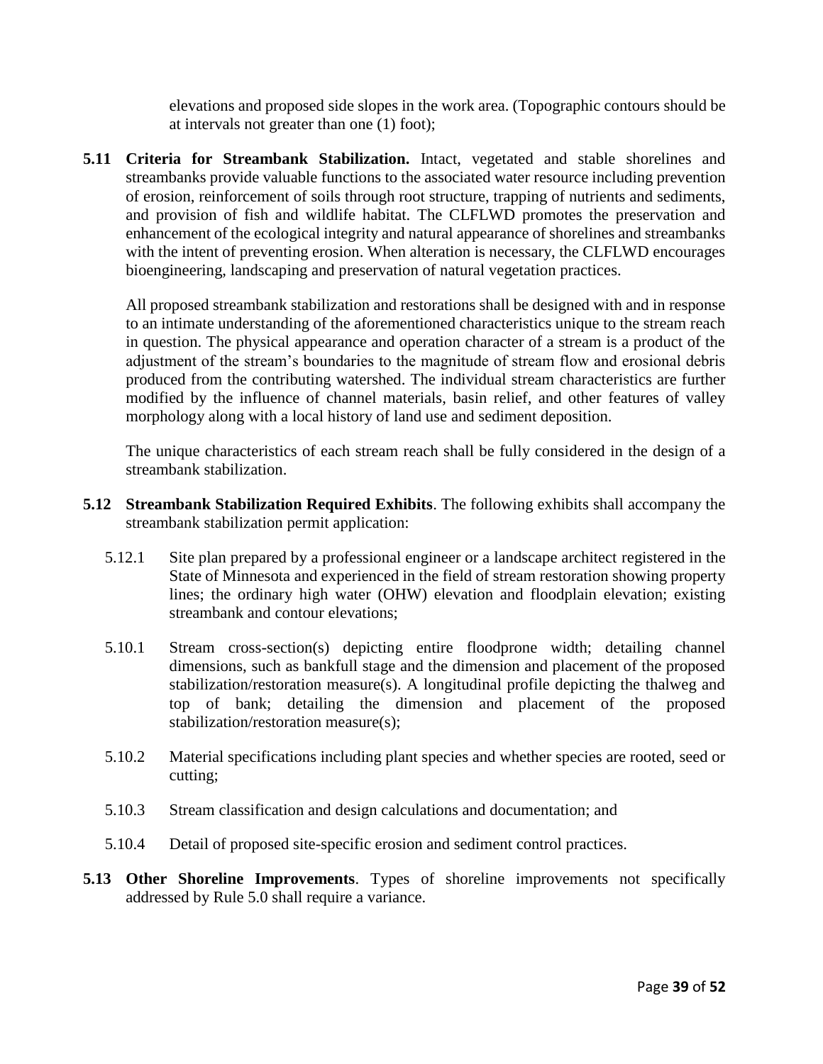elevations and proposed side slopes in the work area. (Topographic contours should be at intervals not greater than one (1) foot);

**5.11 Criteria for Streambank Stabilization.** Intact, vegetated and stable shorelines and streambanks provide valuable functions to the associated water resource including prevention of erosion, reinforcement of soils through root structure, trapping of nutrients and sediments, and provision of fish and wildlife habitat. The CLFLWD promotes the preservation and enhancement of the ecological integrity and natural appearance of shorelines and streambanks with the intent of preventing erosion. When alteration is necessary, the CLFLWD encourages bioengineering, landscaping and preservation of natural vegetation practices.

All proposed streambank stabilization and restorations shall be designed with and in response to an intimate understanding of the aforementioned characteristics unique to the stream reach in question. The physical appearance and operation character of a stream is a product of the adjustment of the stream's boundaries to the magnitude of stream flow and erosional debris produced from the contributing watershed. The individual stream characteristics are further modified by the influence of channel materials, basin relief, and other features of valley morphology along with a local history of land use and sediment deposition.

The unique characteristics of each stream reach shall be fully considered in the design of a streambank stabilization.

**5.12 Streambank Stabilization Required Exhibits**. The following exhibits shall accompany the streambank stabilization permit application:

5.12.1 Site plan prepared by a professional engineer or a landscape architect registered in the State of Minnesota and experienced in the field of stream restoration showing property lines; the ordinary high water (OHW) elevation and floodplain elevation; existing streambank and contour elevations;

5.10.1 Stream cross-section(s) depicting entire floodprone width; detailing channel dimensions, such as bankfull stage and the dimension and placement of the proposed stabilization/restoration measure(s). A longitudinal profile depicting the thalweg and top of bank; detailing the dimension and placement of the proposed stabilization/restoration measure(s);

5.10.2 Material specifications including plant species and whether species are rooted, seed or cutting;

5.10.3 Stream classification and design calculations and documentation; and

5.10.4 Detail of proposed site-specific erosion and sediment control practices.

**5.13 Other Shoreline Improvements**. Types of shoreline improvements not specifically addressed by Rule 5.0 shall require a variance.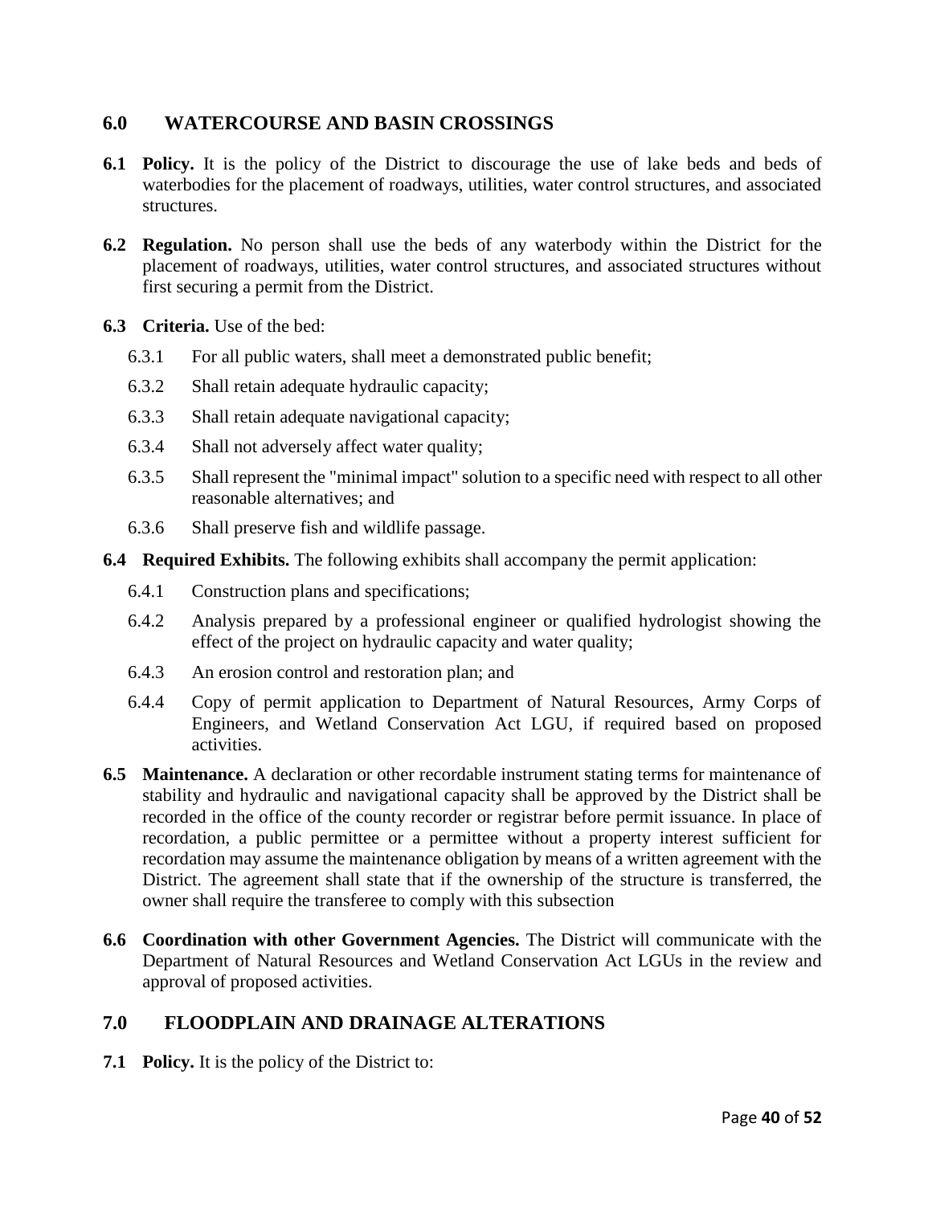## 6.0 WATERCOURSE AND BASIN CROSSINGS

**6.1 Policy.** It is the policy of the District to discourage the use of lake beds and beds of waterbodies for the placement of roadways, utilities, water control structures, and associated structures.

**6.2 Regulation.** No person shall use the beds of any waterbody within the District for the placement of roadways, utilities, water control structures, and associated structures without first securing a permit from the District.

**6.3 Criteria.** Use of the bed:

6.3.1 For all public waters, shall meet a demonstrated public benefit;

6.3.2 Shall retain adequate hydraulic capacity;

6.3.3 Shall retain adequate navigational capacity;

6.3.4 Shall not adversely affect water quality;

6.3.5 Shall represent the "minimal impact" solution to a specific need with respect to all other reasonable alternatives; and

6.3.6 Shall preserve fish and wildlife passage.

**6.4 Required Exhibits.** The following exhibits shall accompany the permit application:

6.4.1 Construction plans and specifications;

6.4.2 Analysis prepared by a professional engineer or qualified hydrologist showing the effect of the project on hydraulic capacity and water quality;

6.4.3 An erosion control and restoration plan; and

6.4.4 Copy of permit application to Department of Natural Resources, Army Corps of Engineers, and Wetland Conservation Act LGU, if required based on proposed activities.

**6.5 Maintenance.** A declaration or other recordable instrument stating terms for maintenance of stability and hydraulic and navigational capacity shall be approved by the District shall be recorded in the office of the county recorder or registrar before permit issuance. In place of recordation, a public permittee or a permittee without a property interest sufficient for recordation may assume the maintenance obligation by means of a written agreement with the District. The agreement shall state that if the ownership of the structure is transferred, the owner shall require the transferee to comply with this subsection

**6.6 Coordination with other Government Agencies.** The District will communicate with the Department of Natural Resources and Wetland Conservation Act LGUs in the review and approval of proposed activities.

## 7.0 FLOODPLAIN AND DRAINAGE ALTERATIONS

**7.1 Policy.** It is the policy of the District to: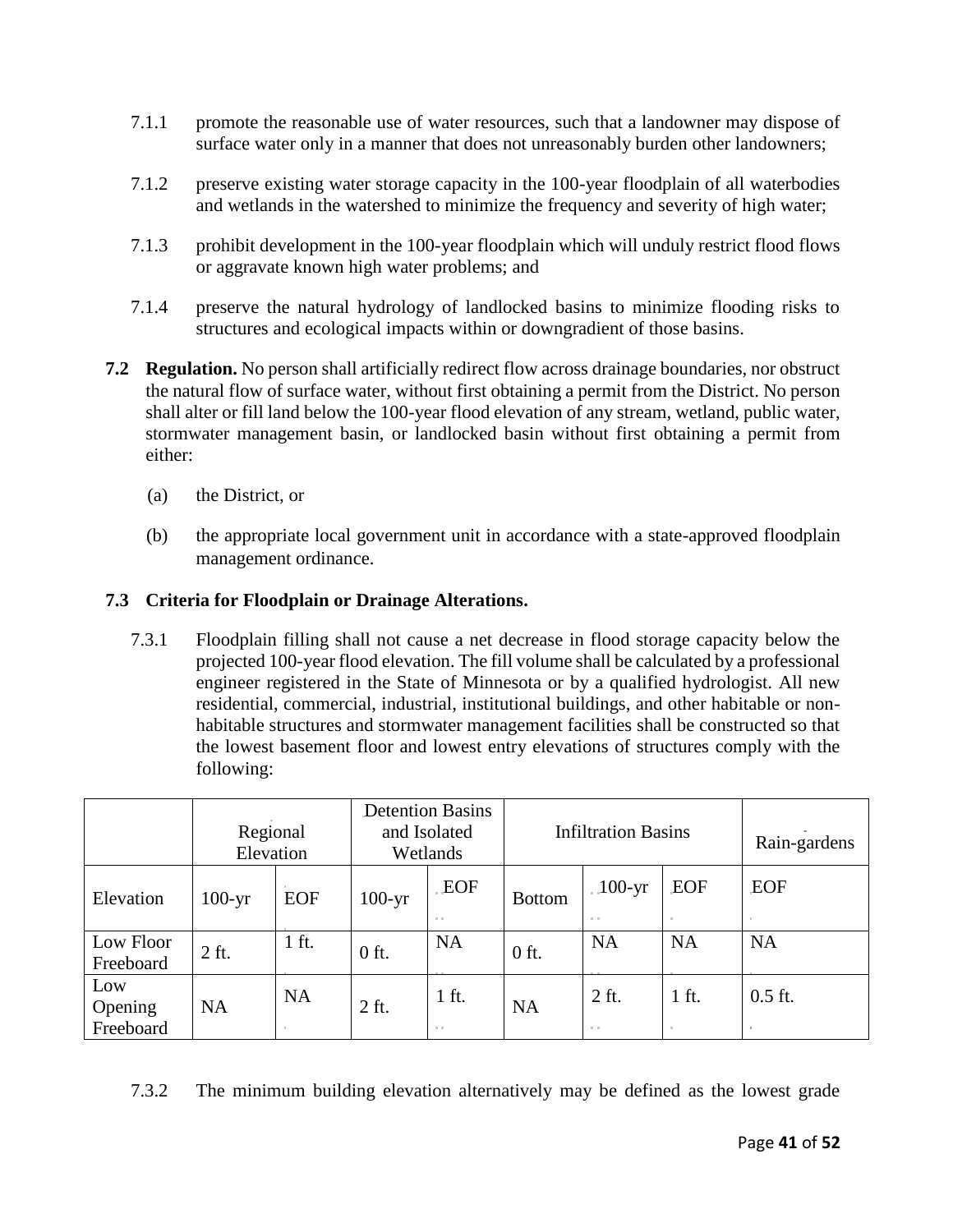7.1.1 promote the reasonable use of water resources, such that a landowner may dispose of surface water only in a manner that does not unreasonably burden other landowners;

7.1.2 preserve existing water storage capacity in the 100-year floodplain of all waterbodies and wetlands in the watershed to minimize the frequency and severity of high water;

7.1.3 prohibit development in the 100-year floodplain which will unduly restrict flood flows or aggravate known high water problems; and

7.1.4 preserve the natural hydrology of landlocked basins to minimize flooding risks to structures and ecological impacts within or downgradient of those basins.

**7.2 Regulation.** No person shall artificially redirect flow across drainage boundaries, nor obstruct the natural flow of surface water, without first obtaining a permit from the District. No person shall alter or fill land below the 100-year flood elevation of any stream, wetland, public water, stormwater management basin, or landlocked basin without first obtaining a permit from either:

(a) the District, or

(b) the appropriate local government unit in accordance with a state-approved floodplain management ordinance.

**7.3 Criteria for Floodplain or Drainage Alterations.**

7.3.1 Floodplain filling shall not cause a net decrease in flood storage capacity below the projected 100-year flood elevation. The fill volume shall be calculated by a professional engineer registered in the State of Minnesota or by a qualified hydrologist. All new residential, commercial, industrial, institutional buildings, and other habitable or non-habitable structures and stormwater management facilities shall be constructed so that the lowest basement floor and lowest entry elevations of structures comply with the following:

| | Regional Elevation | | Detention Basins and Isolated Wetlands | | Infiltration Basins | | | Rain-gardens |
|---|---|---|---|---|---|---|---|---|
| Elevation | 100-yr | EOF | 100-yr | EOF | Bottom | 100-yr | EOF | EOF |
| Low Floor Freeboard | 2 ft. | 1 ft. | 0 ft. | NA | 0 ft. | NA | NA | NA |
| Low Opening Freeboard | NA | NA | 2 ft. | 1 ft. | NA | 2 ft. | 1 ft. | 0.5 ft. |

7.3.2 The minimum building elevation alternatively may be defined as the lowest grade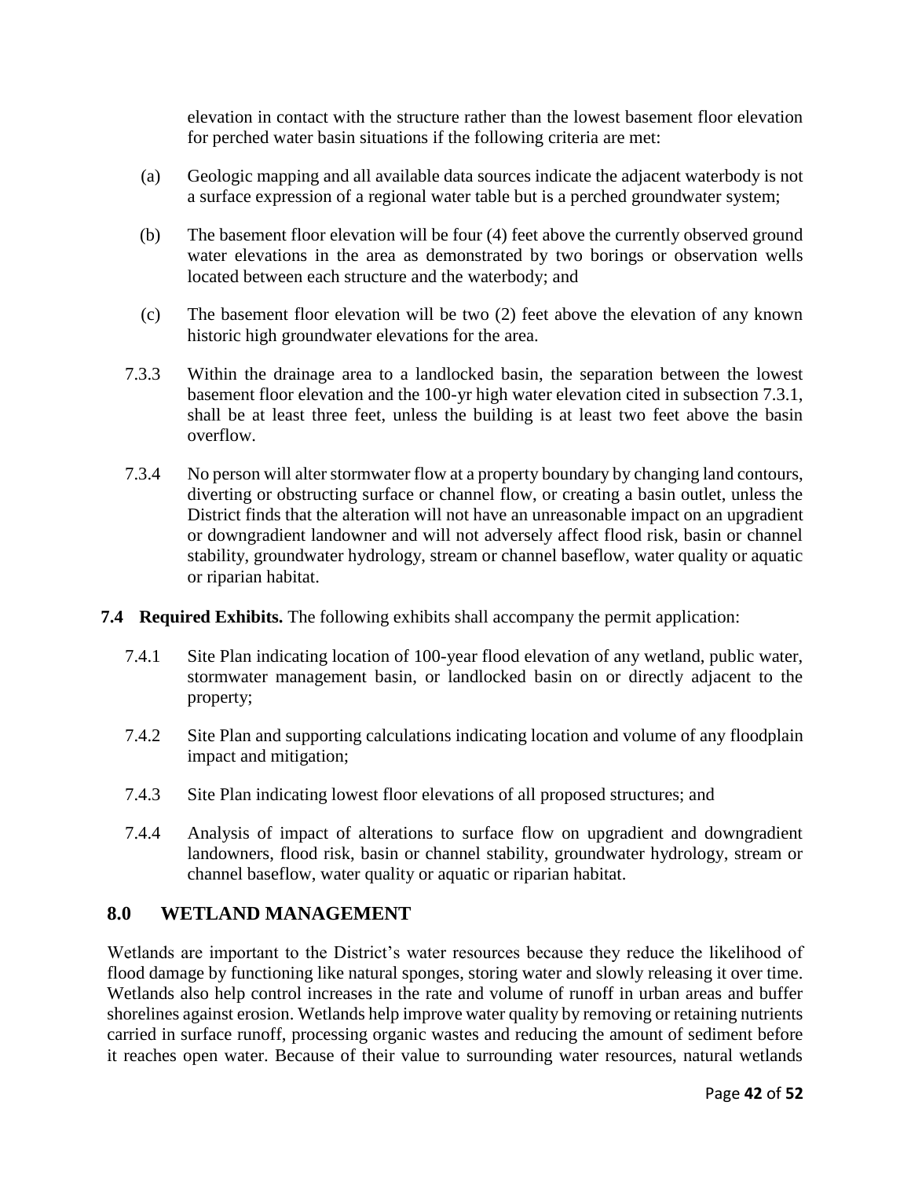elevation in contact with the structure rather than the lowest basement floor elevation for perched water basin situations if the following criteria are met:

(a) Geologic mapping and all available data sources indicate the adjacent waterbody is not a surface expression of a regional water table but is a perched groundwater system;

(b) The basement floor elevation will be four (4) feet above the currently observed ground water elevations in the area as demonstrated by two borings or observation wells located between each structure and the waterbody; and

(c) The basement floor elevation will be two (2) feet above the elevation of any known historic high groundwater elevations for the area.

7.3.3 Within the drainage area to a landlocked basin, the separation between the lowest basement floor elevation and the 100-yr high water elevation cited in subsection 7.3.1, shall be at least three feet, unless the building is at least two feet above the basin overflow.

7.3.4 No person will alter stormwater flow at a property boundary by changing land contours, diverting or obstructing surface or channel flow, or creating a basin outlet, unless the District finds that the alteration will not have an unreasonable impact on an upgradient or downgradient landowner and will not adversely affect flood risk, basin or channel stability, groundwater hydrology, stream or channel baseflow, water quality or aquatic or riparian habitat.

**7.4 Required Exhibits.** The following exhibits shall accompany the permit application:

7.4.1 Site Plan indicating location of 100-year flood elevation of any wetland, public water, stormwater management basin, or landlocked basin on or directly adjacent to the property;

7.4.2 Site Plan and supporting calculations indicating location and volume of any floodplain impact and mitigation;

7.4.3 Site Plan indicating lowest floor elevations of all proposed structures; and

7.4.4 Analysis of impact of alterations to surface flow on upgradient and downgradient landowners, flood risk, basin or channel stability, groundwater hydrology, stream or channel baseflow, water quality or aquatic or riparian habitat.

## 8.0 WETLAND MANAGEMENT

Wetlands are important to the District's water resources because they reduce the likelihood of flood damage by functioning like natural sponges, storing water and slowly releasing it over time. Wetlands also help control increases in the rate and volume of runoff in urban areas and buffer shorelines against erosion. Wetlands help improve water quality by removing or retaining nutrients carried in surface runoff, processing organic wastes and reducing the amount of sediment before it reaches open water. Because of their value to surrounding water resources, natural wetlands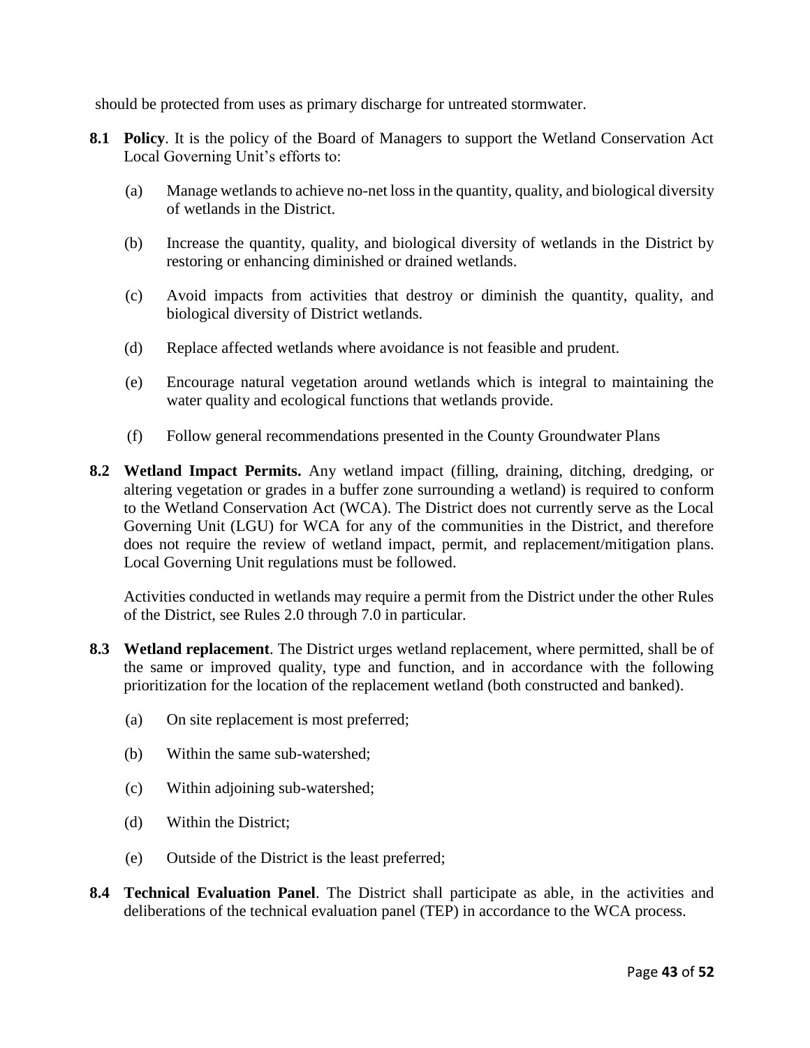should be protected from uses as primary discharge for untreated stormwater.

**8.1 Policy**. It is the policy of the Board of Managers to support the Wetland Conservation Act Local Governing Unit's efforts to:

(a) Manage wetlands to achieve no-net loss in the quantity, quality, and biological diversity of wetlands in the District.

(b) Increase the quantity, quality, and biological diversity of wetlands in the District by restoring or enhancing diminished or drained wetlands.

(c) Avoid impacts from activities that destroy or diminish the quantity, quality, and biological diversity of District wetlands.

(d) Replace affected wetlands where avoidance is not feasible and prudent.

(e) Encourage natural vegetation around wetlands which is integral to maintaining the water quality and ecological functions that wetlands provide.

(f) Follow general recommendations presented in the County Groundwater Plans

**8.2 Wetland Impact Permits.** Any wetland impact (filling, draining, ditching, dredging, or altering vegetation or grades in a buffer zone surrounding a wetland) is required to conform to the Wetland Conservation Act (WCA). The District does not currently serve as the Local Governing Unit (LGU) for WCA for any of the communities in the District, and therefore does not require the review of wetland impact, permit, and replacement/mitigation plans. Local Governing Unit regulations must be followed.

Activities conducted in wetlands may require a permit from the District under the other Rules of the District, see Rules 2.0 through 7.0 in particular.

**8.3 Wetland replacement**. The District urges wetland replacement, where permitted, shall be of the same or improved quality, type and function, and in accordance with the following prioritization for the location of the replacement wetland (both constructed and banked).

(a) On site replacement is most preferred;

(b) Within the same sub-watershed;

(c) Within adjoining sub-watershed;

(d) Within the District;

(e) Outside of the District is the least preferred;

**8.4 Technical Evaluation Panel**. The District shall participate as able, in the activities and deliberations of the technical evaluation panel (TEP) in accordance to the WCA process.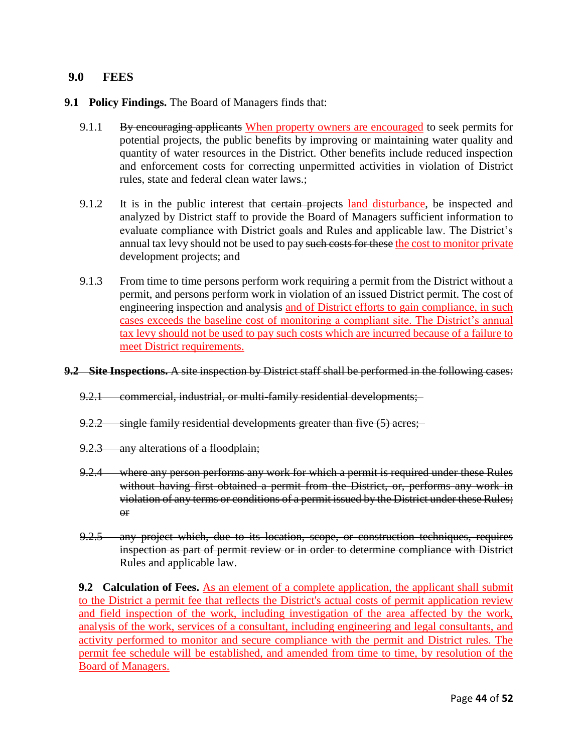## 9.0 FEES

**9.1 Policy Findings.** The Board of Managers finds that:

9.1.1 ~~By encouraging applicants~~ When property owners are encouraged to seek permits for potential projects, the public benefits by improving or maintaining water quality and quantity of water resources in the District. Other benefits include reduced inspection and enforcement costs for correcting unpermitted activities in violation of District rules, state and federal clean water laws.;

9.1.2 It is in the public interest that ~~certain projects~~ land disturbance, be inspected and analyzed by District staff to provide the Board of Managers sufficient information to evaluate compliance with District goals and Rules and applicable law. The District's annual tax levy should not be used to pay ~~such costs for these~~ the cost to monitor private development projects; and

9.1.3 From time to time persons perform work requiring a permit from the District without a permit, and persons perform work in violation of an issued District permit. The cost of engineering inspection and analysis and of District efforts to gain compliance, in such cases exceeds the baseline cost of monitoring a compliant site. The District's annual tax levy should not be used to pay such costs which are incurred because of a failure to meet District requirements.

~~**9.2 Site Inspections.** A site inspection by District staff shall be performed in the following cases:~~

~~9.2.1 commercial, industrial, or multi-family residential developments;~~

~~9.2.2 single family residential developments greater than five (5) acres;~~

~~9.2.3 any alterations of a floodplain;~~

~~9.2.4 where any person performs any work for which a permit is required under these Rules without having first obtained a permit from the District, or, performs any work in violation of any terms or conditions of a permit issued by the District under these Rules; or~~

~~9.2.5 any project which, due to its location, scope, or construction techniques, requires inspection as part of permit review or in order to determine compliance with District Rules and applicable law.~~

**9.2 Calculation of Fees.** As an element of a complete application, the applicant shall submit to the District a permit fee that reflects the District's actual costs of permit application review and field inspection of the work, including investigation of the area affected by the work, analysis of the work, services of a consultant, including engineering and legal consultants, and activity performed to monitor and secure compliance with the permit and District rules. The permit fee schedule will be established, and amended from time to time, by resolution of the Board of Managers.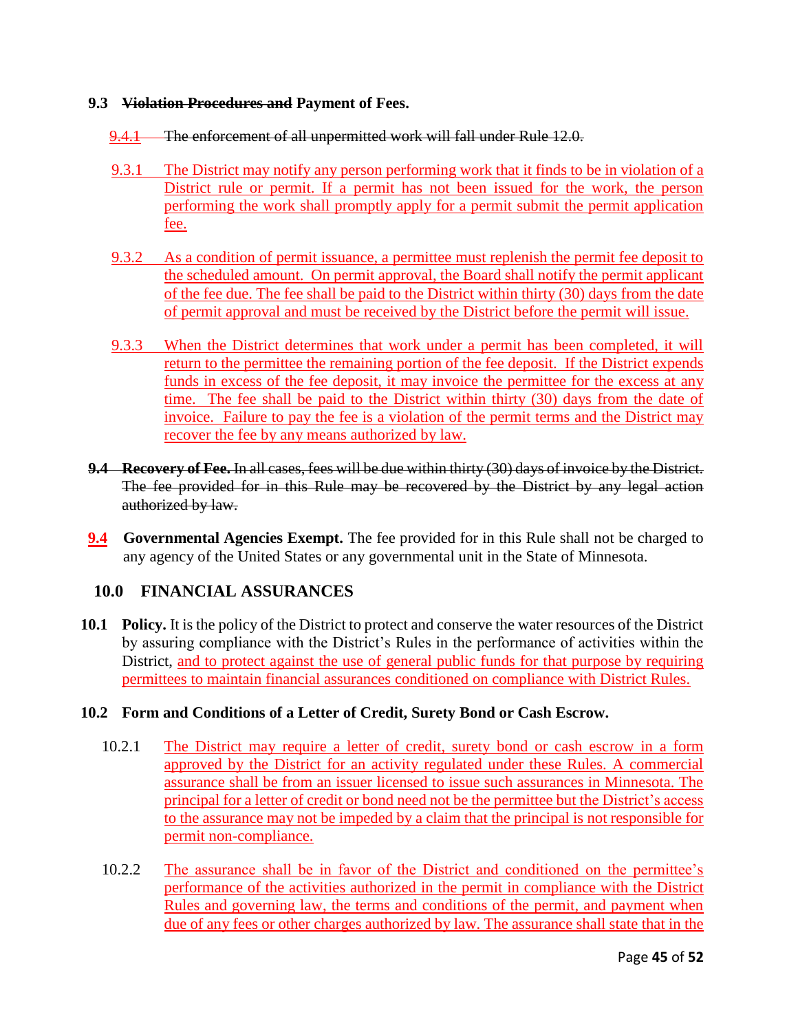**9.3 ~~Violation Procedures and~~ Payment of Fees.**

~~9.4.1 The enforcement of all unpermitted work will fall under Rule 12.0.~~

9.3.1 The District may notify any person performing work that it finds to be in violation of a District rule or permit. If a permit has not been issued for the work, the person performing the work shall promptly apply for a permit submit the permit application fee.

9.3.2 As a condition of permit issuance, a permittee must replenish the permit fee deposit to the scheduled amount. On permit approval, the Board shall notify the permit applicant of the fee due. The fee shall be paid to the District within thirty (30) days from the date of permit approval and must be received by the District before the permit will issue.

9.3.3 When the District determines that work under a permit has been completed, it will return to the permittee the remaining portion of the fee deposit. If the District expends funds in excess of the fee deposit, it may invoice the permittee for the excess at any time. The fee shall be paid to the District within thirty (30) days from the date of invoice. Failure to pay the fee is a violation of the permit terms and the District may recover the fee by any means authorized by law.

~~**9.4 Recovery of Fee.** In all cases, fees will be due within thirty (30) days of invoice by the District. The fee provided for in this Rule may be recovered by the District by any legal action authorized by law.~~

**9.4 Governmental Agencies Exempt.** The fee provided for in this Rule shall not be charged to any agency of the United States or any governmental unit in the State of Minnesota.

## 10.0 FINANCIAL ASSURANCES

**10.1 Policy.** It is the policy of the District to protect and conserve the water resources of the District by assuring compliance with the District's Rules in the performance of activities within the District, and to protect against the use of general public funds for that purpose by requiring permittees to maintain financial assurances conditioned on compliance with District Rules.

**10.2 Form and Conditions of a Letter of Credit, Surety Bond or Cash Escrow.**

10.2.1 The District may require a letter of credit, surety bond or cash escrow in a form approved by the District for an activity regulated under these Rules. A commercial assurance shall be from an issuer licensed to issue such assurances in Minnesota. The principal for a letter of credit or bond need not be the permittee but the District's access to the assurance may not be impeded by a claim that the principal is not responsible for permit non-compliance.

10.2.2 The assurance shall be in favor of the District and conditioned on the permittee's performance of the activities authorized in the permit in compliance with the District Rules and governing law, the terms and conditions of the permit, and payment when due of any fees or other charges authorized by law. The assurance shall state that in the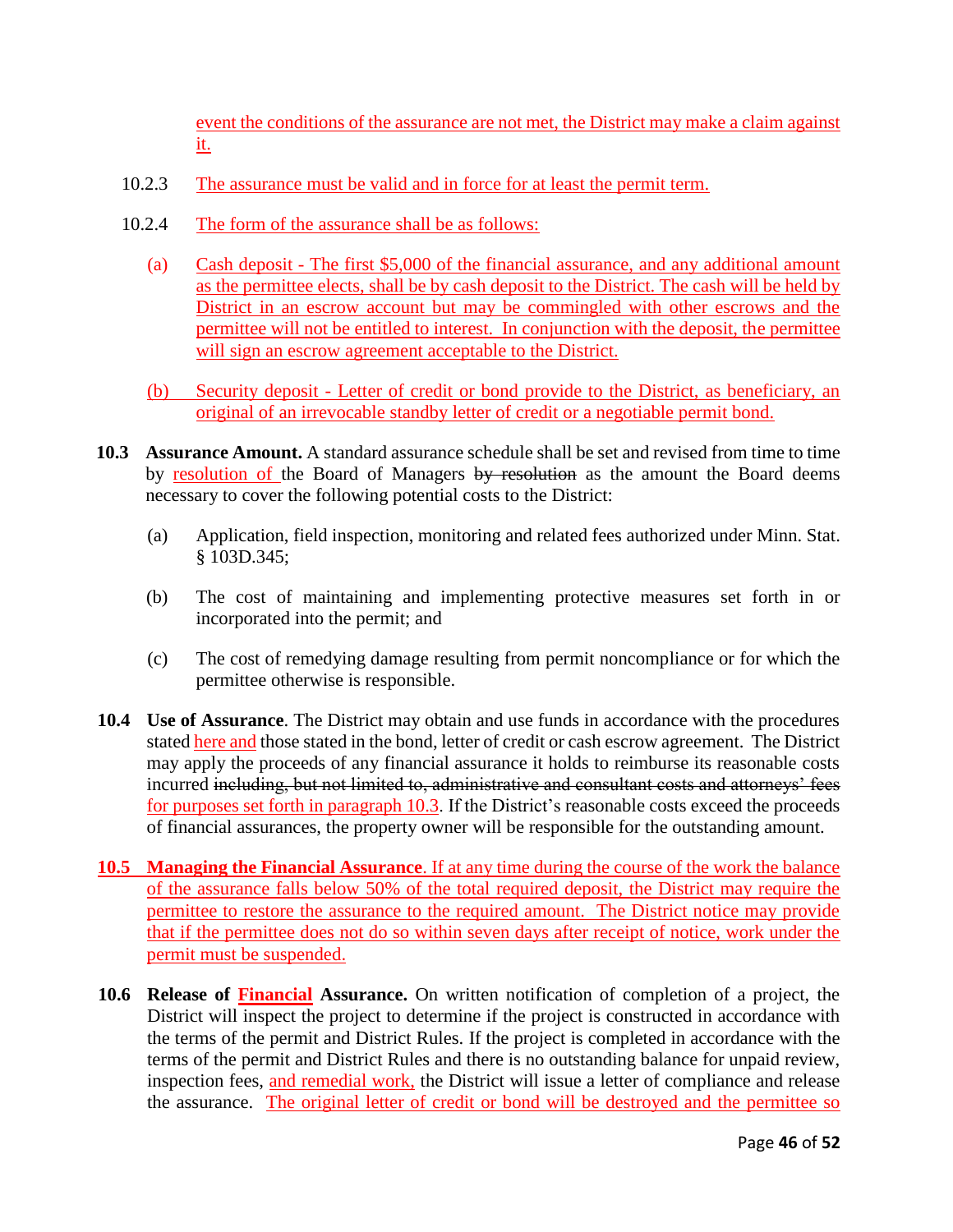event the conditions of the assurance are not met, the District may make a claim against it.

10.2.3 The assurance must be valid and in force for at least the permit term.

10.2.4 The form of the assurance shall be as follows:

(a) Cash deposit - The first $5,000 of the financial assurance, and any additional amount as the permittee elects, shall be by cash deposit to the District. The cash will be held by District in an escrow account but may be commingled with other escrows and the permittee will not be entitled to interest. In conjunction with the deposit, the permittee will sign an escrow agreement acceptable to the District.

(b) Security deposit - Letter of credit or bond provide to the District, as beneficiary, an original of an irrevocable standby letter of credit or a negotiable permit bond.

**10.3 Assurance Amount.** A standard assurance schedule shall be set and revised from time to time by resolution of the Board of Managers ~~by resolution~~ as the amount the Board deems necessary to cover the following potential costs to the District:

(a) Application, field inspection, monitoring and related fees authorized under Minn. Stat. § 103D.345;

(b) The cost of maintaining and implementing protective measures set forth in or incorporated into the permit; and

(c) The cost of remedying damage resulting from permit noncompliance or for which the permittee otherwise is responsible.

**10.4 Use of Assurance**. The District may obtain and use funds in accordance with the procedures stated here and those stated in the bond, letter of credit or cash escrow agreement. The District may apply the proceeds of any financial assurance it holds to reimburse its reasonable costs incurred ~~including, but not limited to, administrative and consultant costs and attorneys' fees~~ for purposes set forth in paragraph 10.3. If the District's reasonable costs exceed the proceeds of financial assurances, the property owner will be responsible for the outstanding amount.

**10.5 Managing the Financial Assurance**. If at any time during the course of the work the balance of the assurance falls below 50% of the total required deposit, the District may require the permittee to restore the assurance to the required amount. The District notice may provide that if the permittee does not do so within seven days after receipt of notice, work under the permit must be suspended.

**10.6 Release of Financial Assurance.** On written notification of completion of a project, the District will inspect the project to determine if the project is constructed in accordance with the terms of the permit and District Rules. If the project is completed in accordance with the terms of the permit and District Rules and there is no outstanding balance for unpaid review, inspection fees, and remedial work, the District will issue a letter of compliance and release the assurance. The original letter of credit or bond will be destroyed and the permittee so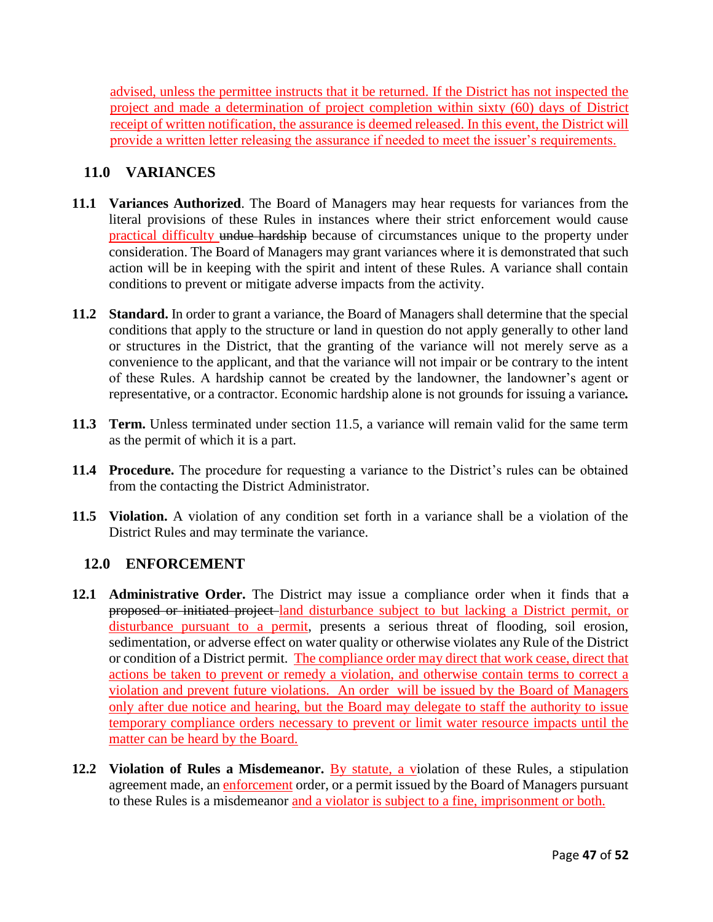advised, unless the permittee instructs that it be returned. If the District has not inspected the project and made a determination of project completion within sixty (60) days of District receipt of written notification, the assurance is deemed released. In this event, the District will provide a written letter releasing the assurance if needed to meet the issuer's requirements.

## 11.0 VARIANCES

**11.1 Variances Authorized**. The Board of Managers may hear requests for variances from the literal provisions of these Rules in instances where their strict enforcement would cause practical difficulty ~~undue hardship~~ because of circumstances unique to the property under consideration. The Board of Managers may grant variances where it is demonstrated that such action will be in keeping with the spirit and intent of these Rules. A variance shall contain conditions to prevent or mitigate adverse impacts from the activity.

**11.2 Standard.** In order to grant a variance, the Board of Managers shall determine that the special conditions that apply to the structure or land in question do not apply generally to other land or structures in the District, that the granting of the variance will not merely serve as a convenience to the applicant, and that the variance will not impair or be contrary to the intent of these Rules. A hardship cannot be created by the landowner, the landowner's agent or representative, or a contractor. Economic hardship alone is not grounds for issuing a variance**.**

**11.3 Term.** Unless terminated under section 11.5, a variance will remain valid for the same term as the permit of which it is a part.

**11.4 Procedure.** The procedure for requesting a variance to the District's rules can be obtained from the contacting the District Administrator.

**11.5 Violation.** A violation of any condition set forth in a variance shall be a violation of the District Rules and may terminate the variance.

## 12.0 ENFORCEMENT

**12.1 Administrative Order.** The District may issue a compliance order when it finds that ~~a proposed or initiated project~~ land disturbance subject to but lacking a District permit, or disturbance pursuant to a permit, presents a serious threat of flooding, soil erosion, sedimentation, or adverse effect on water quality or otherwise violates any Rule of the District or condition of a District permit. The compliance order may direct that work cease, direct that actions be taken to prevent or remedy a violation, and otherwise contain terms to correct a violation and prevent future violations. An order will be issued by the Board of Managers only after due notice and hearing, but the Board may delegate to staff the authority to issue temporary compliance orders necessary to prevent or limit water resource impacts until the matter can be heard by the Board.

**12.2 Violation of Rules a Misdemeanor.** By statute, a violation of these Rules, a stipulation agreement made, an enforcement order, or a permit issued by the Board of Managers pursuant to these Rules is a misdemeanor and a violator is subject to a fine, imprisonment or both.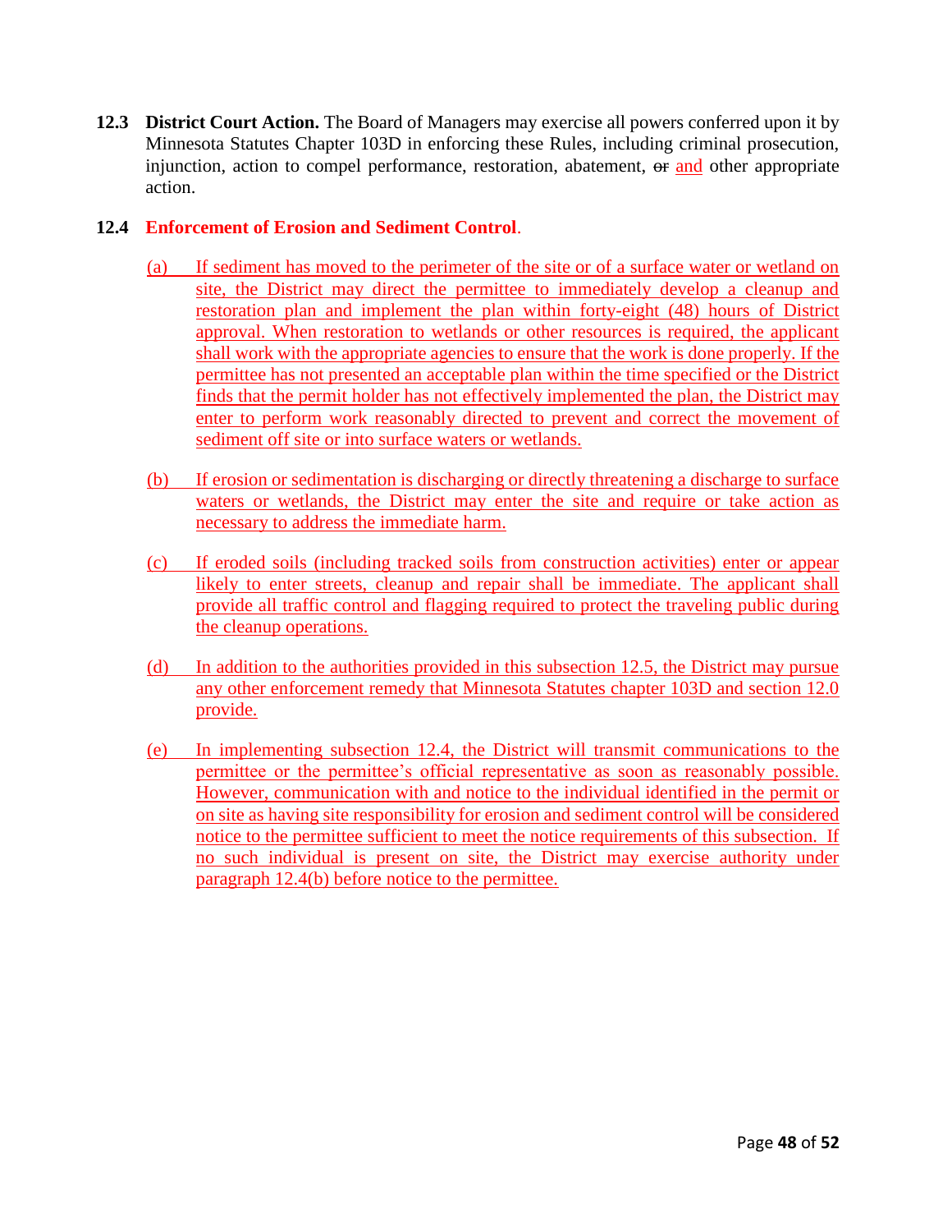**12.3 District Court Action.** The Board of Managers may exercise all powers conferred upon it by Minnesota Statutes Chapter 103D in enforcing these Rules, including criminal prosecution, injunction, action to compel performance, restoration, abatement, ~~or~~ and other appropriate action.

**12.4 Enforcement of Erosion and Sediment Control**.

(a) If sediment has moved to the perimeter of the site or of a surface water or wetland on site, the District may direct the permittee to immediately develop a cleanup and restoration plan and implement the plan within forty-eight (48) hours of District approval. When restoration to wetlands or other resources is required, the applicant shall work with the appropriate agencies to ensure that the work is done properly. If the permittee has not presented an acceptable plan within the time specified or the District finds that the permit holder has not effectively implemented the plan, the District may enter to perform work reasonably directed to prevent and correct the movement of sediment off site or into surface waters or wetlands.

(b) If erosion or sedimentation is discharging or directly threatening a discharge to surface waters or wetlands, the District may enter the site and require or take action as necessary to address the immediate harm.

(c) If eroded soils (including tracked soils from construction activities) enter or appear likely to enter streets, cleanup and repair shall be immediate. The applicant shall provide all traffic control and flagging required to protect the traveling public during the cleanup operations.

(d) In addition to the authorities provided in this subsection 12.5, the District may pursue any other enforcement remedy that Minnesota Statutes chapter 103D and section 12.0 provide.

(e) In implementing subsection 12.4, the District will transmit communications to the permittee or the permittee's official representative as soon as reasonably possible. However, communication with and notice to the individual identified in the permit or on site as having site responsibility for erosion and sediment control will be considered notice to the permittee sufficient to meet the notice requirements of this subsection. If no such individual is present on site, the District may exercise authority under paragraph 12.4(b) before notice to the permittee.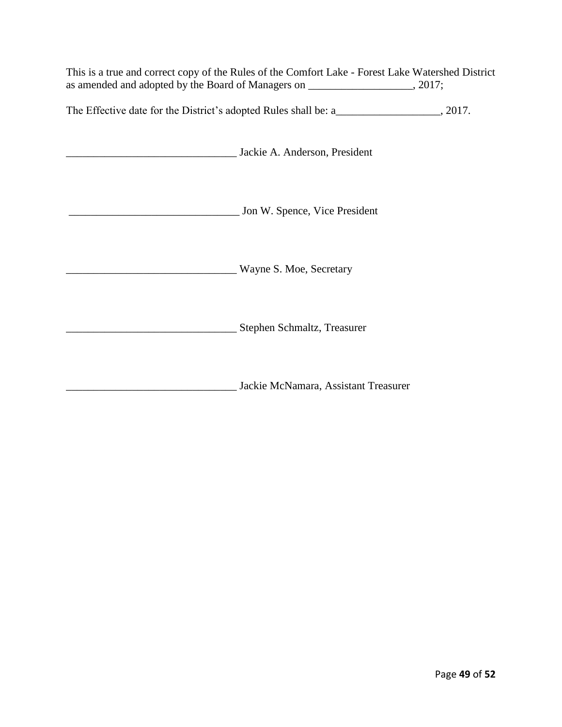This is a true and correct copy of the Rules of the Comfort Lake - Forest Lake Watershed District as amended and adopted by the Board of Managers on ___________________, 2017;

The Effective date for the District's adopted Rules shall be: a___________________, 2017.

_______________________________ Jackie A. Anderson, President

_______________________________ Jon W. Spence, Vice President

_______________________________ Wayne S. Moe, Secretary

_______________________________ Stephen Schmaltz, Treasurer

_______________________________ Jackie McNamara, Assistant Treasurer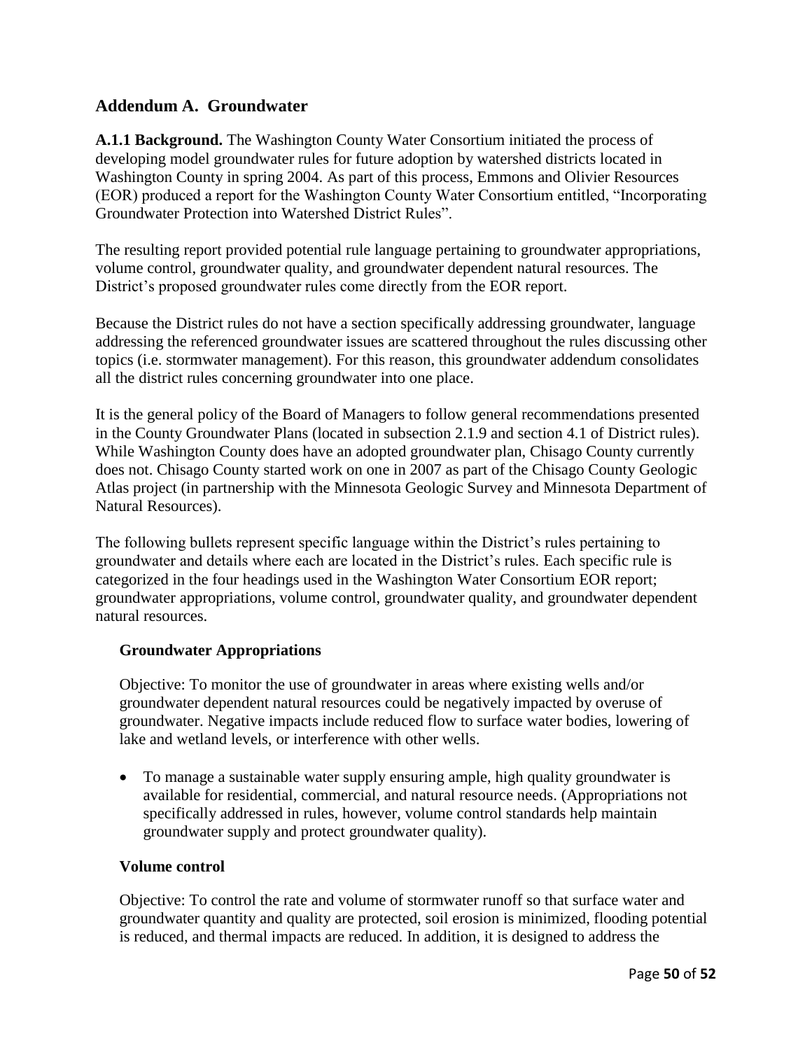## Addendum A. Groundwater

**A.1.1 Background.** The Washington County Water Consortium initiated the process of developing model groundwater rules for future adoption by watershed districts located in Washington County in spring 2004. As part of this process, Emmons and Olivier Resources (EOR) produced a report for the Washington County Water Consortium entitled, "Incorporating Groundwater Protection into Watershed District Rules".

The resulting report provided potential rule language pertaining to groundwater appropriations, volume control, groundwater quality, and groundwater dependent natural resources. The District's proposed groundwater rules come directly from the EOR report.

Because the District rules do not have a section specifically addressing groundwater, language addressing the referenced groundwater issues are scattered throughout the rules discussing other topics (i.e. stormwater management). For this reason, this groundwater addendum consolidates all the district rules concerning groundwater into one place.

It is the general policy of the Board of Managers to follow general recommendations presented in the County Groundwater Plans (located in subsection 2.1.9 and section 4.1 of District rules). While Washington County does have an adopted groundwater plan, Chisago County currently does not. Chisago County started work on one in 2007 as part of the Chisago County Geologic Atlas project (in partnership with the Minnesota Geologic Survey and Minnesota Department of Natural Resources).

The following bullets represent specific language within the District's rules pertaining to groundwater and details where each are located in the District's rules. Each specific rule is categorized in the four headings used in the Washington Water Consortium EOR report; groundwater appropriations, volume control, groundwater quality, and groundwater dependent natural resources.

### Groundwater Appropriations

Objective: To monitor the use of groundwater in areas where existing wells and/or groundwater dependent natural resources could be negatively impacted by overuse of groundwater. Negative impacts include reduced flow to surface water bodies, lowering of lake and wetland levels, or interference with other wells.

- To manage a sustainable water supply ensuring ample, high quality groundwater is available for residential, commercial, and natural resource needs. (Appropriations not specifically addressed in rules, however, volume control standards help maintain groundwater supply and protect groundwater quality).

### Volume control

Objective: To control the rate and volume of stormwater runoff so that surface water and groundwater quantity and quality are protected, soil erosion is minimized, flooding potential is reduced, and thermal impacts are reduced. In addition, it is designed to address the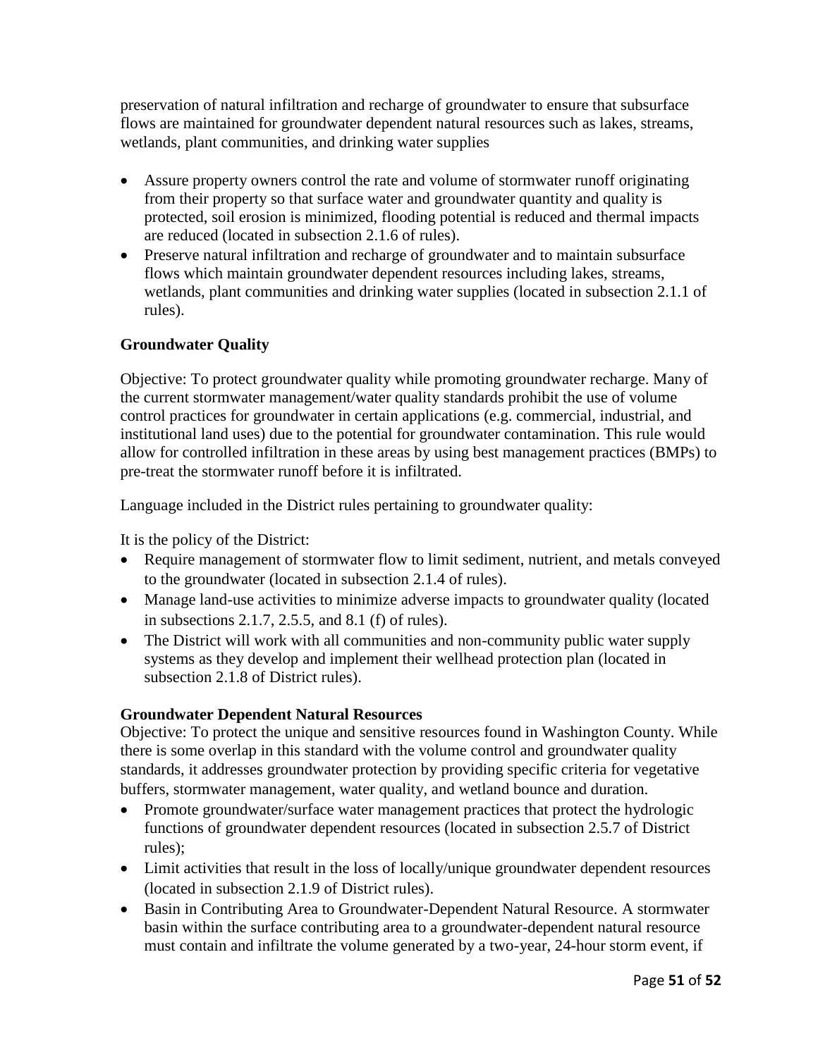preservation of natural infiltration and recharge of groundwater to ensure that subsurface flows are maintained for groundwater dependent natural resources such as lakes, streams, wetlands, plant communities, and drinking water supplies

- Assure property owners control the rate and volume of stormwater runoff originating from their property so that surface water and groundwater quantity and quality is protected, soil erosion is minimized, flooding potential is reduced and thermal impacts are reduced (located in subsection 2.1.6 of rules).
- Preserve natural infiltration and recharge of groundwater and to maintain subsurface flows which maintain groundwater dependent resources including lakes, streams, wetlands, plant communities and drinking water supplies (located in subsection 2.1.1 of rules).

### Groundwater Quality

Objective: To protect groundwater quality while promoting groundwater recharge. Many of the current stormwater management/water quality standards prohibit the use of volume control practices for groundwater in certain applications (e.g. commercial, industrial, and institutional land uses) due to the potential for groundwater contamination. This rule would allow for controlled infiltration in these areas by using best management practices (BMPs) to pre-treat the stormwater runoff before it is infiltrated.

Language included in the District rules pertaining to groundwater quality:

It is the policy of the District:

- Require management of stormwater flow to limit sediment, nutrient, and metals conveyed to the groundwater (located in subsection 2.1.4 of rules).
- Manage land-use activities to minimize adverse impacts to groundwater quality (located in subsections 2.1.7, 2.5.5, and 8.1 (f) of rules).
- The District will work with all communities and non-community public water supply systems as they develop and implement their wellhead protection plan (located in subsection 2.1.8 of District rules).

### Groundwater Dependent Natural Resources

Objective: To protect the unique and sensitive resources found in Washington County. While there is some overlap in this standard with the volume control and groundwater quality standards, it addresses groundwater protection by providing specific criteria for vegetative buffers, stormwater management, water quality, and wetland bounce and duration.

- Promote groundwater/surface water management practices that protect the hydrologic functions of groundwater dependent resources (located in subsection 2.5.7 of District rules);
- Limit activities that result in the loss of locally/unique groundwater dependent resources (located in subsection 2.1.9 of District rules).
- Basin in Contributing Area to Groundwater-Dependent Natural Resource. A stormwater basin within the surface contributing area to a groundwater-dependent natural resource must contain and infiltrate the volume generated by a two-year, 24-hour storm event, if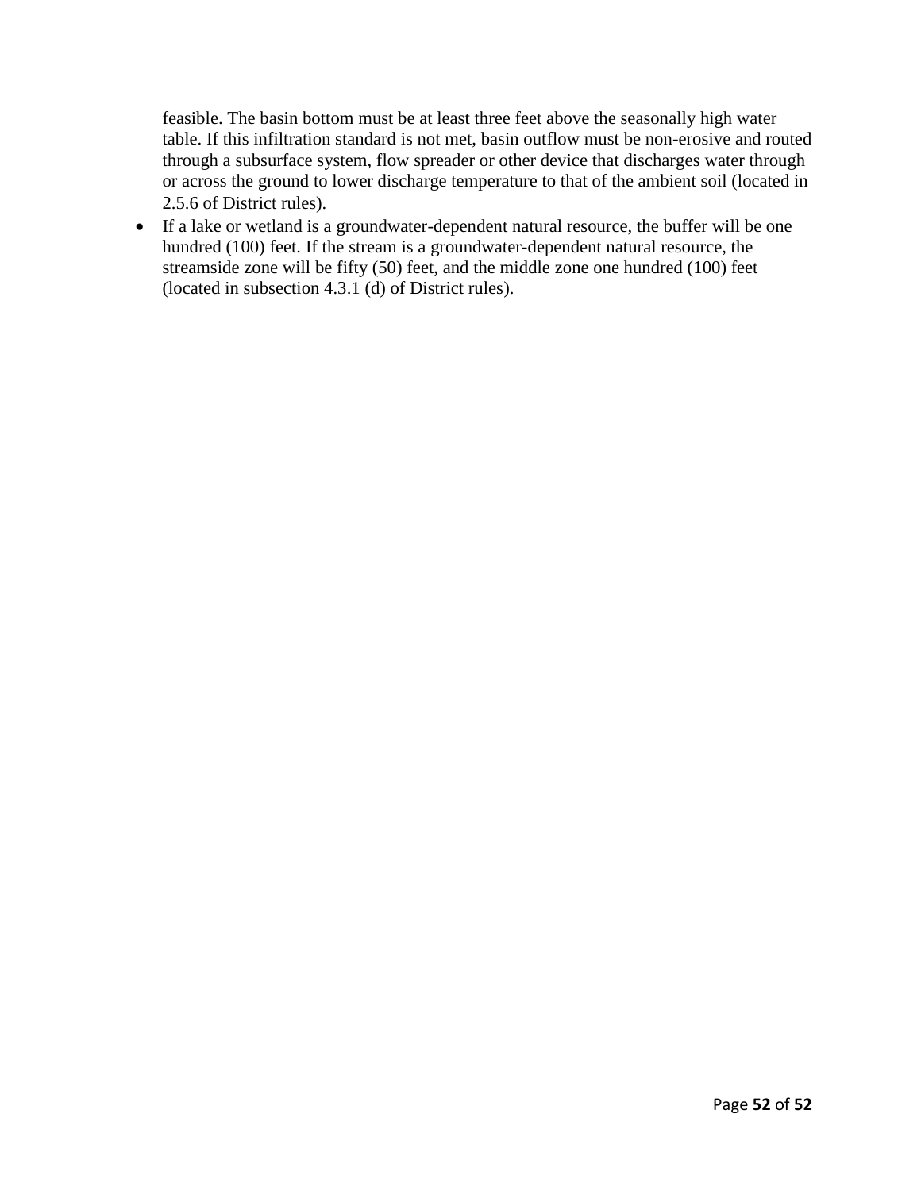feasible. The basin bottom must be at least three feet above the seasonally high water table. If this infiltration standard is not met, basin outflow must be non-erosive and routed through a subsurface system, flow spreader or other device that discharges water through or across the ground to lower discharge temperature to that of the ambient soil (located in 2.5.6 of District rules).

- If a lake or wetland is a groundwater-dependent natural resource, the buffer will be one hundred (100) feet. If the stream is a groundwater-dependent natural resource, the streamside zone will be fifty (50) feet, and the middle zone one hundred (100) feet (located in subsection 4.3.1 (d) of District rules).